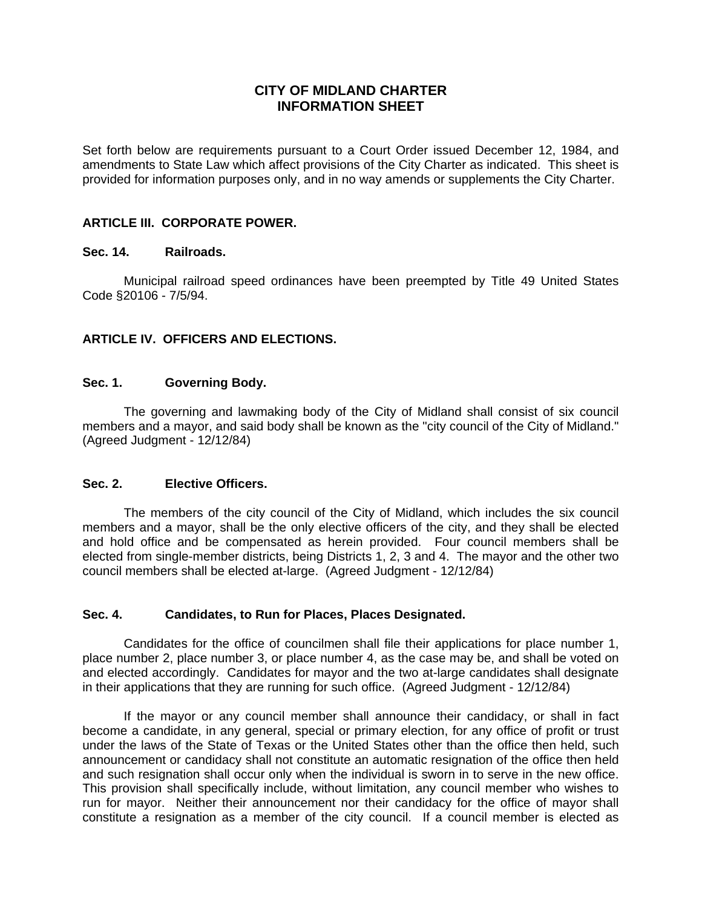# CITY OF MIDLAND CHARTER
# INFORMATION SHEET

Set forth below are requirements pursuant to a Court Order issued December 12, 1984, and amendments to State Law which affect provisions of the City Charter as indicated. This sheet is provided for information purposes only, and in no way amends or supplements the City Charter.

## ARTICLE III. CORPORATE POWER.

### Sec. 14. Railroads.

Municipal railroad speed ordinances have been preempted by Title 49 United States Code §20106 - 7/5/94.

## ARTICLE IV. OFFICERS AND ELECTIONS.

### Sec. 1. Governing Body.

The governing and lawmaking body of the City of Midland shall consist of six council members and a mayor, and said body shall be known as the "city council of the City of Midland." (Agreed Judgment - 12/12/84)

### Sec. 2. Elective Officers.

The members of the city council of the City of Midland, which includes the six council members and a mayor, shall be the only elective officers of the city, and they shall be elected and hold office and be compensated as herein provided. Four council members shall be elected from single-member districts, being Districts 1, 2, 3 and 4. The mayor and the other two council members shall be elected at-large. (Agreed Judgment - 12/12/84)

### Sec. 4. Candidates, to Run for Places, Places Designated.

Candidates for the office of councilmen shall file their applications for place number 1, place number 2, place number 3, or place number 4, as the case may be, and shall be voted on and elected accordingly. Candidates for mayor and the two at-large candidates shall designate in their applications that they are running for such office. (Agreed Judgment - 12/12/84)

If the mayor or any council member shall announce their candidacy, or shall in fact become a candidate, in any general, special or primary election, for any office of profit or trust under the laws of the State of Texas or the United States other than the office then held, such announcement or candidacy shall not constitute an automatic resignation of the office then held and such resignation shall occur only when the individual is sworn in to serve in the new office. This provision shall specifically include, without limitation, any council member who wishes to run for mayor. Neither their announcement nor their candidacy for the office of mayor shall constitute a resignation as a member of the city council. If a council member is elected as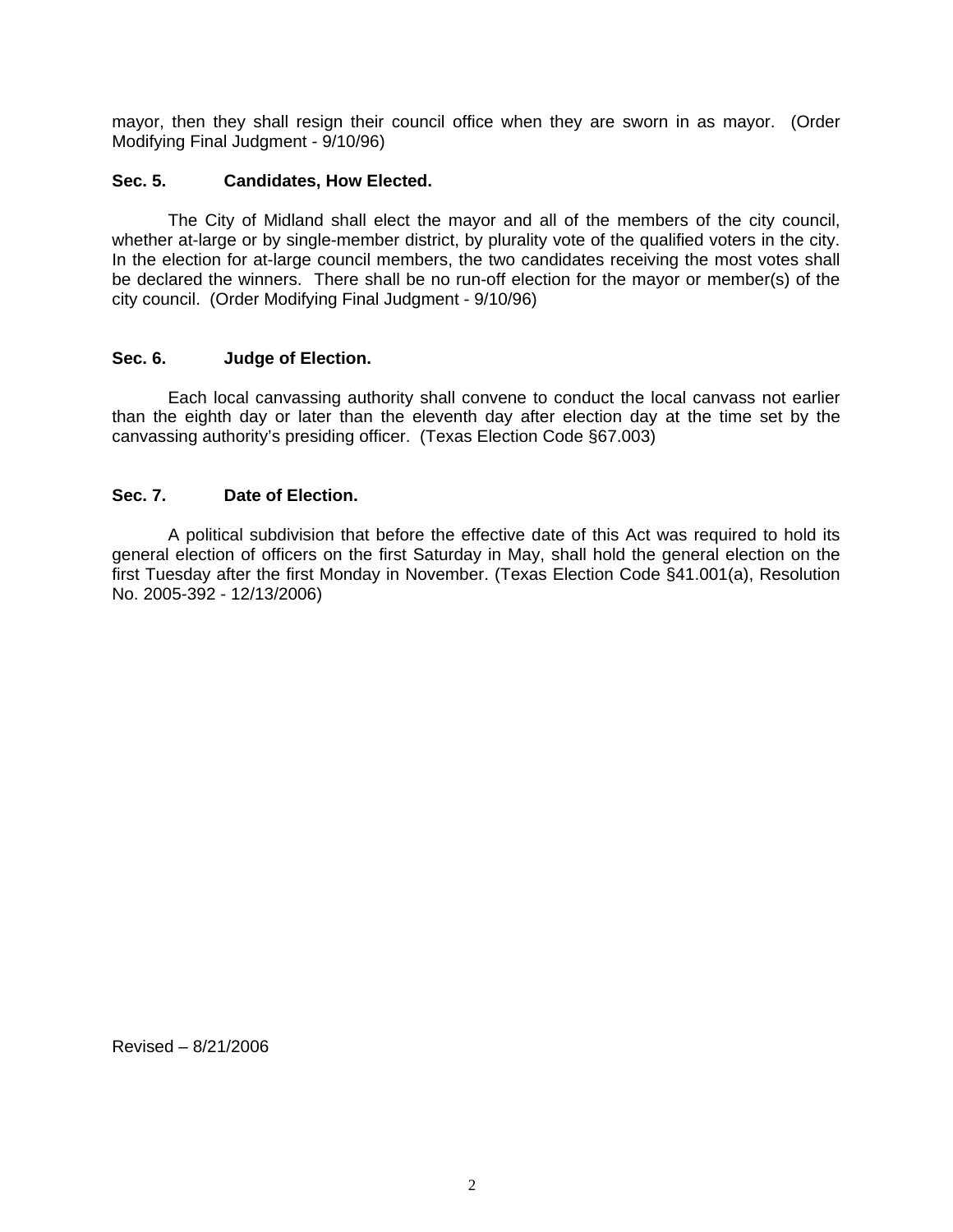mayor, then they shall resign their council office when they are sworn in as mayor. (Order Modifying Final Judgment - 9/10/96)

### Sec. 5. Candidates, How Elected.

The City of Midland shall elect the mayor and all of the members of the city council, whether at-large or by single-member district, by plurality vote of the qualified voters in the city. In the election for at-large council members, the two candidates receiving the most votes shall be declared the winners. There shall be no run-off election for the mayor or member(s) of the city council. (Order Modifying Final Judgment - 9/10/96)

### Sec. 6. Judge of Election.

Each local canvassing authority shall convene to conduct the local canvass not earlier than the eighth day or later than the eleventh day after election day at the time set by the canvassing authority's presiding officer. (Texas Election Code §67.003)

### Sec. 7. Date of Election.

A political subdivision that before the effective date of this Act was required to hold its general election of officers on the first Saturday in May, shall hold the general election on the first Tuesday after the first Monday in November. (Texas Election Code §41.001(a), Resolution No. 2005-392 - 12/13/2006)

Revised – 8/21/2006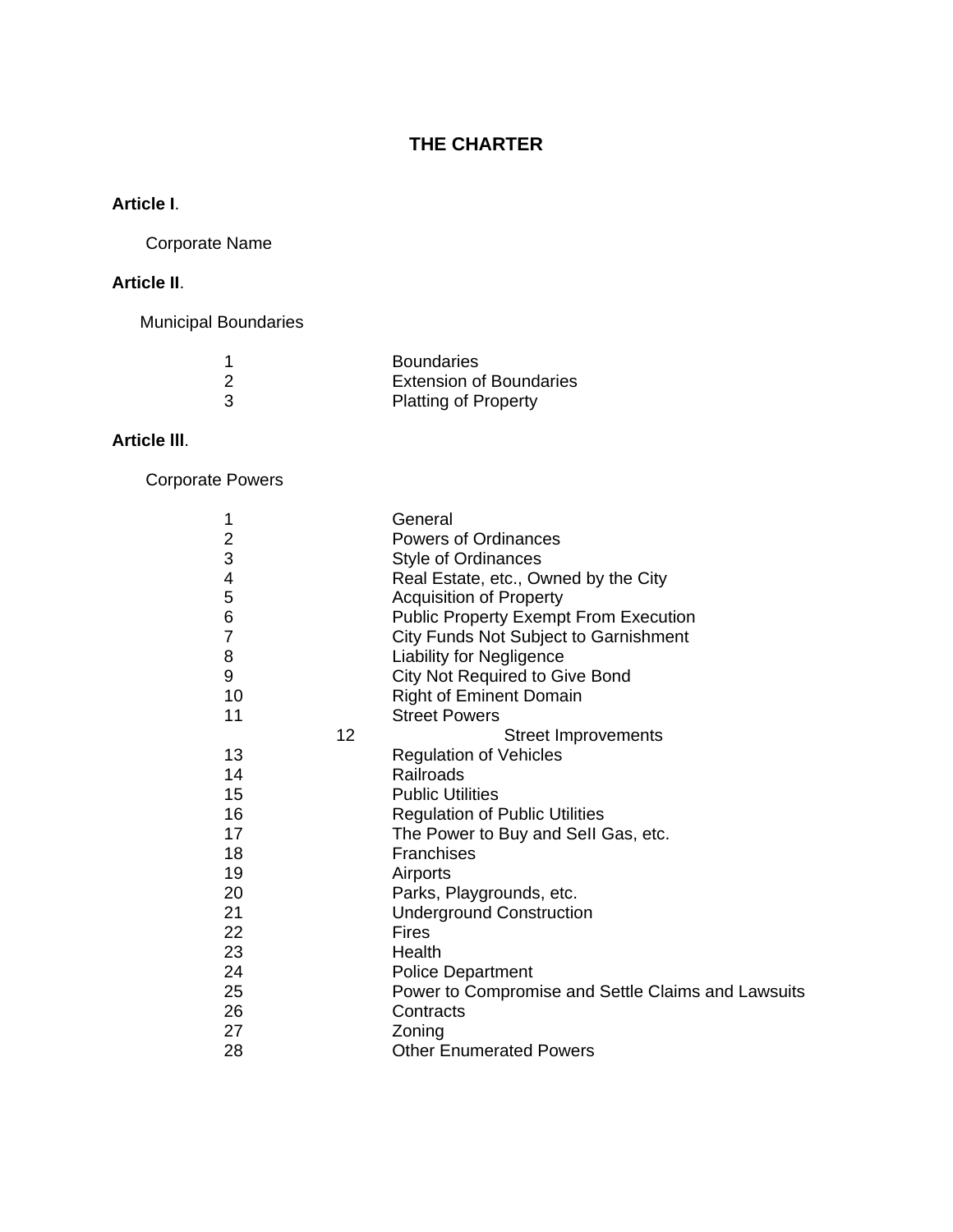# THE CHARTER

**Article I**.

Corporate Name

**Article II**.

Municipal Boundaries

| | |
|---|---|
| 1 | Boundaries |
| 2 | Extension of Boundaries |
| 3 | Platting of Property |

**Article III**.

Corporate Powers

| | |
|---|---|
| 1 | General |
| 2 | Powers of Ordinances |
| 3 | Style of Ordinances |
| 4 | Real Estate, etc., Owned by the City |
| 5 | Acquisition of Property |
| 6 | Public Property Exempt From Execution |
| 7 | City Funds Not Subject to Garnishment |
| 8 | Liability for Negligence |
| 9 | City Not Required to Give Bond |
| 10 | Right of Eminent Domain |
| 11 | Street Powers |
| 12 | Street Improvements |
| 13 | Regulation of Vehicles |
| 14 | Railroads |
| 15 | Public Utilities |
| 16 | Regulation of Public Utilities |
| 17 | The Power to Buy and SelI Gas, etc. |
| 18 | Franchises |
| 19 | Airports |
| 20 | Parks, Playgrounds, etc. |
| 21 | Underground Construction |
| 22 | Fires |
| 23 | Health |
| 24 | Police Department |
| 25 | Power to Compromise and Settle Claims and Lawsuits |
| 26 | Contracts |
| 27 | Zoning |
| 28 | Other Enumerated Powers |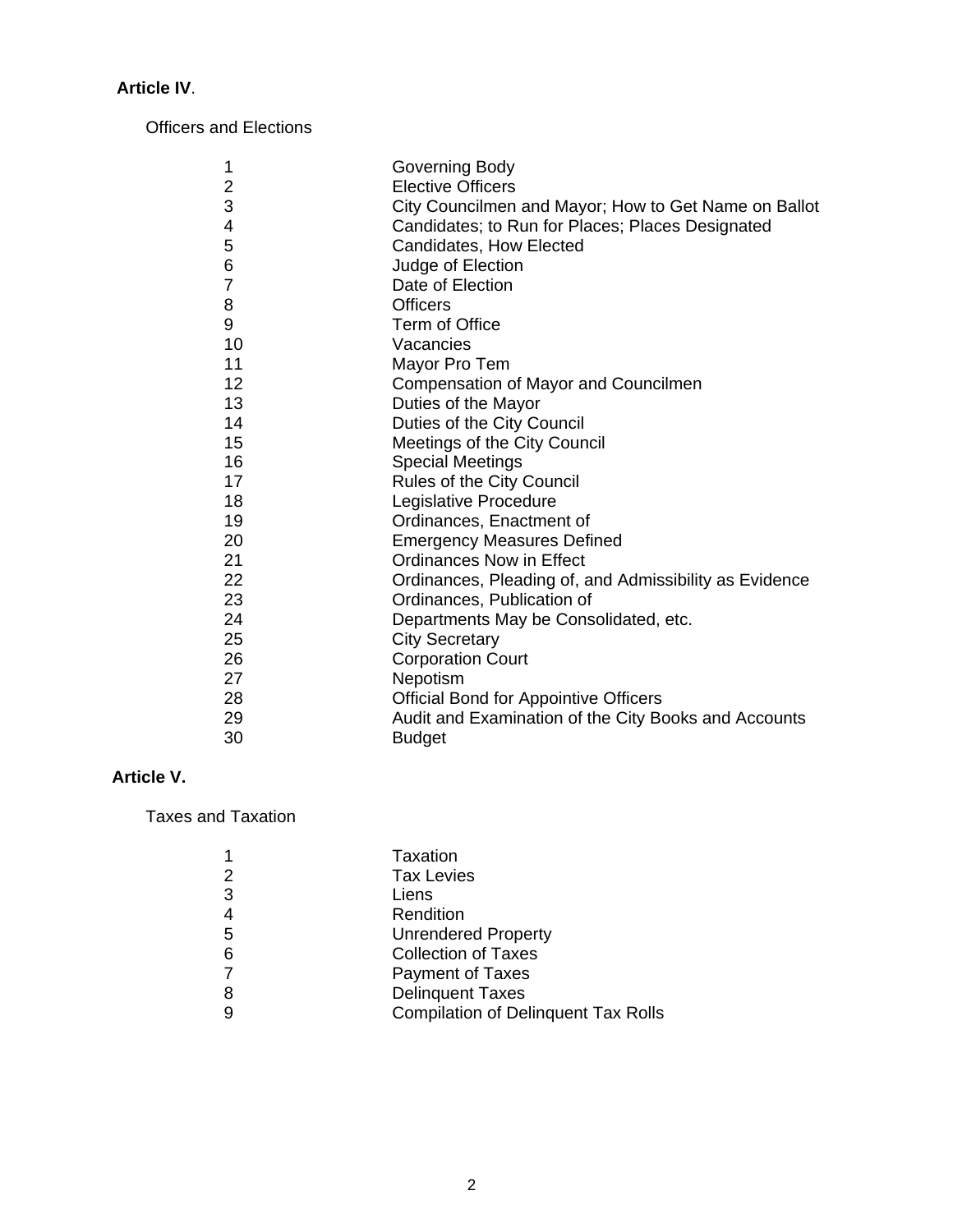**Article IV**.

Officers and Elections

| | |
|---|---|
| 1 | Governing Body |
| 2 | Elective Officers |
| 3 | City Councilmen and Mayor; How to Get Name on Ballot |
| 4 | Candidates; to Run for Places; Places Designated |
| 5 | Candidates, How Elected |
| 6 | Judge of Election |
| 7 | Date of Election |
| 8 | Officers |
| 9 | Term of Office |
| 10 | Vacancies |
| 11 | Mayor Pro Tem |
| 12 | Compensation of Mayor and Councilmen |
| 13 | Duties of the Mayor |
| 14 | Duties of the City Council |
| 15 | Meetings of the City Council |
| 16 | Special Meetings |
| 17 | Rules of the City Council |
| 18 | Legislative Procedure |
| 19 | Ordinances, Enactment of |
| 20 | Emergency Measures Defined |
| 21 | Ordinances Now in Effect |
| 22 | Ordinances, Pleading of, and Admissibility as Evidence |
| 23 | Ordinances, Publication of |
| 24 | Departments May be Consolidated, etc. |
| 25 | City Secretary |
| 26 | Corporation Court |
| 27 | Nepotism |
| 28 | Official Bond for Appointive Officers |
| 29 | Audit and Examination of the City Books and Accounts |
| 30 | Budget |

**Article V.**

Taxes and Taxation

| | |
|---|---|
| 1 | Taxation |
| 2 | Tax Levies |
| 3 | Liens |
| 4 | Rendition |
| 5 | Unrendered Property |
| 6 | Collection of Taxes |
| 7 | Payment of Taxes |
| 8 | Delinquent Taxes |
| 9 | Compilation of Delinquent Tax Rolls |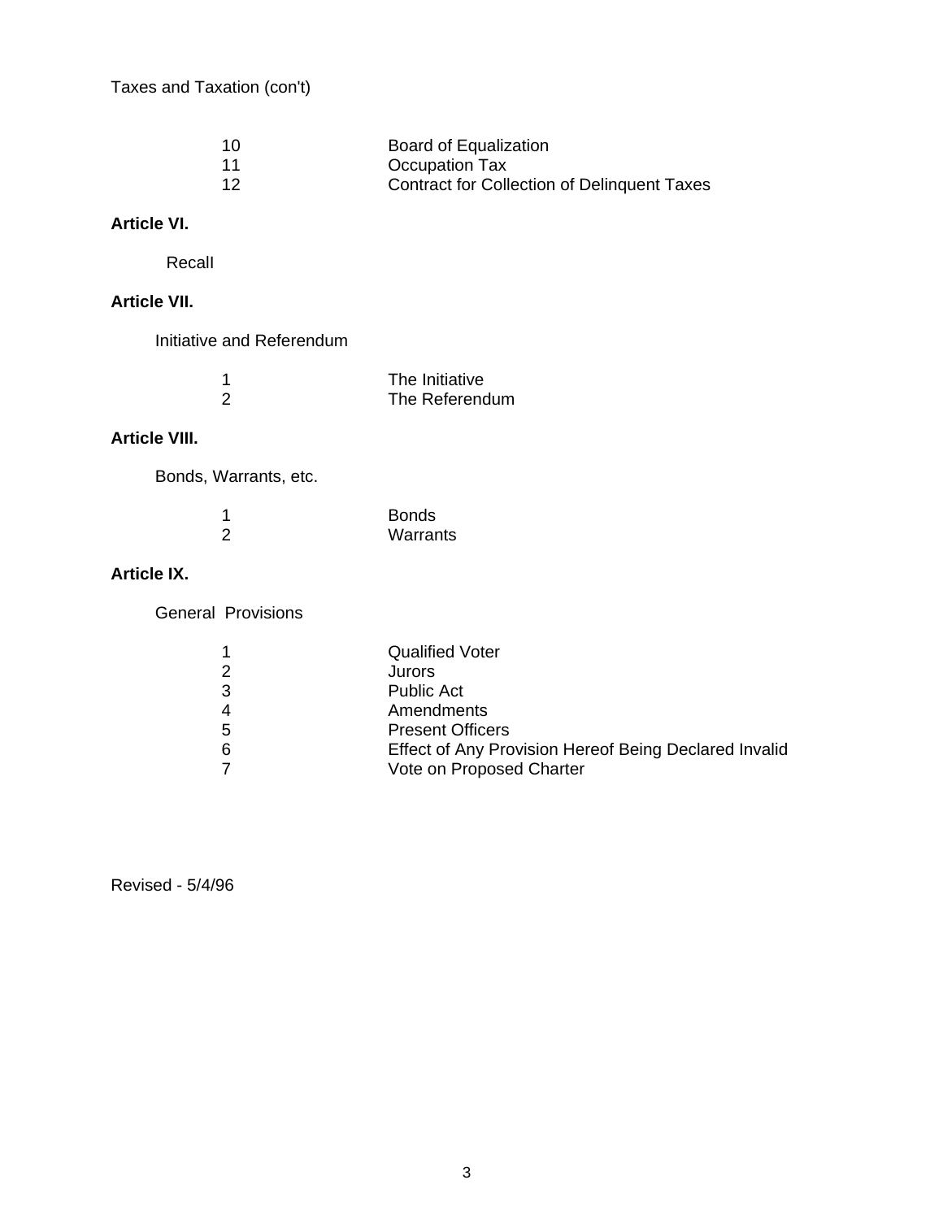Taxes and Taxation (con't)

| | |
|---|---|
| 10 | Board of Equalization |
| 11 | Occupation Tax |
| 12 | Contract for Collection of Delinquent Taxes |

**Article VI.**

Recall

**Article VII.**

Initiative and Referendum

| | |
|---|---|
| 1 | The Initiative |
| 2 | The Referendum |

**Article VIII.**

Bonds, Warrants, etc.

| | |
|---|---|
| 1 | Bonds |
| 2 | Warrants |

**Article IX.**

General Provisions

| | |
|---|---|
| 1 | Qualified Voter |
| 2 | Jurors |
| 3 | Public Act |
| 4 | Amendments |
| 5 | Present Officers |
| 6 | Effect of Any Provision Hereof Being Declared Invalid |
| 7 | Vote on Proposed Charter |

Revised - 5/4/96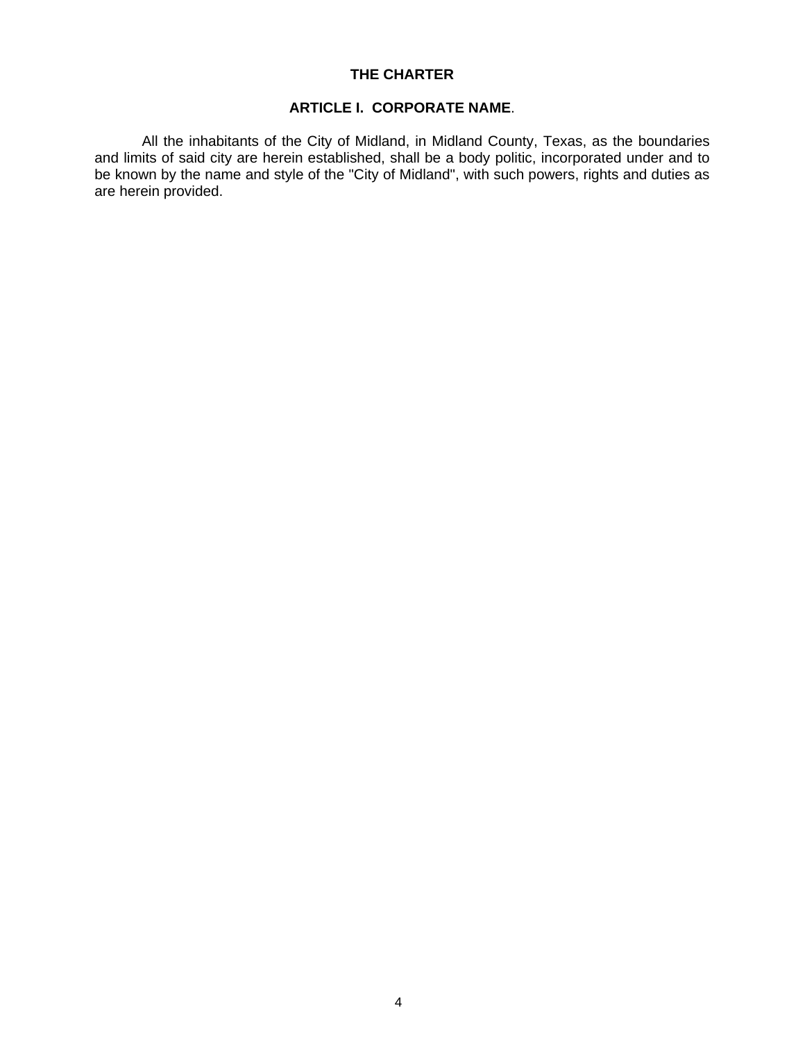# THE CHARTER

## ARTICLE I. CORPORATE NAME.

All the inhabitants of the City of Midland, in Midland County, Texas, as the boundaries and limits of said city are herein established, shall be a body politic, incorporated under and to be known by the name and style of the "City of Midland", with such powers, rights and duties as are herein provided.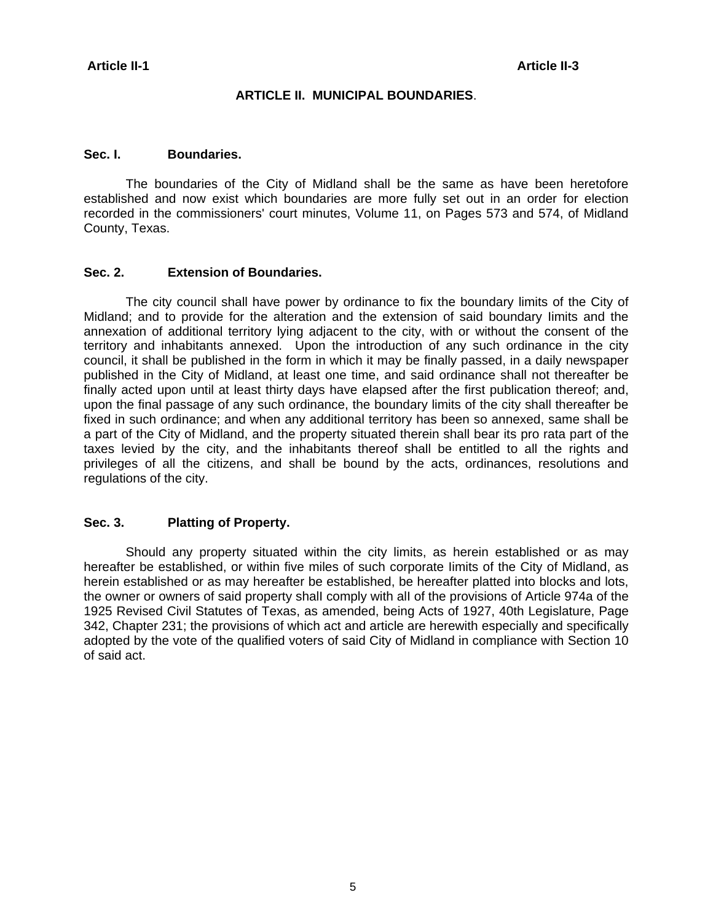## ARTICLE II. MUNICIPAL BOUNDARIES.

### Sec. I. Boundaries.

The boundaries of the City of Midland shall be the same as have been heretofore established and now exist which boundaries are more fully set out in an order for election recorded in the commissioners' court minutes, Volume 11, on Pages 573 and 574, of Midland County, Texas.

### Sec. 2. Extension of Boundaries.

The city council shall have power by ordinance to fix the boundary limits of the City of Midland; and to provide for the alteration and the extension of said boundary limits and the annexation of additional territory lying adjacent to the city, with or without the consent of the territory and inhabitants annexed. Upon the introduction of any such ordinance in the city council, it shall be published in the form in which it may be finally passed, in a daily newspaper published in the City of Midland, at least one time, and said ordinance shall not thereafter be finally acted upon until at least thirty days have elapsed after the first publication thereof; and, upon the final passage of any such ordinance, the boundary limits of the city shall thereafter be fixed in such ordinance; and when any additional territory has been so annexed, same shall be a part of the City of Midland, and the property situated therein shall bear its pro rata part of the taxes levied by the city, and the inhabitants thereof shall be entitled to all the rights and privileges of all the citizens, and shall be bound by the acts, ordinances, resolutions and regulations of the city.

### Sec. 3. Platting of Property.

Should any property situated within the city limits, as herein established or as may hereafter be established, or within five miles of such corporate limits of the City of Midland, as herein established or as may hereafter be established, be hereafter platted into blocks and lots, the owner or owners of said property shall comply with all of the provisions of Article 974a of the 1925 Revised Civil Statutes of Texas, as amended, being Acts of 1927, 40th Legislature, Page 342, Chapter 231; the provisions of which act and article are herewith especially and specifically adopted by the vote of the qualified voters of said City of Midland in compliance with Section 10 of said act.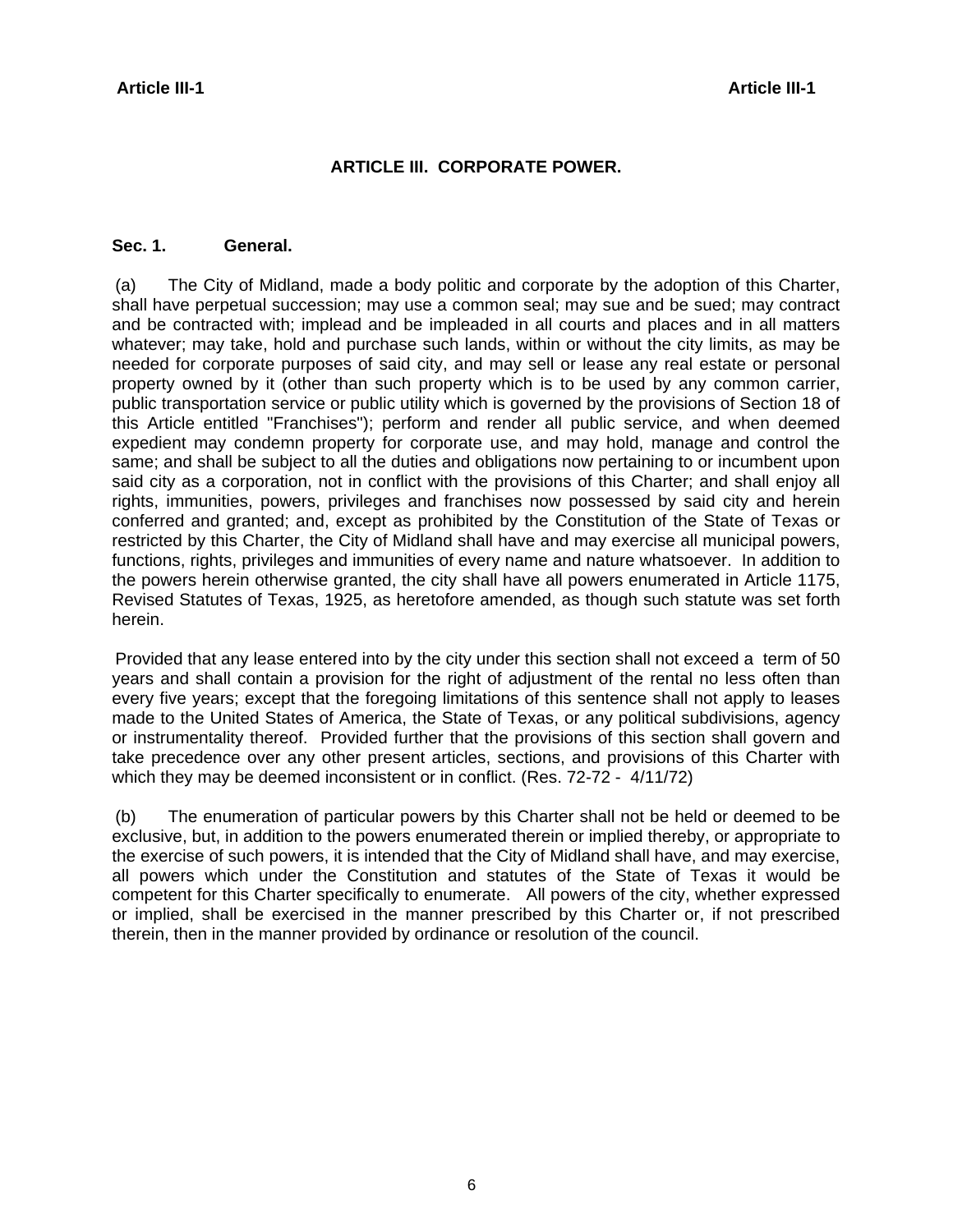## ARTICLE III. CORPORATE POWER.

**Sec. 1. General.**

(a) The City of Midland, made a body politic and corporate by the adoption of this Charter, shall have perpetual succession; may use a common seal; may sue and be sued; may contract and be contracted with; implead and be impleaded in all courts and places and in all matters whatever; may take, hold and purchase such lands, within or without the city limits, as may be needed for corporate purposes of said city, and may sell or lease any real estate or personal property owned by it (other than such property which is to be used by any common carrier, public transportation service or public utility which is governed by the provisions of Section 18 of this Article entitled "Franchises"); perform and render all public service, and when deemed expedient may condemn property for corporate use, and may hold, manage and control the same; and shall be subject to all the duties and obligations now pertaining to or incumbent upon said city as a corporation, not in conflict with the provisions of this Charter; and shall enjoy all rights, immunities, powers, privileges and franchises now possessed by said city and herein conferred and granted; and, except as prohibited by the Constitution of the State of Texas or restricted by this Charter, the City of Midland shall have and may exercise all municipal powers, functions, rights, privileges and immunities of every name and nature whatsoever. In addition to the powers herein otherwise granted, the city shall have all powers enumerated in Article 1175, Revised Statutes of Texas, 1925, as heretofore amended, as though such statute was set forth herein.

Provided that any lease entered into by the city under this section shall not exceed a term of 50 years and shall contain a provision for the right of adjustment of the rental no less often than every five years; except that the foregoing limitations of this sentence shall not apply to leases made to the United States of America, the State of Texas, or any political subdivisions, agency or instrumentality thereof. Provided further that the provisions of this section shall govern and take precedence over any other present articles, sections, and provisions of this Charter with which they may be deemed inconsistent or in conflict. (Res. 72-72 - 4/11/72)

(b) The enumeration of particular powers by this Charter shall not be held or deemed to be exclusive, but, in addition to the powers enumerated therein or implied thereby, or appropriate to the exercise of such powers, it is intended that the City of Midland shall have, and may exercise, all powers which under the Constitution and statutes of the State of Texas it would be competent for this Charter specifically to enumerate. All powers of the city, whether expressed or implied, shall be exercised in the manner prescribed by this Charter or, if not prescribed therein, then in the manner provided by ordinance or resolution of the council.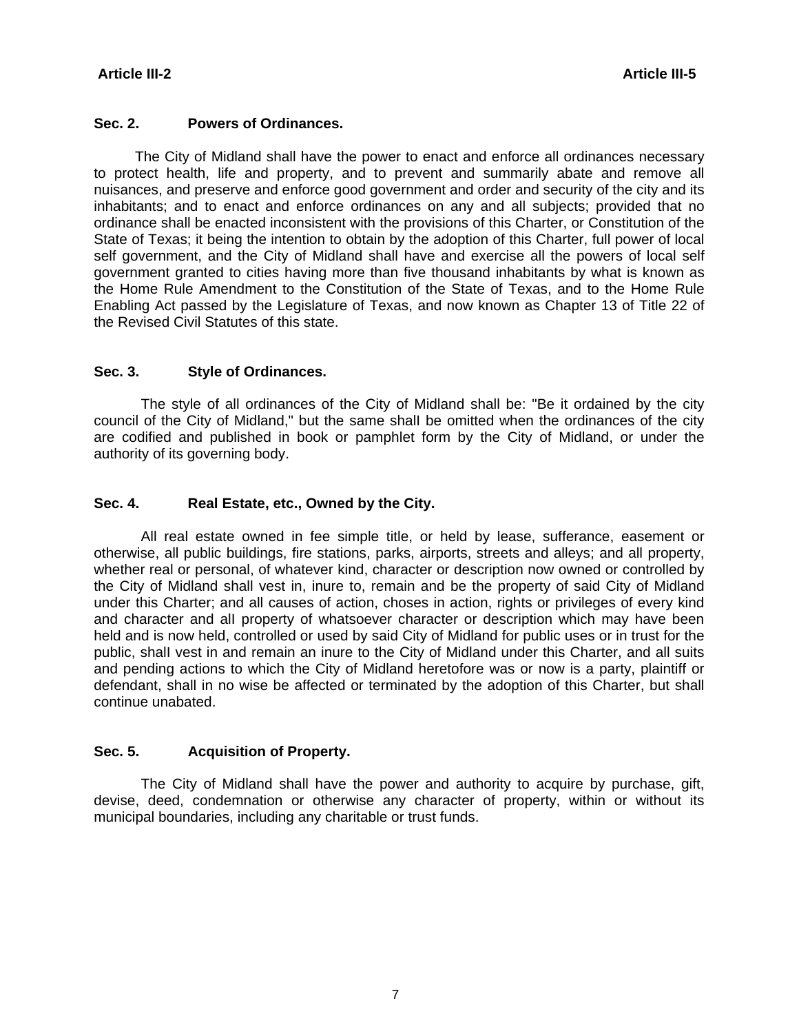### Sec. 2. Powers of Ordinances.

The City of Midland shall have the power to enact and enforce all ordinances necessary to protect health, life and property, and to prevent and summarily abate and remove all nuisances, and preserve and enforce good government and order and security of the city and its inhabitants; and to enact and enforce ordinances on any and all subjects; provided that no ordinance shall be enacted inconsistent with the provisions of this Charter, or Constitution of the State of Texas; it being the intention to obtain by the adoption of this Charter, full power of local self government, and the City of Midland shall have and exercise all the powers of local self government granted to cities having more than five thousand inhabitants by what is known as the Home Rule Amendment to the Constitution of the State of Texas, and to the Home Rule Enabling Act passed by the Legislature of Texas, and now known as Chapter 13 of Title 22 of the Revised Civil Statutes of this state.

### Sec. 3. Style of Ordinances.

The style of all ordinances of the City of Midland shall be: "Be it ordained by the city council of the City of Midland," but the same shall be omitted when the ordinances of the city are codified and published in book or pamphlet form by the City of Midland, or under the authority of its governing body.

### Sec. 4. Real Estate, etc., Owned by the City.

All real estate owned in fee simple title, or held by lease, sufferance, easement or otherwise, all public buildings, fire stations, parks, airports, streets and alleys; and all property, whether real or personal, of whatever kind, character or description now owned or controlled by the City of Midland shall vest in, inure to, remain and be the property of said City of Midland under this Charter; and all causes of action, choses in action, rights or privileges of every kind and character and all property of whatsoever character or description which may have been held and is now held, controlled or used by said City of Midland for public uses or in trust for the public, shall vest in and remain an inure to the City of Midland under this Charter, and all suits and pending actions to which the City of Midland heretofore was or now is a party, plaintiff or defendant, shall in no wise be affected or terminated by the adoption of this Charter, but shall continue unabated.

### Sec. 5. Acquisition of Property.

The City of Midland shall have the power and authority to acquire by purchase, gift, devise, deed, condemnation or otherwise any character of property, within or without its municipal boundaries, including any charitable or trust funds.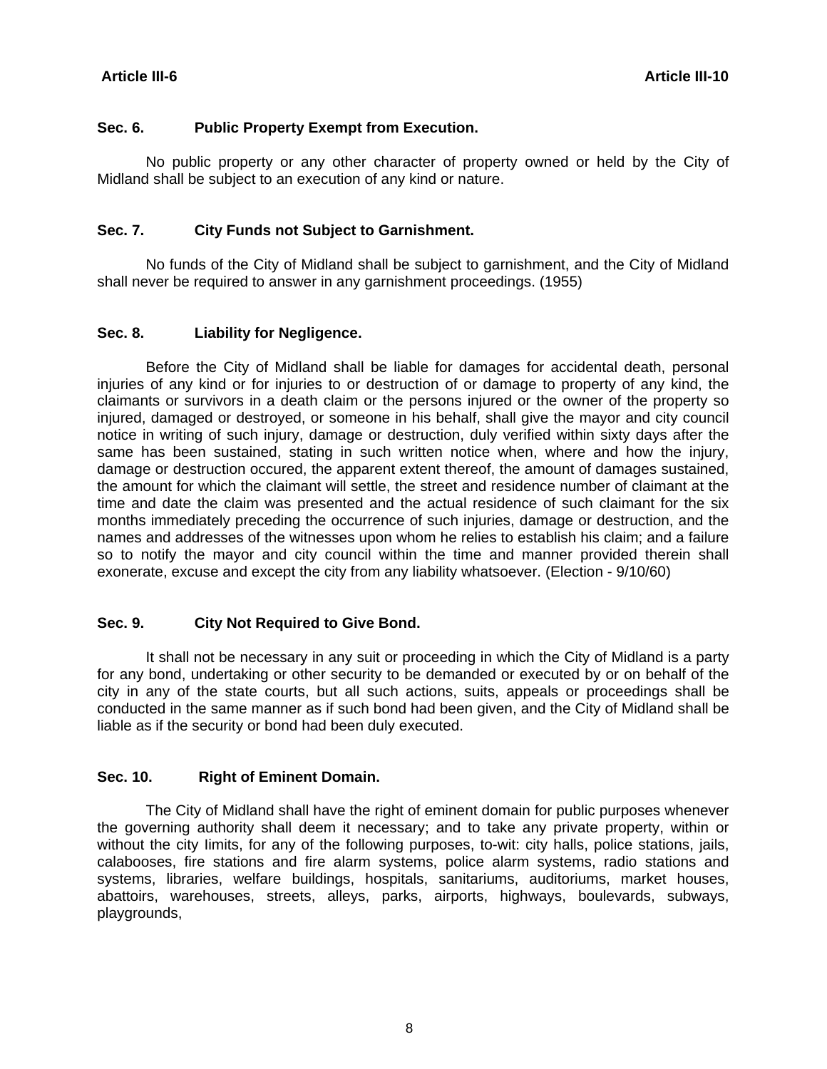### Sec. 6. Public Property Exempt from Execution.

No public property or any other character of property owned or held by the City of Midland shall be subject to an execution of any kind or nature.

### Sec. 7. City Funds not Subject to Garnishment.

No funds of the City of Midland shall be subject to garnishment, and the City of Midland shall never be required to answer in any garnishment proceedings. (1955)

### Sec. 8. Liability for Negligence.

Before the City of Midland shall be liable for damages for accidental death, personal injuries of any kind or for injuries to or destruction of or damage to property of any kind, the claimants or survivors in a death claim or the persons injured or the owner of the property so injured, damaged or destroyed, or someone in his behalf, shall give the mayor and city council notice in writing of such injury, damage or destruction, duly verified within sixty days after the same has been sustained, stating in such written notice when, where and how the injury, damage or destruction occured, the apparent extent thereof, the amount of damages sustained, the amount for which the claimant will settle, the street and residence number of claimant at the time and date the claim was presented and the actual residence of such claimant for the six months immediately preceding the occurrence of such injuries, damage or destruction, and the names and addresses of the witnesses upon whom he relies to establish his claim; and a failure so to notify the mayor and city council within the time and manner provided therein shall exonerate, excuse and except the city from any liability whatsoever. (Election - 9/10/60)

### Sec. 9. City Not Required to Give Bond.

It shall not be necessary in any suit or proceeding in which the City of Midland is a party for any bond, undertaking or other security to be demanded or executed by or on behalf of the city in any of the state courts, but all such actions, suits, appeals or proceedings shall be conducted in the same manner as if such bond had been given, and the City of Midland shall be liable as if the security or bond had been duly executed.

### Sec. 10. Right of Eminent Domain.

The City of Midland shall have the right of eminent domain for public purposes whenever the governing authority shall deem it necessary; and to take any private property, within or without the city limits, for any of the following purposes, to-wit: city halls, police stations, jails, calabooses, fire stations and fire alarm systems, police alarm systems, radio stations and systems, libraries, welfare buildings, hospitals, sanitariums, auditoriums, market houses, abattoirs, warehouses, streets, alleys, parks, airports, highways, boulevards, subways, playgrounds,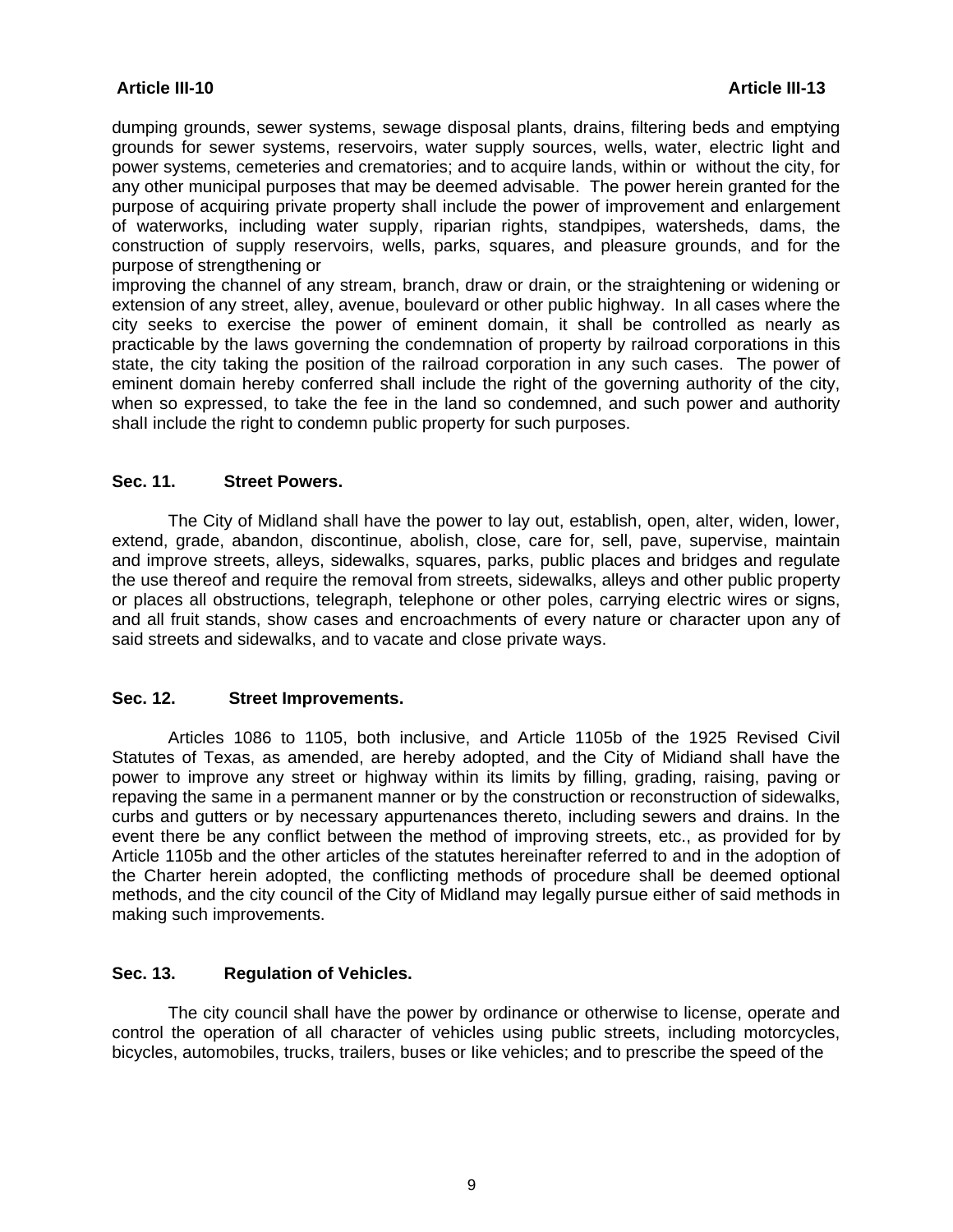dumping grounds, sewer systems, sewage disposal plants, drains, filtering beds and emptying grounds for sewer systems, reservoirs, water supply sources, wells, water, electric light and power systems, cemeteries and crematories; and to acquire lands, within or without the city, for any other municipal purposes that may be deemed advisable. The power herein granted for the purpose of acquiring private property shall include the power of improvement and enlargement of waterworks, including water supply, riparian rights, standpipes, watersheds, dams, the construction of supply reservoirs, wells, parks, squares, and pleasure grounds, and for the purpose of strengthening or
improving the channel of any stream, branch, draw or drain, or the straightening or widening or extension of any street, alley, avenue, boulevard or other public highway. In all cases where the city seeks to exercise the power of eminent domain, it shall be controlled as nearly as practicable by the laws governing the condemnation of property by railroad corporations in this state, the city taking the position of the railroad corporation in any such cases. The power of eminent domain hereby conferred shall include the right of the governing authority of the city, when so expressed, to take the fee in the land so condemned, and such power and authority shall include the right to condemn public property for such purposes.

### Sec. 11. Street Powers.

The City of Midland shall have the power to lay out, establish, open, alter, widen, lower, extend, grade, abandon, discontinue, abolish, close, care for, sell, pave, supervise, maintain and improve streets, alleys, sidewalks, squares, parks, public places and bridges and regulate the use thereof and require the removal from streets, sidewalks, alleys and other public property or places all obstructions, telegraph, telephone or other poles, carrying electric wires or signs, and all fruit stands, show cases and encroachments of every nature or character upon any of said streets and sidewalks, and to vacate and close private ways.

### Sec. 12. Street Improvements.

Articles 1086 to 1105, both inclusive, and Article 1105b of the 1925 Revised Civil Statutes of Texas, as amended, are hereby adopted, and the City of Midiand shall have the power to improve any street or highway within its limits by filling, grading, raising, paving or repaving the same in a permanent manner or by the construction or reconstruction of sidewalks, curbs and gutters or by necessary appurtenances thereto, including sewers and drains. In the event there be any conflict between the method of improving streets, etc., as provided for by Article 1105b and the other articles of the statutes hereinafter referred to and in the adoption of the Charter herein adopted, the conflicting methods of procedure shall be deemed optional methods, and the city council of the City of Midland may legally pursue either of said methods in making such improvements.

### Sec. 13. Regulation of Vehicles.

The city council shall have the power by ordinance or otherwise to license, operate and control the operation of all character of vehicles using public streets, including motorcycles, bicycles, automobiles, trucks, trailers, buses or like vehicles; and to prescribe the speed of the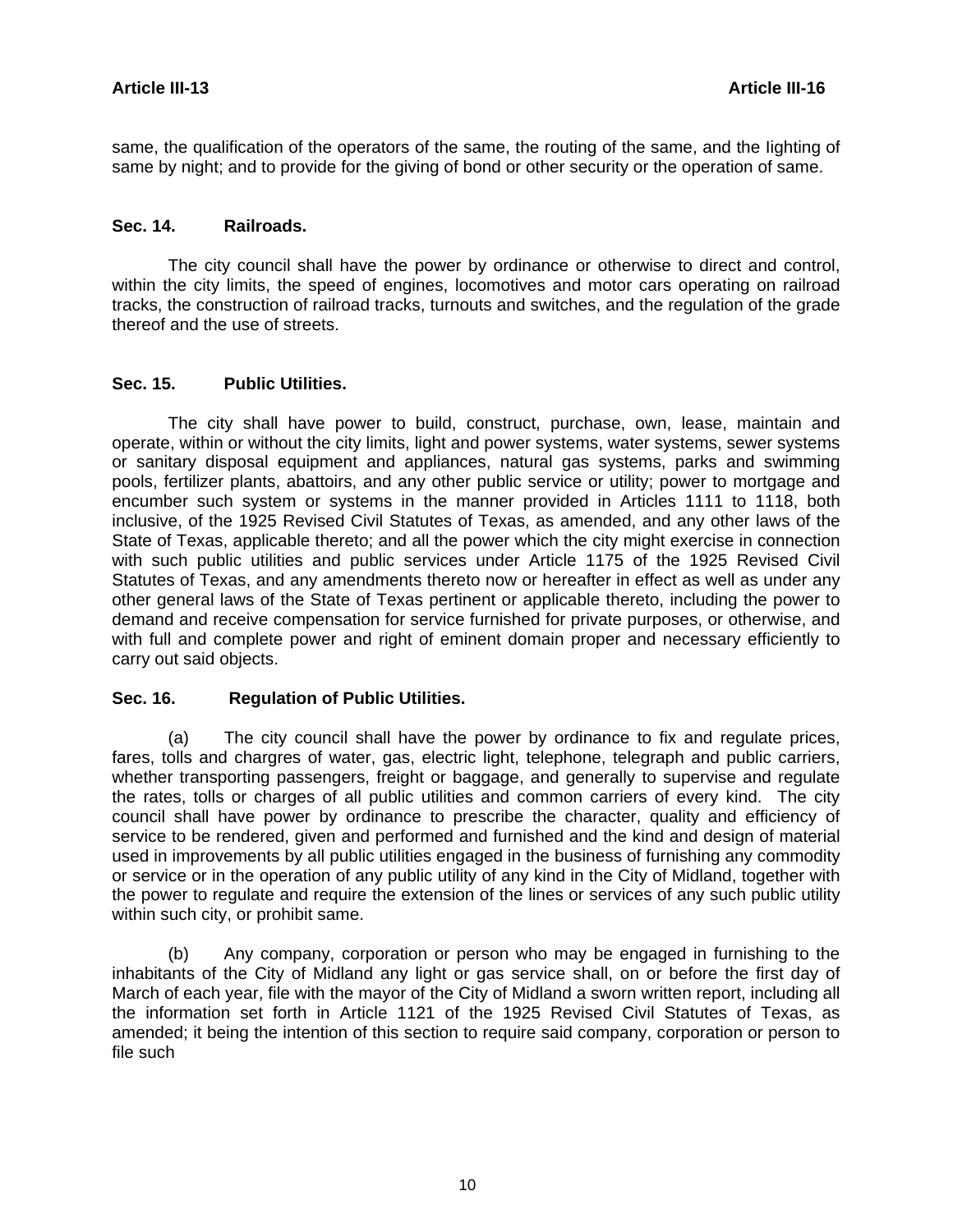same, the qualification of the operators of the same, the routing of the same, and the lighting of same by night; and to provide for the giving of bond or other security or the operation of same.

### Sec. 14. Railroads.

The city council shall have the power by ordinance or otherwise to direct and control, within the city limits, the speed of engines, locomotives and motor cars operating on railroad tracks, the construction of railroad tracks, turnouts and switches, and the regulation of the grade thereof and the use of streets.

### Sec. 15. Public Utilities.

The city shall have power to build, construct, purchase, own, lease, maintain and operate, within or without the city limits, light and power systems, water systems, sewer systems or sanitary disposal equipment and appliances, natural gas systems, parks and swimming pools, fertilizer plants, abattoirs, and any other public service or utility; power to mortgage and encumber such system or systems in the manner provided in Articles 1111 to 1118, both inclusive, of the 1925 Revised Civil Statutes of Texas, as amended, and any other laws of the State of Texas, applicable thereto; and all the power which the city might exercise in connection with such public utilities and public services under Article 1175 of the 1925 Revised Civil Statutes of Texas, and any amendments thereto now or hereafter in effect as well as under any other general laws of the State of Texas pertinent or applicable thereto, including the power to demand and receive compensation for service furnished for private purposes, or otherwise, and with full and complete power and right of eminent domain proper and necessary efficiently to carry out said objects.

### Sec. 16. Regulation of Public Utilities.

(a) The city council shall have the power by ordinance to fix and regulate prices, fares, tolls and chargres of water, gas, electric light, telephone, telegraph and public carriers, whether transporting passengers, freight or baggage, and generally to supervise and regulate the rates, tolls or charges of all public utilities and common carriers of every kind. The city council shall have power by ordinance to prescribe the character, quality and efficiency of service to be rendered, given and performed and furnished and the kind and design of material used in improvements by all public utilities engaged in the business of furnishing any commodity or service or in the operation of any public utility of any kind in the City of Midland, together with the power to regulate and require the extension of the lines or services of any such public utility within such city, or prohibit same.

(b) Any company, corporation or person who may be engaged in furnishing to the inhabitants of the City of Midland any light or gas service shall, on or before the first day of March of each year, file with the mayor of the City of Midland a sworn written report, including all the information set forth in Article 1121 of the 1925 Revised Civil Statutes of Texas, as amended; it being the intention of this section to require said company, corporation or person to file such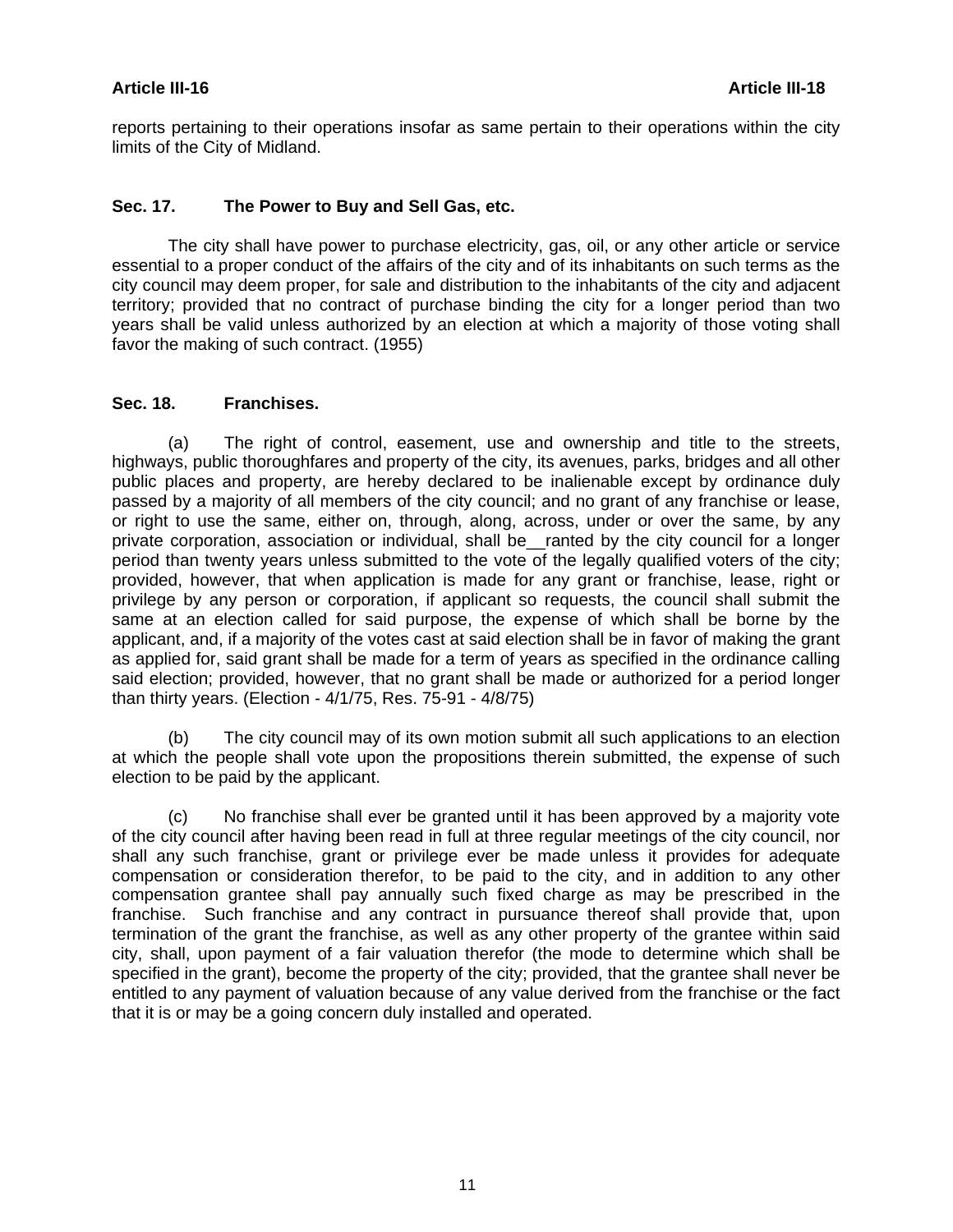reports pertaining to their operations insofar as same pertain to their operations within the city limits of the City of Midland.

### Sec. 17. The Power to Buy and Sell Gas, etc.

The city shall have power to purchase electricity, gas, oil, or any other article or service essential to a proper conduct of the affairs of the city and of its inhabitants on such terms as the city council may deem proper, for sale and distribution to the inhabitants of the city and adjacent territory; provided that no contract of purchase binding the city for a longer period than two years shall be valid unless authorized by an election at which a majority of those voting shall favor the making of such contract. (1955)

### Sec. 18. Franchises.

(a) The right of control, easement, use and ownership and title to the streets, highways, public thoroughfares and property of the city, its avenues, parks, bridges and all other public places and property, are hereby declared to be inalienable except by ordinance duly passed by a majority of all members of the city council; and no grant of any franchise or lease, or right to use the same, either on, through, along, across, under or over the same, by any private corporation, association or individual, shall be__ranted by the city council for a longer period than twenty years unless submitted to the vote of the legally qualified voters of the city; provided, however, that when application is made for any grant or franchise, lease, right or privilege by any person or corporation, if applicant so requests, the council shall submit the same at an election called for said purpose, the expense of which shall be borne by the applicant, and, if a majority of the votes cast at said election shall be in favor of making the grant as applied for, said grant shall be made for a term of years as specified in the ordinance calling said election; provided, however, that no grant shall be made or authorized for a period longer than thirty years. (Election - 4/1/75, Res. 75-91 - 4/8/75)

(b) The city council may of its own motion submit all such applications to an election at which the people shall vote upon the propositions therein submitted, the expense of such election to be paid by the applicant.

(c) No franchise shall ever be granted until it has been approved by a majority vote of the city council after having been read in full at three regular meetings of the city council, nor shall any such franchise, grant or privilege ever be made unless it provides for adequate compensation or consideration therefor, to be paid to the city, and in addition to any other compensation grantee shall pay annually such fixed charge as may be prescribed in the franchise. Such franchise and any contract in pursuance thereof shall provide that, upon termination of the grant the franchise, as well as any other property of the grantee within said city, shall, upon payment of a fair valuation therefor (the mode to determine which shall be specified in the grant), become the property of the city; provided, that the grantee shall never be entitled to any payment of valuation because of any value derived from the franchise or the fact that it is or may be a going concern duly installed and operated.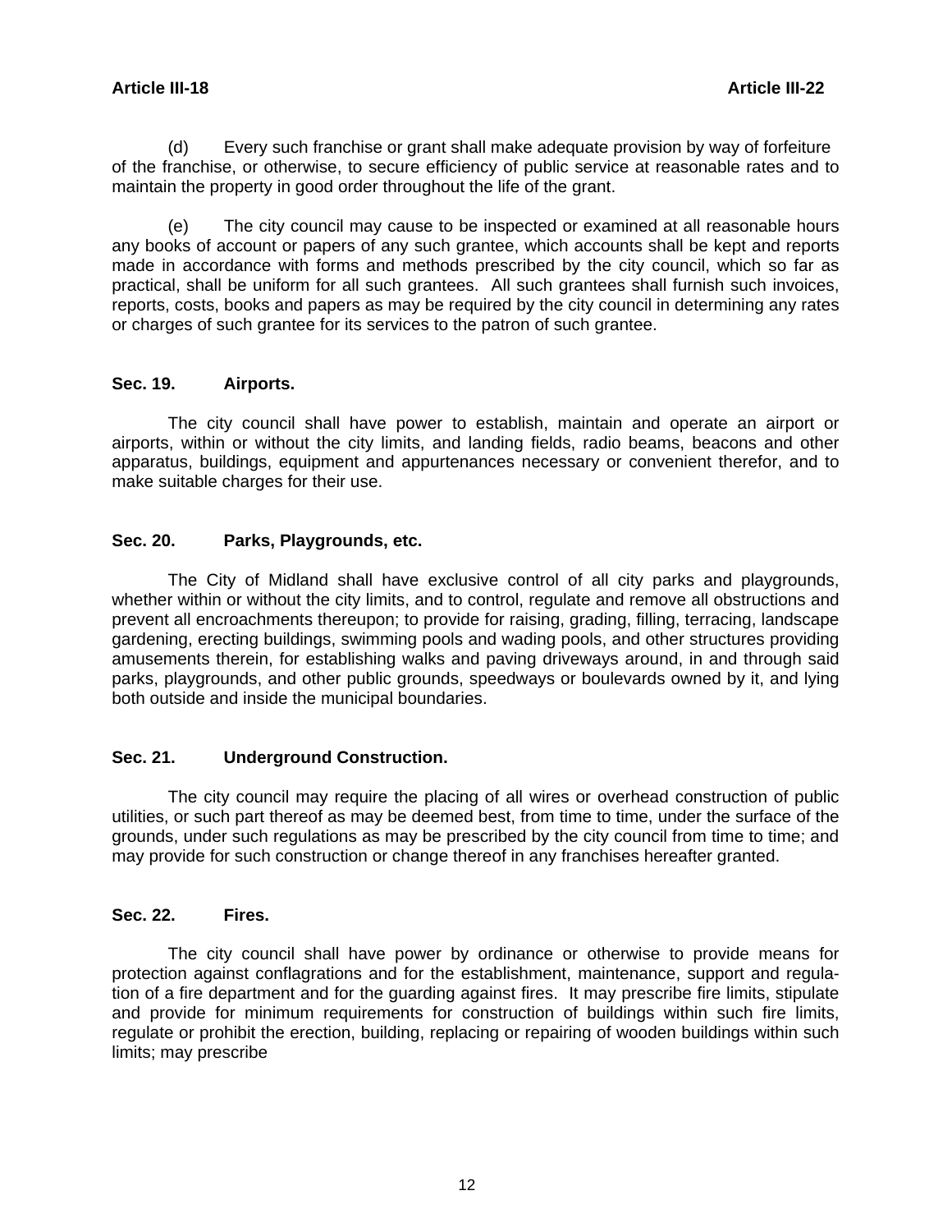(d) Every such franchise or grant shall make adequate provision by way of forfeiture of the franchise, or otherwise, to secure efficiency of public service at reasonable rates and to maintain the property in good order throughout the life of the grant.

(e) The city council may cause to be inspected or examined at all reasonable hours any books of account or papers of any such grantee, which accounts shall be kept and reports made in accordance with forms and methods prescribed by the city council, which so far as practical, shall be uniform for all such grantees. All such grantees shall furnish such invoices, reports, costs, books and papers as may be required by the city council in determining any rates or charges of such grantee for its services to the patron of such grantee.

### Sec. 19. Airports.

The city council shall have power to establish, maintain and operate an airport or airports, within or without the city limits, and landing fields, radio beams, beacons and other apparatus, buildings, equipment and appurtenances necessary or convenient therefor, and to make suitable charges for their use.

### Sec. 20. Parks, Playgrounds, etc.

The City of Midland shall have exclusive control of all city parks and playgrounds, whether within or without the city limits, and to control, regulate and remove all obstructions and prevent all encroachments thereupon; to provide for raising, grading, filling, terracing, landscape gardening, erecting buildings, swimming pools and wading pools, and other structures providing amusements therein, for establishing walks and paving driveways around, in and through said parks, playgrounds, and other public grounds, speedways or boulevards owned by it, and lying both outside and inside the municipal boundaries.

### Sec. 21. Underground Construction.

The city council may require the placing of all wires or overhead construction of public utilities, or such part thereof as may be deemed best, from time to time, under the surface of the grounds, under such regulations as may be prescribed by the city council from time to time; and may provide for such construction or change thereof in any franchises hereafter granted.

### Sec. 22. Fires.

The city council shall have power by ordinance or otherwise to provide means for protection against conflagrations and for the establishment, maintenance, support and regulation of a fire department and for the guarding against fires. It may prescribe fire limits, stipulate and provide for minimum requirements for construction of buildings within such fire limits, regulate or prohibit the erection, building, replacing or repairing of wooden buildings within such limits; may prescribe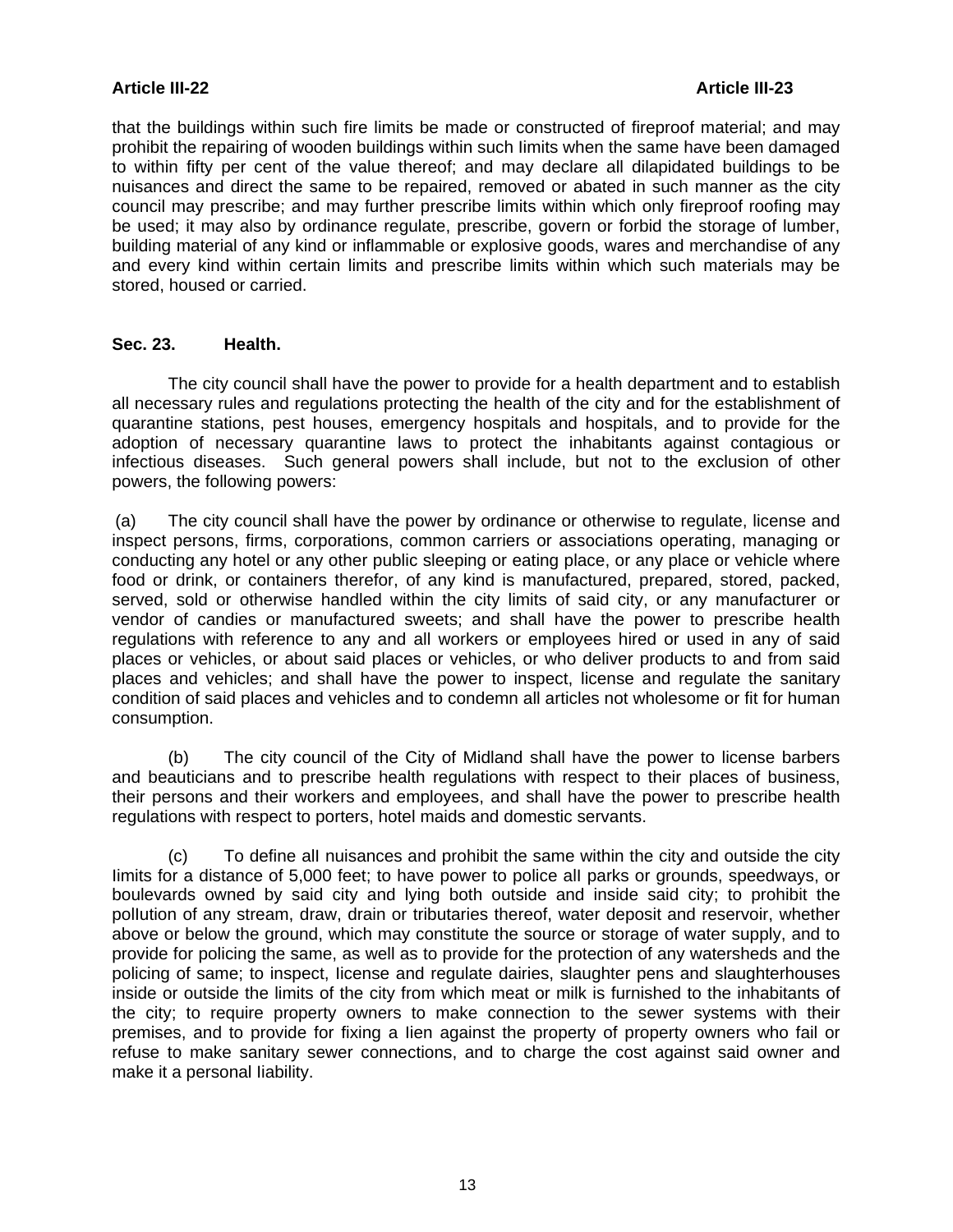that the buildings within such fire limits be made or constructed of fireproof material; and may prohibit the repairing of wooden buildings within such limits when the same have been damaged to within fifty per cent of the value thereof; and may declare all dilapidated buildings to be nuisances and direct the same to be repaired, removed or abated in such manner as the city council may prescribe; and may further prescribe limits within which only fireproof roofing may be used; it may also by ordinance regulate, prescribe, govern or forbid the storage of lumber, building material of any kind or inflammable or explosive goods, wares and merchandise of any and every kind within certain limits and prescribe limits within which such materials may be stored, housed or carried.

**Sec. 23. Health.**

The city council shall have the power to provide for a health department and to establish all necessary rules and regulations protecting the health of the city and for the establishment of quarantine stations, pest houses, emergency hospitals and hospitals, and to provide for the adoption of necessary quarantine laws to protect the inhabitants against contagious or infectious diseases. Such general powers shall include, but not to the exclusion of other powers, the following powers:

(a) The city council shall have the power by ordinance or otherwise to regulate, license and inspect persons, firms, corporations, common carriers or associations operating, managing or conducting any hotel or any other public sleeping or eating place, or any place or vehicle where food or drink, or containers therefor, of any kind is manufactured, prepared, stored, packed, served, sold or otherwise handled within the city limits of said city, or any manufacturer or vendor of candies or manufactured sweets; and shall have the power to prescribe health regulations with reference to any and all workers or employees hired or used in any of said places or vehicles, or about said places or vehicles, or who deliver products to and from said places and vehicles; and shall have the power to inspect, license and regulate the sanitary condition of said places and vehicles and to condemn all articles not wholesome or fit for human consumption.

(b) The city council of the City of Midland shall have the power to license barbers and beauticians and to prescribe health regulations with respect to their places of business, their persons and their workers and employees, and shall have the power to prescribe health regulations with respect to porters, hotel maids and domestic servants.

(c) To define all nuisances and prohibit the same within the city and outside the city limits for a distance of 5,000 feet; to have power to police all parks or grounds, speedways, or boulevards owned by said city and lying both outside and inside said city; to prohibit the pollution of any stream, draw, drain or tributaries thereof, water deposit and reservoir, whether above or below the ground, which may constitute the source or storage of water supply, and to provide for policing the same, as well as to provide for the protection of any watersheds and the policing of same; to inspect, license and regulate dairies, slaughter pens and slaughterhouses inside or outside the limits of the city from which meat or milk is furnished to the inhabitants of the city; to require property owners to make connection to the sewer systems with their premises, and to provide for fixing a lien against the property of property owners who fail or refuse to make sanitary sewer connections, and to charge the cost against said owner and make it a personal liability.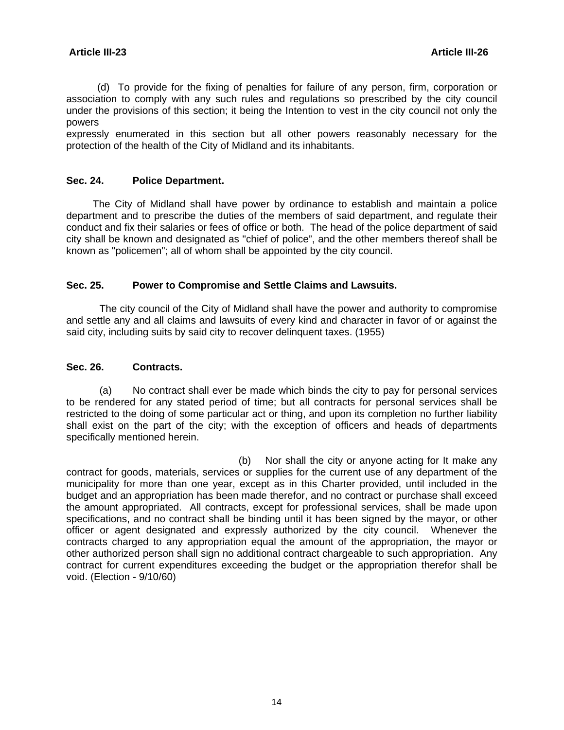(d) To provide for the fixing of penalties for failure of any person, firm, corporation or association to comply with any such rules and regulations so prescribed by the city council under the provisions of this section; it being the Intention to vest in the city council not only the powers expressly enumerated in this section but all other powers reasonably necessary for the protection of the health of the City of Midland and its inhabitants.

### Sec. 24. Police Department.

The City of Midland shall have power by ordinance to establish and maintain a police department and to prescribe the duties of the members of said department, and regulate their conduct and fix their salaries or fees of office or both. The head of the police department of said city shall be known and designated as "chief of police", and the other members thereof shall be known as "policemen"; all of whom shall be appointed by the city council.

### Sec. 25. Power to Compromise and Settle Claims and Lawsuits.

The city council of the City of Midland shall have the power and authority to compromise and settle any and all claims and lawsuits of every kind and character in favor of or against the said city, including suits by said city to recover delinquent taxes. (1955)

### Sec. 26. Contracts.

(a) No contract shall ever be made which binds the city to pay for personal services to be rendered for any stated period of time; but all contracts for personal services shall be restricted to the doing of some particular act or thing, and upon its completion no further liability shall exist on the part of the city; with the exception of officers and heads of departments specifically mentioned herein.

(b) Nor shall the city or anyone acting for It make any contract for goods, materials, services or supplies for the current use of any department of the municipality for more than one year, except as in this Charter provided, until included in the budget and an appropriation has been made therefor, and no contract or purchase shall exceed the amount appropriated. All contracts, except for professional services, shall be made upon specifications, and no contract shall be binding until it has been signed by the mayor, or other officer or agent designated and expressly authorized by the city council. Whenever the contracts charged to any appropriation equal the amount of the appropriation, the mayor or other authorized person shall sign no additional contract chargeable to such appropriation. Any contract for current expenditures exceeding the budget or the appropriation therefor shall be void. (Election - 9/10/60)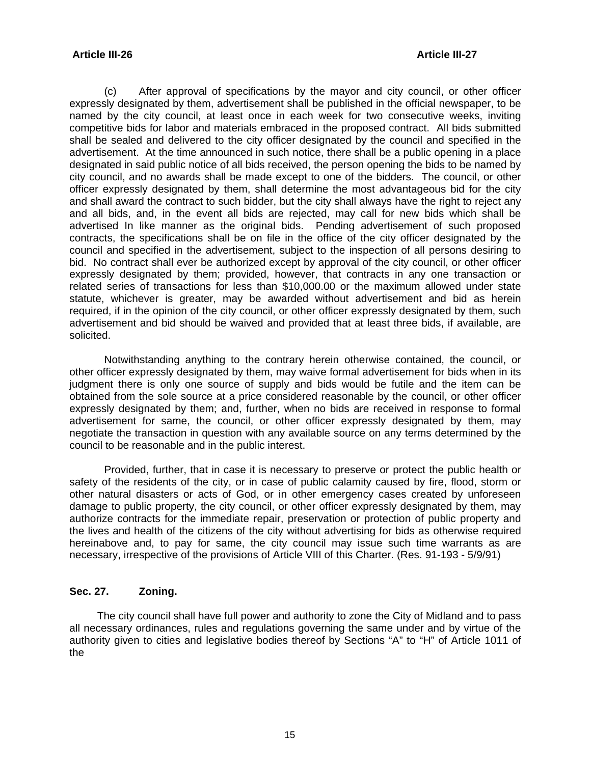(c) After approval of specifications by the mayor and city council, or other officer expressly designated by them, advertisement shall be published in the official newspaper, to be named by the city council, at least once in each week for two consecutive weeks, inviting competitive bids for labor and materials embraced in the proposed contract. All bids submitted shall be sealed and delivered to the city officer designated by the council and specified in the advertisement. At the time announced in such notice, there shall be a public opening in a place designated in said public notice of all bids received, the person opening the bids to be named by city council, and no awards shall be made except to one of the bidders. The council, or other officer expressly designated by them, shall determine the most advantageous bid for the city and shall award the contract to such bidder, but the city shall always have the right to reject any and all bids, and, in the event all bids are rejected, may call for new bids which shall be advertised In like manner as the original bids. Pending advertisement of such proposed contracts, the specifications shall be on file in the office of the city officer designated by the council and specified in the advertisement, subject to the inspection of all persons desiring to bid. No contract shall ever be authorized except by approval of the city council, or other officer expressly designated by them; provided, however, that contracts in any one transaction or related series of transactions for less than $10,000.00 or the maximum allowed under state statute, whichever is greater, may be awarded without advertisement and bid as herein required, if in the opinion of the city council, or other officer expressly designated by them, such advertisement and bid should be waived and provided that at least three bids, if available, are solicited.

Notwithstanding anything to the contrary herein otherwise contained, the council, or other officer expressly designated by them, may waive formal advertisement for bids when in its judgment there is only one source of supply and bids would be futile and the item can be obtained from the sole source at a price considered reasonable by the council, or other officer expressly designated by them; and, further, when no bids are received in response to formal advertisement for same, the council, or other officer expressly designated by them, may negotiate the transaction in question with any available source on any terms determined by the council to be reasonable and in the public interest.

Provided, further, that in case it is necessary to preserve or protect the public health or safety of the residents of the city, or in case of public calamity caused by fire, flood, storm or other natural disasters or acts of God, or in other emergency cases created by unforeseen damage to public property, the city council, or other officer expressly designated by them, may authorize contracts for the immediate repair, preservation or protection of public property and the lives and health of the citizens of the city without advertising for bids as otherwise required hereinabove and, to pay for same, the city council may issue such time warrants as are necessary, irrespective of the provisions of Article VIII of this Charter. (Res. 91-193 - 5/9/91)

## Sec. 27. Zoning.

The city council shall have full power and authority to zone the City of Midland and to pass all necessary ordinances, rules and regulations governing the same under and by virtue of the authority given to cities and legislative bodies thereof by Sections "A" to "H" of Article 1011 of the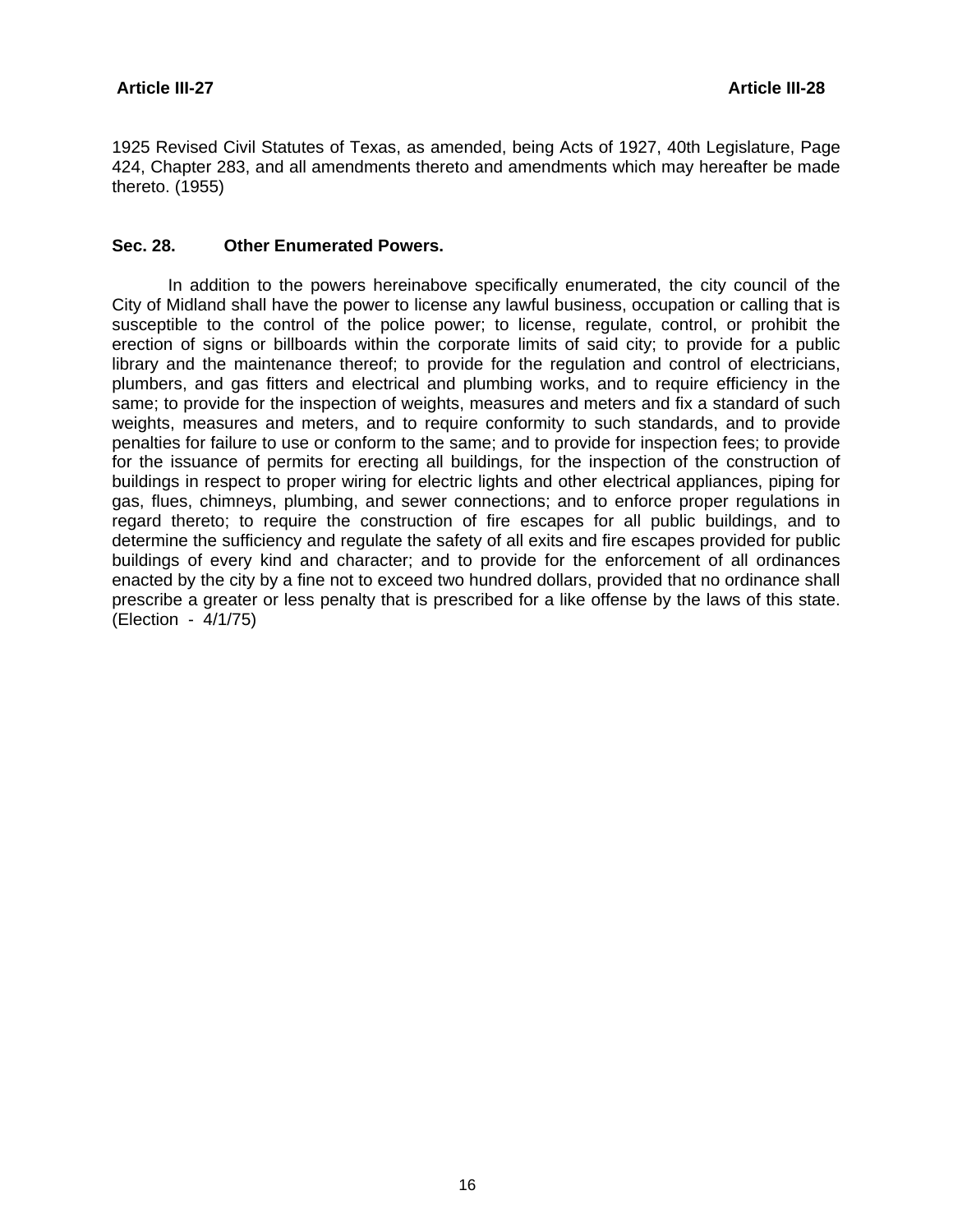1925 Revised Civil Statutes of Texas, as amended, being Acts of 1927, 40th Legislature, Page 424, Chapter 283, and all amendments thereto and amendments which may hereafter be made thereto. (1955)

**Sec. 28. Other Enumerated Powers.**

In addition to the powers hereinabove specifically enumerated, the city council of the City of Midland shall have the power to license any lawful business, occupation or calling that is susceptible to the control of the police power; to license, regulate, control, or prohibit the erection of signs or billboards within the corporate limits of said city; to provide for a public library and the maintenance thereof; to provide for the regulation and control of electricians, plumbers, and gas fitters and electrical and plumbing works, and to require efficiency in the same; to provide for the inspection of weights, measures and meters and fix a standard of such weights, measures and meters, and to require conformity to such standards, and to provide penalties for failure to use or conform to the same; and to provide for inspection fees; to provide for the issuance of permits for erecting all buildings, for the inspection of the construction of buildings in respect to proper wiring for electric lights and other electrical appliances, piping for gas, flues, chimneys, plumbing, and sewer connections; and to enforce proper regulations in regard thereto; to require the construction of fire escapes for all public buildings, and to determine the sufficiency and regulate the safety of all exits and fire escapes provided for public buildings of every kind and character; and to provide for the enforcement of all ordinances enacted by the city by a fine not to exceed two hundred dollars, provided that no ordinance shall prescribe a greater or less penalty that is prescribed for a like offense by the laws of this state. (Election - 4/1/75)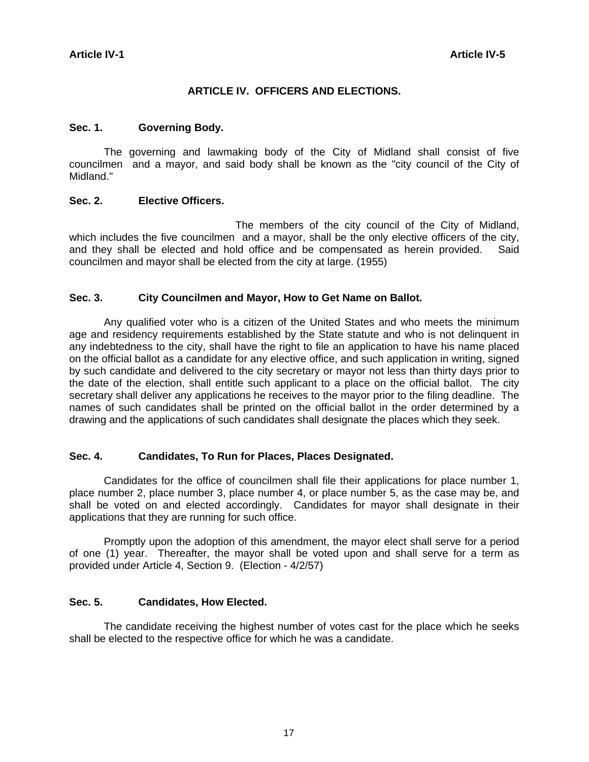# ARTICLE IV. OFFICERS AND ELECTIONS.

### Sec. 1. Governing Body.

The governing and lawmaking body of the City of Midland shall consist of five councilmen and a mayor, and said body shall be known as the "city council of the City of Midland."

### Sec. 2. Elective Officers.

The members of the city council of the City of Midland, which includes the five councilmen and a mayor, shall be the only elective officers of the city, and they shall be elected and hold office and be compensated as herein provided. Said councilmen and mayor shall be elected from the city at large. (1955)

### Sec. 3. City Councilmen and Mayor, How to Get Name on Ballot.

Any qualified voter who is a citizen of the United States and who meets the minimum age and residency requirements established by the State statute and who is not delinquent in any indebtedness to the city, shall have the right to file an application to have his name placed on the official ballot as a candidate for any elective office, and such application in writing, signed by such candidate and delivered to the city secretary or mayor not less than thirty days prior to the date of the election, shall entitle such applicant to a place on the official ballot. The city secretary shall deliver any applications he receives to the mayor prior to the filing deadline. The names of such candidates shall be printed on the official ballot in the order determined by a drawing and the applications of such candidates shall designate the places which they seek.

### Sec. 4. Candidates, To Run for Places, Places Designated.

Candidates for the office of councilmen shall file their applications for place number 1, place number 2, place number 3, place number 4, or place number 5, as the case may be, and shall be voted on and elected accordingly. Candidates for mayor shall designate in their applications that they are running for such office.

Promptly upon the adoption of this amendment, the mayor elect shall serve for a period of one (1) year. Thereafter, the mayor shall be voted upon and shall serve for a term as provided under Article 4, Section 9. (Election - 4/2/57)

### Sec. 5. Candidates, How Elected.

The candidate receiving the highest number of votes cast for the place which he seeks shall be elected to the respective office for which he was a candidate.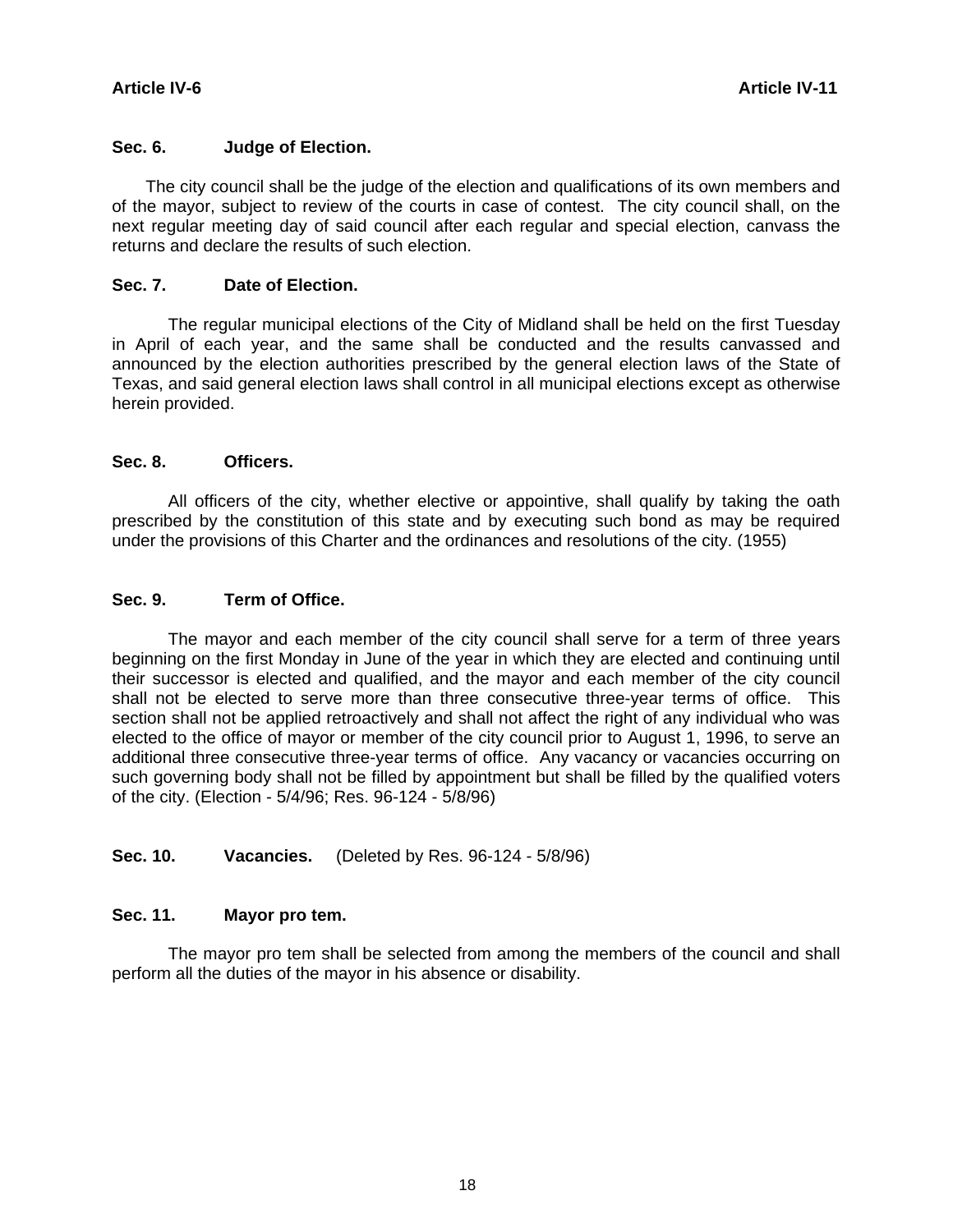### Sec. 6. Judge of Election.

The city council shall be the judge of the election and qualifications of its own members and of the mayor, subject to review of the courts in case of contest. The city council shall, on the next regular meeting day of said council after each regular and special election, canvass the returns and declare the results of such election.

### Sec. 7. Date of Election.

The regular municipal elections of the City of Midland shall be held on the first Tuesday in April of each year, and the same shall be conducted and the results canvassed and announced by the election authorities prescribed by the general election laws of the State of Texas, and said general election laws shall control in all municipal elections except as otherwise herein provided.

### Sec. 8. Officers.

All officers of the city, whether elective or appointive, shall qualify by taking the oath prescribed by the constitution of this state and by executing such bond as may be required under the provisions of this Charter and the ordinances and resolutions of the city. (1955)

### Sec. 9. Term of Office.

The mayor and each member of the city council shall serve for a term of three years beginning on the first Monday in June of the year in which they are elected and continuing until their successor is elected and qualified, and the mayor and each member of the city council shall not be elected to serve more than three consecutive three-year terms of office. This section shall not be applied retroactively and shall not affect the right of any individual who was elected to the office of mayor or member of the city council prior to August 1, 1996, to serve an additional three consecutive three-year terms of office. Any vacancy or vacancies occurring on such governing body shall not be filled by appointment but shall be filled by the qualified voters of the city. (Election - 5/4/96; Res. 96-124 - 5/8/96)

### Sec. 10. Vacancies. (Deleted by Res. 96-124 - 5/8/96)

### Sec. 11. Mayor pro tem.

The mayor pro tem shall be selected from among the members of the council and shall perform all the duties of the mayor in his absence or disability.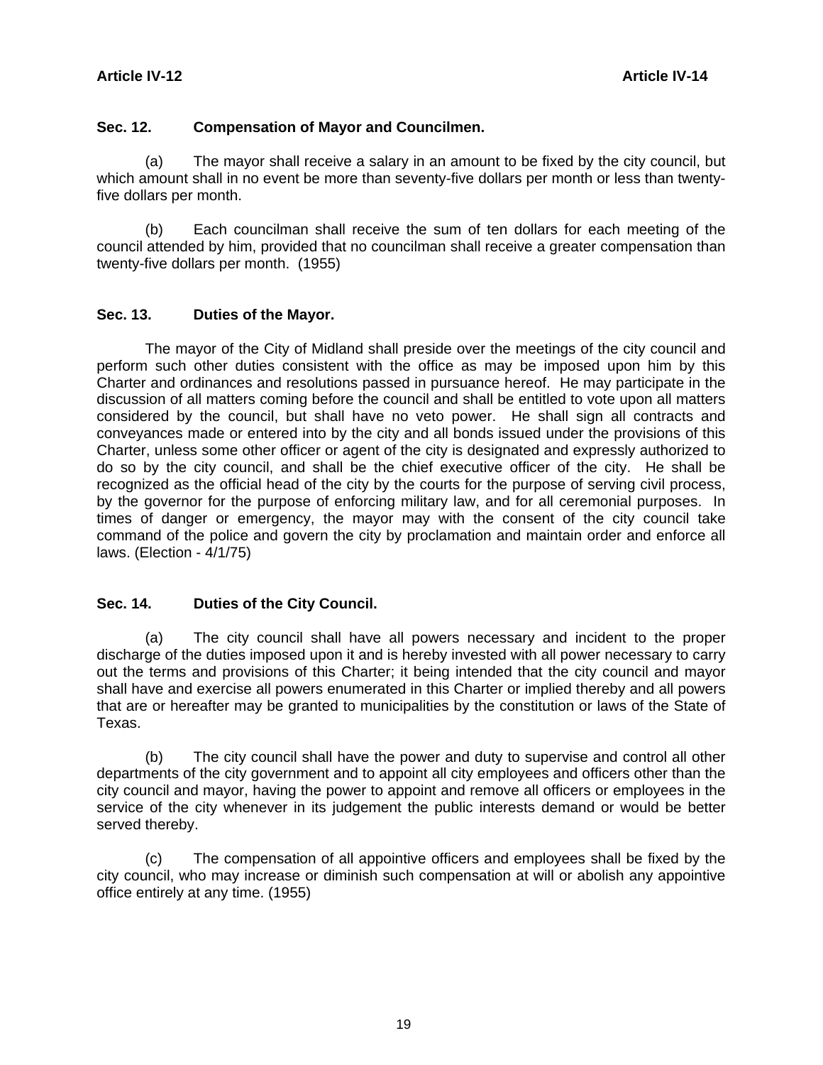### Sec. 12. Compensation of Mayor and Councilmen.

(a) The mayor shall receive a salary in an amount to be fixed by the city council, but which amount shall in no event be more than seventy-five dollars per month or less than twenty-five dollars per month.

(b) Each councilman shall receive the sum of ten dollars for each meeting of the council attended by him, provided that no councilman shall receive a greater compensation than twenty-five dollars per month. (1955)

### Sec. 13. Duties of the Mayor.

The mayor of the City of Midland shall preside over the meetings of the city council and perform such other duties consistent with the office as may be imposed upon him by this Charter and ordinances and resolutions passed in pursuance hereof. He may participate in the discussion of all matters coming before the council and shall be entitled to vote upon all matters considered by the council, but shall have no veto power. He shall sign all contracts and conveyances made or entered into by the city and all bonds issued under the provisions of this Charter, unless some other officer or agent of the city is designated and expressly authorized to do so by the city council, and shall be the chief executive officer of the city. He shall be recognized as the official head of the city by the courts for the purpose of serving civil process, by the governor for the purpose of enforcing military law, and for all ceremonial purposes. In times of danger or emergency, the mayor may with the consent of the city council take command of the police and govern the city by proclamation and maintain order and enforce all laws. (Election - 4/1/75)

### Sec. 14. Duties of the City Council.

(a) The city council shall have all powers necessary and incident to the proper discharge of the duties imposed upon it and is hereby invested with all power necessary to carry out the terms and provisions of this Charter; it being intended that the city council and mayor shall have and exercise all powers enumerated in this Charter or implied thereby and all powers that are or hereafter may be granted to municipalities by the constitution or laws of the State of Texas.

(b) The city council shall have the power and duty to supervise and control all other departments of the city government and to appoint all city employees and officers other than the city council and mayor, having the power to appoint and remove all officers or employees in the service of the city whenever in its judgement the public interests demand or would be better served thereby.

(c) The compensation of all appointive officers and employees shall be fixed by the city council, who may increase or diminish such compensation at will or abolish any appointive office entirely at any time. (1955)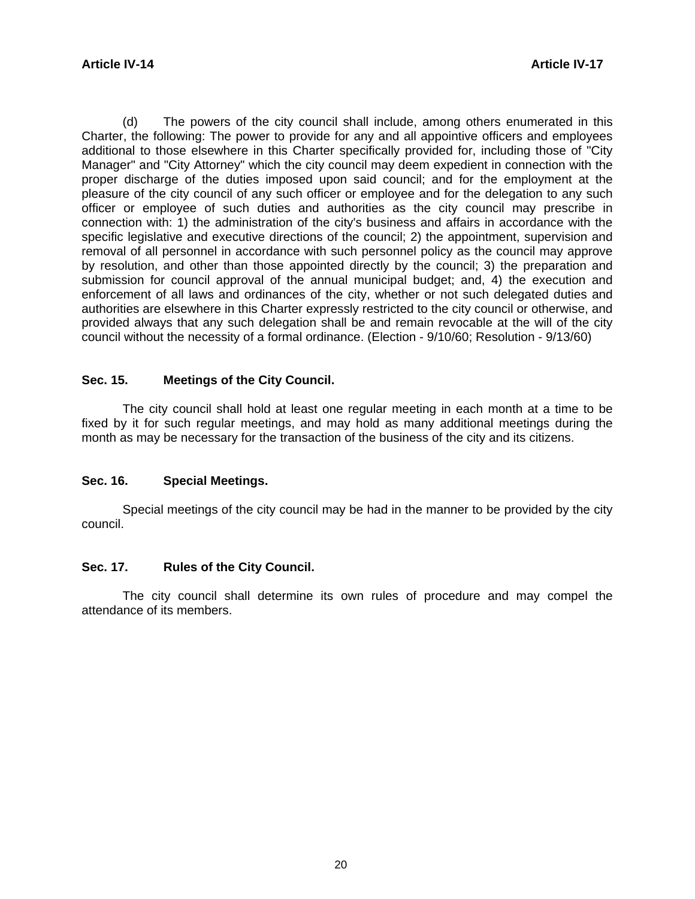(d) The powers of the city council shall include, among others enumerated in this Charter, the following: The power to provide for any and all appointive officers and employees additional to those elsewhere in this Charter specifically provided for, including those of "City Manager" and "City Attorney" which the city council may deem expedient in connection with the proper discharge of the duties imposed upon said council; and for the employment at the pleasure of the city council of any such officer or employee and for the delegation to any such officer or employee of such duties and authorities as the city council may prescribe in connection with: 1) the administration of the city's business and affairs in accordance with the specific legislative and executive directions of the council; 2) the appointment, supervision and removal of all personnel in accordance with such personnel policy as the council may approve by resolution, and other than those appointed directly by the council; 3) the preparation and submission for council approval of the annual municipal budget; and, 4) the execution and enforcement of all laws and ordinances of the city, whether or not such delegated duties and authorities are elsewhere in this Charter expressly restricted to the city council or otherwise, and provided always that any such delegation shall be and remain revocable at the will of the city council without the necessity of a formal ordinance. (Election - 9/10/60; Resolution - 9/13/60)

### Sec. 15. Meetings of the City Council.

The city council shall hold at least one regular meeting in each month at a time to be fixed by it for such regular meetings, and may hold as many additional meetings during the month as may be necessary for the transaction of the business of the city and its citizens.

### Sec. 16. Special Meetings.

Special meetings of the city council may be had in the manner to be provided by the city council.

### Sec. 17. Rules of the City Council.

The city council shall determine its own rules of procedure and may compel the attendance of its members.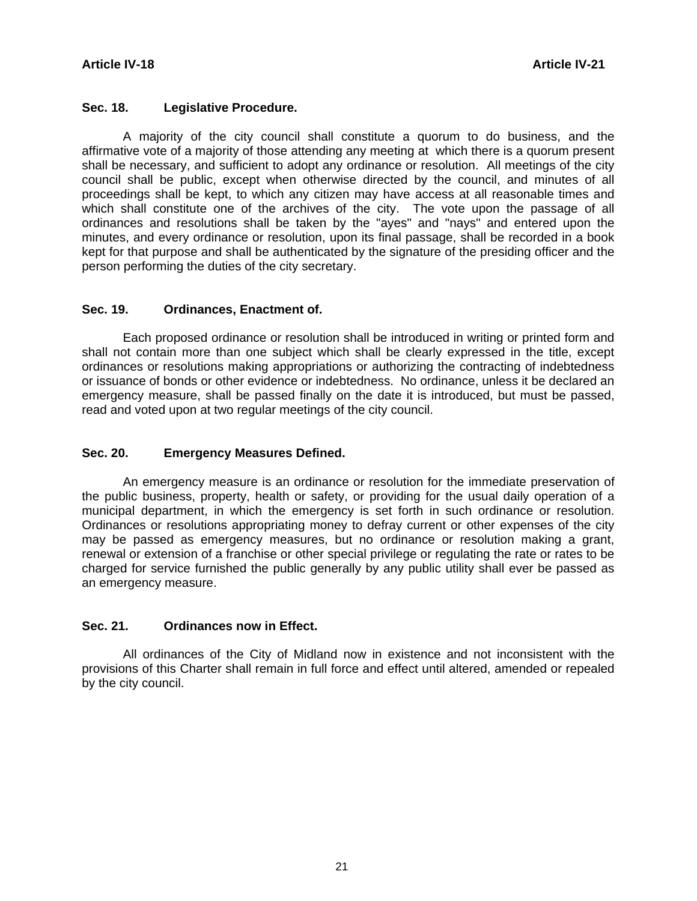### Sec. 18. Legislative Procedure.

A majority of the city council shall constitute a quorum to do business, and the affirmative vote of a majority of those attending any meeting at which there is a quorum present shall be necessary, and sufficient to adopt any ordinance or resolution. All meetings of the city council shall be public, except when otherwise directed by the council, and minutes of all proceedings shall be kept, to which any citizen may have access at all reasonable times and which shall constitute one of the archives of the city. The vote upon the passage of all ordinances and resolutions shall be taken by the "ayes" and "nays" and entered upon the minutes, and every ordinance or resolution, upon its final passage, shall be recorded in a book kept for that purpose and shall be authenticated by the signature of the presiding officer and the person performing the duties of the city secretary.

### Sec. 19. Ordinances, Enactment of.

Each proposed ordinance or resolution shall be introduced in writing or printed form and shall not contain more than one subject which shall be clearly expressed in the title, except ordinances or resolutions making appropriations or authorizing the contracting of indebtedness or issuance of bonds or other evidence or indebtedness. No ordinance, unless it be declared an emergency measure, shall be passed finally on the date it is introduced, but must be passed, read and voted upon at two regular meetings of the city council.

### Sec. 20. Emergency Measures Defined.

An emergency measure is an ordinance or resolution for the immediate preservation of the public business, property, health or safety, or providing for the usual daily operation of a municipal department, in which the emergency is set forth in such ordinance or resolution. Ordinances or resolutions appropriating money to defray current or other expenses of the city may be passed as emergency measures, but no ordinance or resolution making a grant, renewal or extension of a franchise or other special privilege or regulating the rate or rates to be charged for service furnished the public generally by any public utility shall ever be passed as an emergency measure.

### Sec. 21. Ordinances now in Effect.

All ordinances of the City of Midland now in existence and not inconsistent with the provisions of this Charter shall remain in full force and effect until altered, amended or repealed by the city council.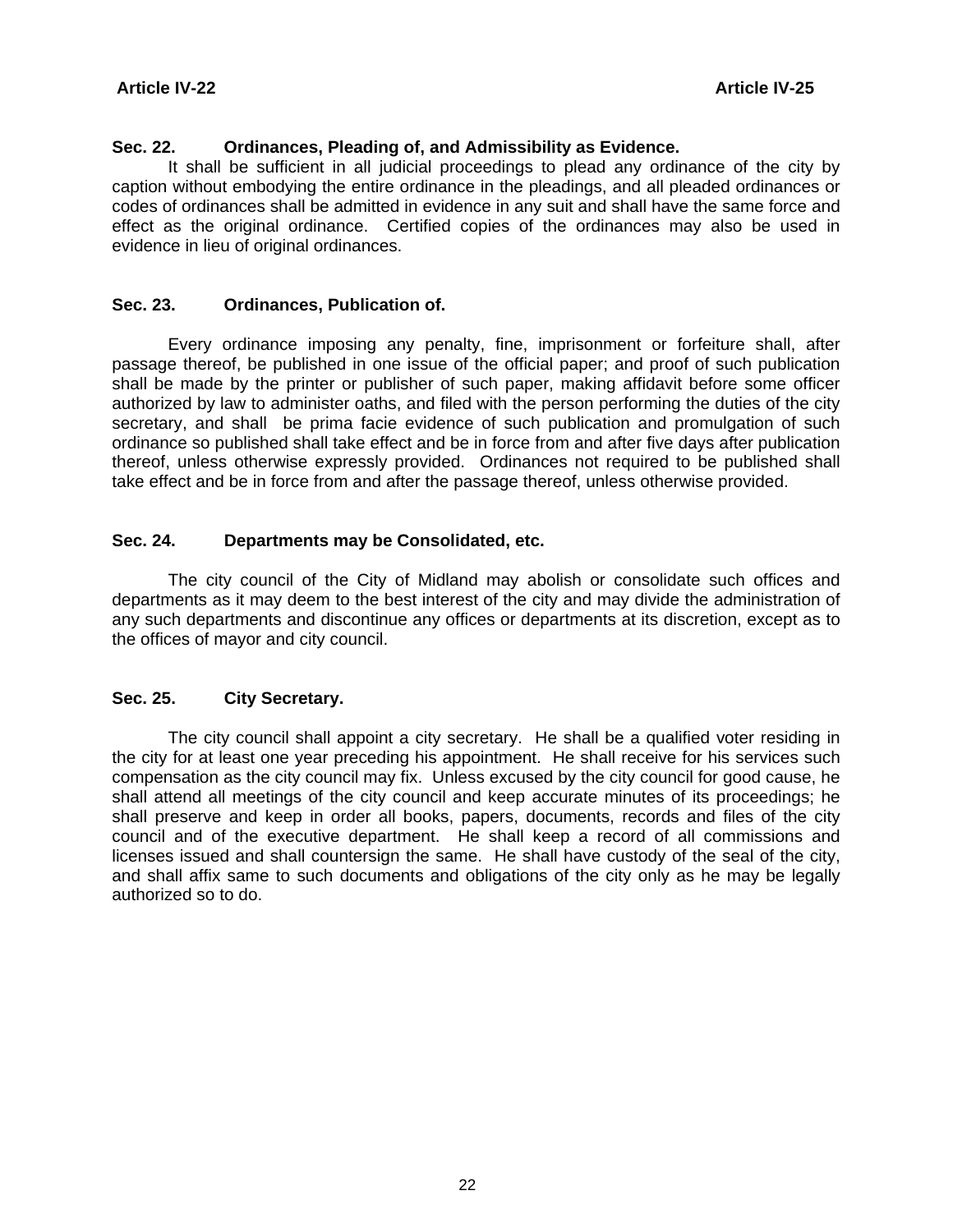### Sec. 22. Ordinances, Pleading of, and Admissibility as Evidence.

It shall be sufficient in all judicial proceedings to plead any ordinance of the city by caption without embodying the entire ordinance in the pleadings, and all pleaded ordinances or codes of ordinances shall be admitted in evidence in any suit and shall have the same force and effect as the original ordinance. Certified copies of the ordinances may also be used in evidence in lieu of original ordinances.

### Sec. 23. Ordinances, Publication of.

Every ordinance imposing any penalty, fine, imprisonment or forfeiture shall, after passage thereof, be published in one issue of the official paper; and proof of such publication shall be made by the printer or publisher of such paper, making affidavit before some officer authorized by law to administer oaths, and filed with the person performing the duties of the city secretary, and shall be prima facie evidence of such publication and promulgation of such ordinance so published shall take effect and be in force from and after five days after publication thereof, unless otherwise expressly provided. Ordinances not required to be published shall take effect and be in force from and after the passage thereof, unless otherwise provided.

### Sec. 24. Departments may be Consolidated, etc.

The city council of the City of Midland may abolish or consolidate such offices and departments as it may deem to the best interest of the city and may divide the administration of any such departments and discontinue any offices or departments at its discretion, except as to the offices of mayor and city council.

### Sec. 25. City Secretary.

The city council shall appoint a city secretary. He shall be a qualified voter residing in the city for at least one year preceding his appointment. He shall receive for his services such compensation as the city council may fix. Unless excused by the city council for good cause, he shall attend all meetings of the city council and keep accurate minutes of its proceedings; he shall preserve and keep in order all books, papers, documents, records and files of the city council and of the executive department. He shall keep a record of all commissions and licenses issued and shall countersign the same. He shall have custody of the seal of the city, and shall affix same to such documents and obligations of the city only as he may be legally authorized so to do.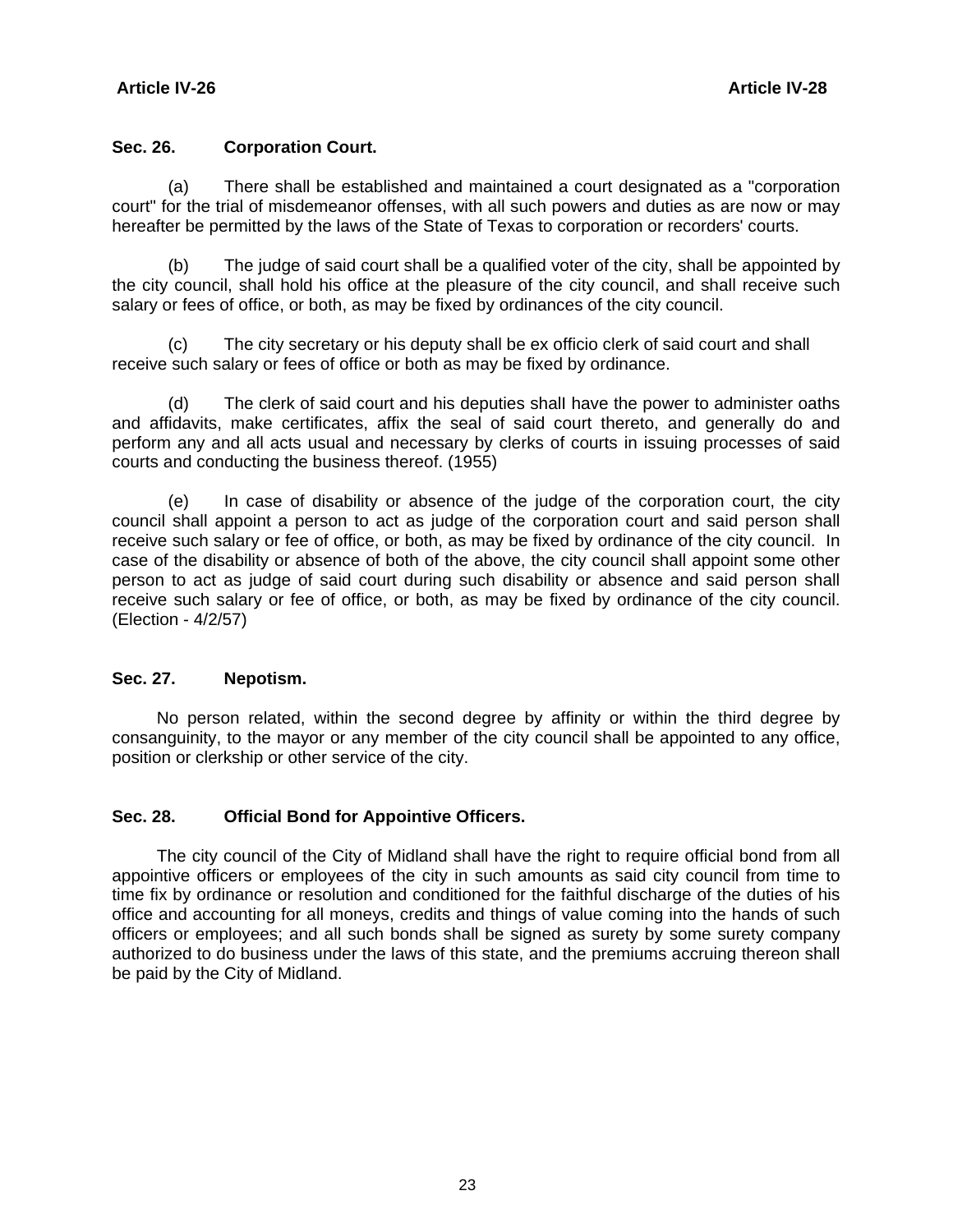### Sec. 26. Corporation Court.

(a) There shall be established and maintained a court designated as a "corporation court" for the trial of misdemeanor offenses, with all such powers and duties as are now or may hereafter be permitted by the laws of the State of Texas to corporation or recorders' courts.

(b) The judge of said court shall be a qualified voter of the city, shall be appointed by the city council, shall hold his office at the pleasure of the city council, and shall receive such salary or fees of office, or both, as may be fixed by ordinances of the city council.

(c) The city secretary or his deputy shall be ex officio clerk of said court and shall receive such salary or fees of office or both as may be fixed by ordinance.

(d) The clerk of said court and his deputies shall have the power to administer oaths and affidavits, make certificates, affix the seal of said court thereto, and generally do and perform any and all acts usual and necessary by clerks of courts in issuing processes of said courts and conducting the business thereof. (1955)

(e) In case of disability or absence of the judge of the corporation court, the city council shall appoint a person to act as judge of the corporation court and said person shall receive such salary or fee of office, or both, as may be fixed by ordinance of the city council. In case of the disability or absence of both of the above, the city council shall appoint some other person to act as judge of said court during such disability or absence and said person shall receive such salary or fee of office, or both, as may be fixed by ordinance of the city council. (Election - 4/2/57)

### Sec. 27. Nepotism.

No person related, within the second degree by affinity or within the third degree by consanguinity, to the mayor or any member of the city council shall be appointed to any office, position or clerkship or other service of the city.

### Sec. 28. Official Bond for Appointive Officers.

The city council of the City of Midland shall have the right to require official bond from all appointive officers or employees of the city in such amounts as said city council from time to time fix by ordinance or resolution and conditioned for the faithful discharge of the duties of his office and accounting for all moneys, credits and things of value coming into the hands of such officers or employees; and all such bonds shall be signed as surety by some surety company authorized to do business under the laws of this state, and the premiums accruing thereon shall be paid by the City of Midland.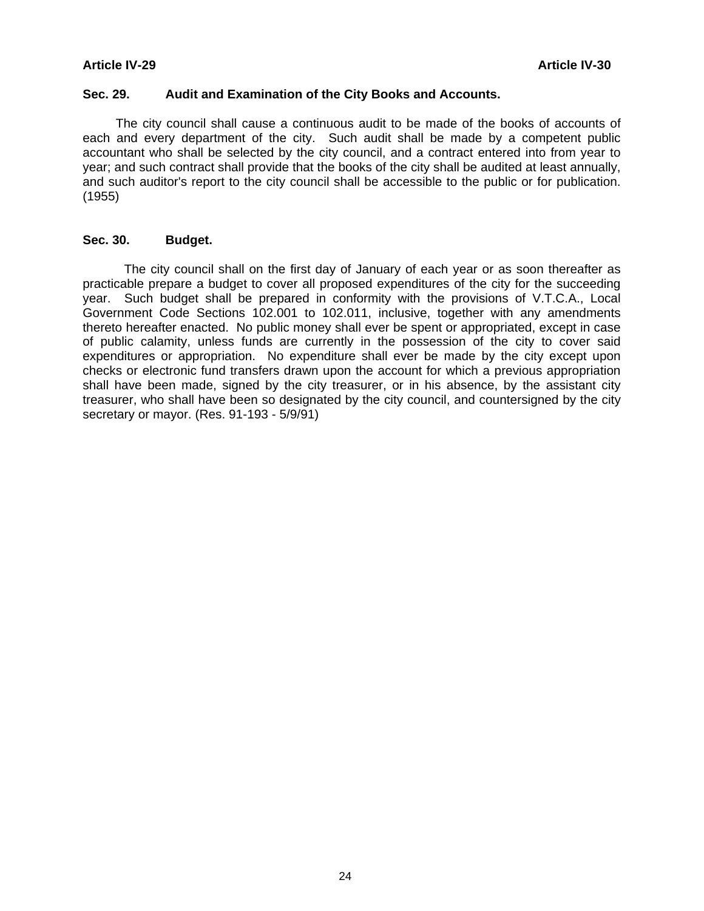### Sec. 29. Audit and Examination of the City Books and Accounts.

The city council shall cause a continuous audit to be made of the books of accounts of each and every department of the city. Such audit shall be made by a competent public accountant who shall be selected by the city council, and a contract entered into from year to year; and such contract shall provide that the books of the city shall be audited at least annually, and such auditor's report to the city council shall be accessible to the public or for publication. (1955)

### Sec. 30. Budget.

The city council shall on the first day of January of each year or as soon thereafter as practicable prepare a budget to cover all proposed expenditures of the city for the succeeding year. Such budget shall be prepared in conformity with the provisions of V.T.C.A., Local Government Code Sections 102.001 to 102.011, inclusive, together with any amendments thereto hereafter enacted. No public money shall ever be spent or appropriated, except in case of public calamity, unless funds are currently in the possession of the city to cover said expenditures or appropriation. No expenditure shall ever be made by the city except upon checks or electronic fund transfers drawn upon the account for which a previous appropriation shall have been made, signed by the city treasurer, or in his absence, by the assistant city treasurer, who shall have been so designated by the city council, and countersigned by the city secretary or mayor. (Res. 91-193 - 5/9/91)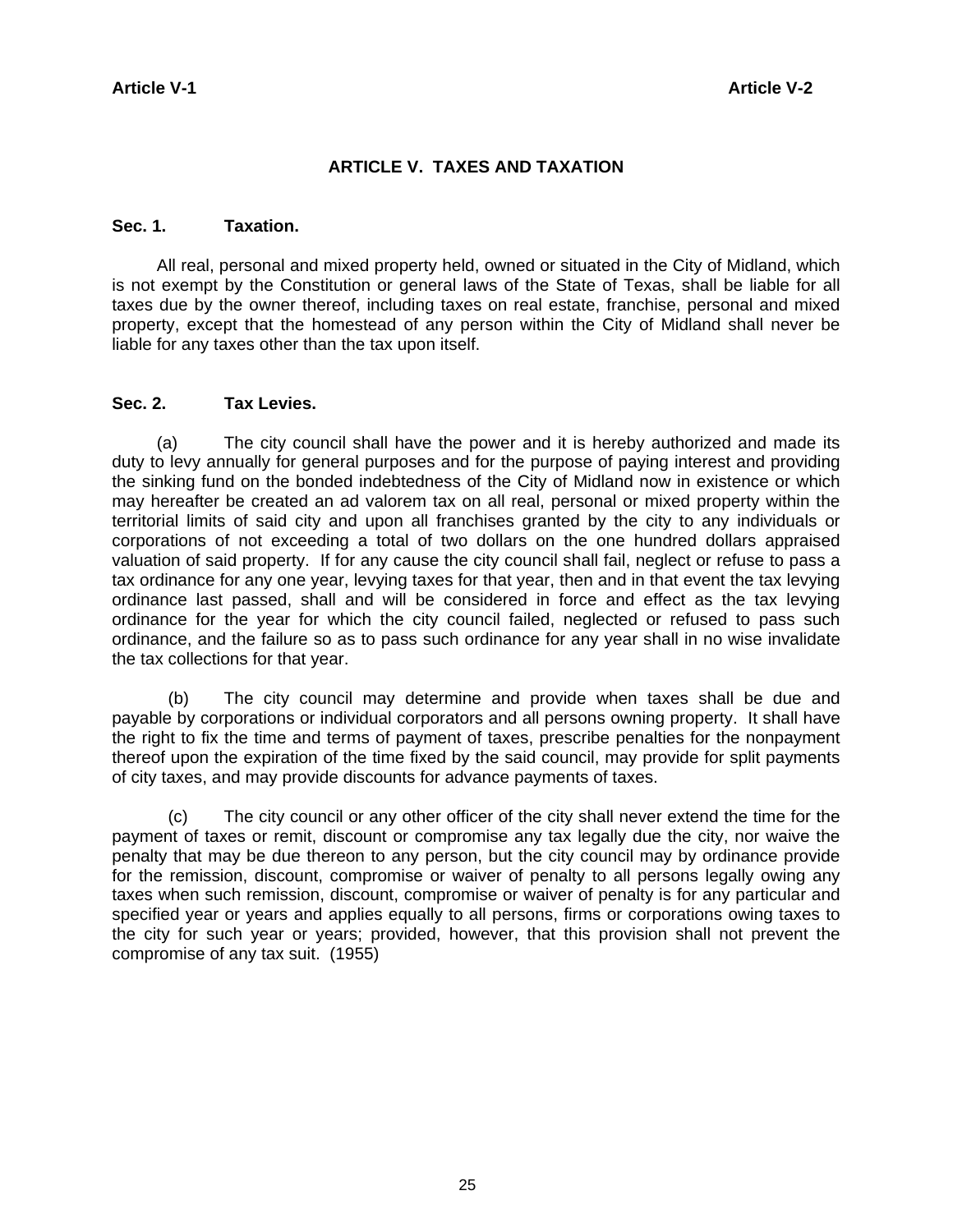# ARTICLE V. TAXES AND TAXATION

## Sec. 1. Taxation.

All real, personal and mixed property held, owned or situated in the City of Midland, which is not exempt by the Constitution or general laws of the State of Texas, shall be liable for all taxes due by the owner thereof, including taxes on real estate, franchise, personal and mixed property, except that the homestead of any person within the City of Midland shall never be liable for any taxes other than the tax upon itself.

## Sec. 2. Tax Levies.

(a) The city council shall have the power and it is hereby authorized and made its duty to levy annually for general purposes and for the purpose of paying interest and providing the sinking fund on the bonded indebtedness of the City of Midland now in existence or which may hereafter be created an ad valorem tax on all real, personal or mixed property within the territorial limits of said city and upon all franchises granted by the city to any individuals or corporations of not exceeding a total of two dollars on the one hundred dollars appraised valuation of said property. If for any cause the city council shall fail, neglect or refuse to pass a tax ordinance for any one year, levying taxes for that year, then and in that event the tax levying ordinance last passed, shall and will be considered in force and effect as the tax levying ordinance for the year for which the city council failed, neglected or refused to pass such ordinance, and the failure so as to pass such ordinance for any year shall in no wise invalidate the tax collections for that year.

(b) The city council may determine and provide when taxes shall be due and payable by corporations or individual corporators and all persons owning property. It shall have the right to fix the time and terms of payment of taxes, prescribe penalties for the nonpayment thereof upon the expiration of the time fixed by the said council, may provide for split payments of city taxes, and may provide discounts for advance payments of taxes.

(c) The city council or any other officer of the city shall never extend the time for the payment of taxes or remit, discount or compromise any tax legally due the city, nor waive the penalty that may be due thereon to any person, but the city council may by ordinance provide for the remission, discount, compromise or waiver of penalty to all persons legally owing any taxes when such remission, discount, compromise or waiver of penalty is for any particular and specified year or years and applies equally to all persons, firms or corporations owing taxes to the city for such year or years; provided, however, that this provision shall not prevent the compromise of any tax suit. (1955)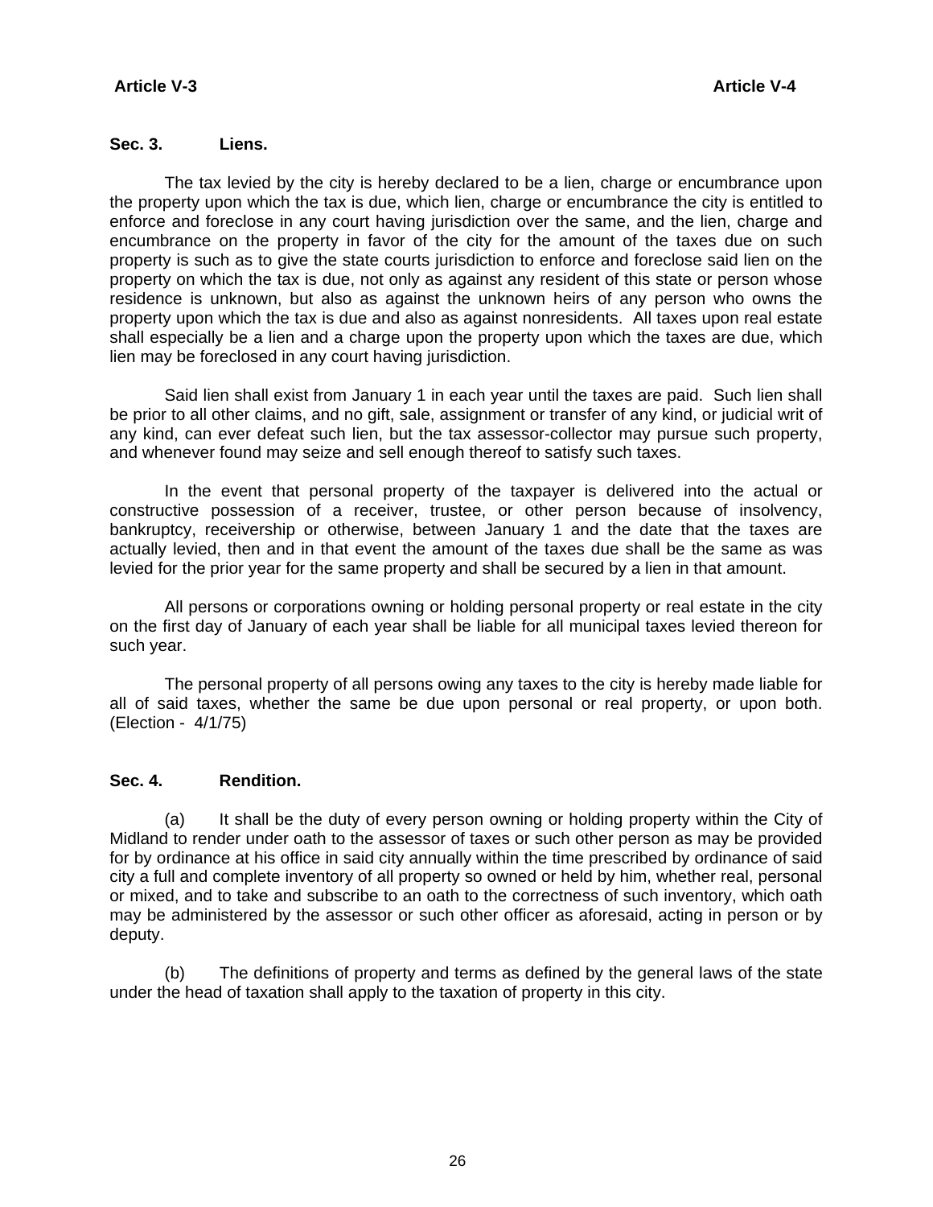## Sec. 3. Liens.

The tax levied by the city is hereby declared to be a lien, charge or encumbrance upon the property upon which the tax is due, which lien, charge or encumbrance the city is entitled to enforce and foreclose in any court having jurisdiction over the same, and the lien, charge and encumbrance on the property in favor of the city for the amount of the taxes due on such property is such as to give the state courts jurisdiction to enforce and foreclose said lien on the property on which the tax is due, not only as against any resident of this state or person whose residence is unknown, but also as against the unknown heirs of any person who owns the property upon which the tax is due and also as against nonresidents. All taxes upon real estate shall especially be a lien and a charge upon the property upon which the taxes are due, which lien may be foreclosed in any court having jurisdiction.

Said lien shall exist from January 1 in each year until the taxes are paid. Such lien shall be prior to all other claims, and no gift, sale, assignment or transfer of any kind, or judicial writ of any kind, can ever defeat such lien, but the tax assessor-collector may pursue such property, and whenever found may seize and sell enough thereof to satisfy such taxes.

In the event that personal property of the taxpayer is delivered into the actual or constructive possession of a receiver, trustee, or other person because of insolvency, bankruptcy, receivership or otherwise, between January 1 and the date that the taxes are actually levied, then and in that event the amount of the taxes due shall be the same as was levied for the prior year for the same property and shall be secured by a lien in that amount.

All persons or corporations owning or holding personal property or real estate in the city on the first day of January of each year shall be liable for all municipal taxes levied thereon for such year.

The personal property of all persons owing any taxes to the city is hereby made liable for all of said taxes, whether the same be due upon personal or real property, or upon both. (Election - 4/1/75)

## Sec. 4. Rendition.

(a) It shall be the duty of every person owning or holding property within the City of Midland to render under oath to the assessor of taxes or such other person as may be provided for by ordinance at his office in said city annually within the time prescribed by ordinance of said city a full and complete inventory of all property so owned or held by him, whether real, personal or mixed, and to take and subscribe to an oath to the correctness of such inventory, which oath may be administered by the assessor or such other officer as aforesaid, acting in person or by deputy.

(b) The definitions of property and terms as defined by the general laws of the state under the head of taxation shall apply to the taxation of property in this city.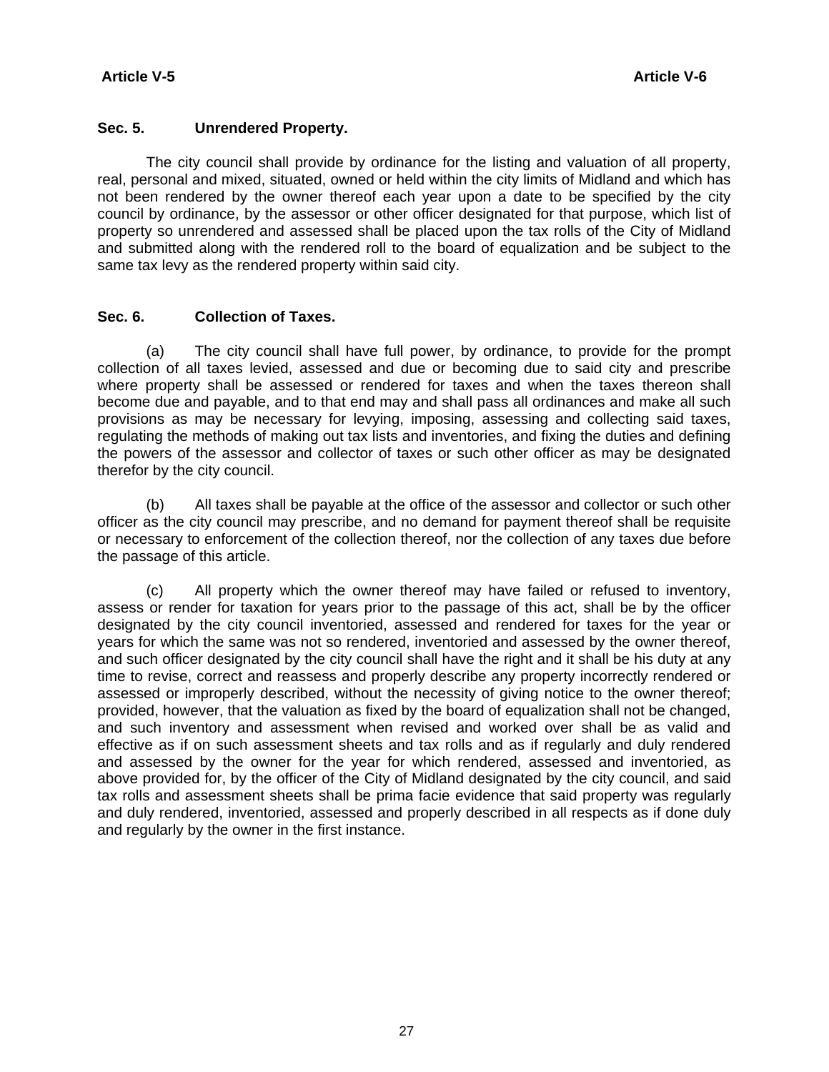### Sec. 5. Unrendered Property.

The city council shall provide by ordinance for the listing and valuation of all property, real, personal and mixed, situated, owned or held within the city limits of Midland and which has not been rendered by the owner thereof each year upon a date to be specified by the city council by ordinance, by the assessor or other officer designated for that purpose, which list of property so unrendered and assessed shall be placed upon the tax rolls of the City of Midland and submitted along with the rendered roll to the board of equalization and be subject to the same tax levy as the rendered property within said city.

### Sec. 6. Collection of Taxes.

(a) The city council shall have full power, by ordinance, to provide for the prompt collection of all taxes levied, assessed and due or becoming due to said city and prescribe where property shall be assessed or rendered for taxes and when the taxes thereon shall become due and payable, and to that end may and shall pass all ordinances and make all such provisions as may be necessary for levying, imposing, assessing and collecting said taxes, regulating the methods of making out tax lists and inventories, and fixing the duties and defining the powers of the assessor and collector of taxes or such other officer as may be designated therefor by the city council.

(b) All taxes shall be payable at the office of the assessor and collector or such other officer as the city council may prescribe, and no demand for payment thereof shall be requisite or necessary to enforcement of the collection thereof, nor the collection of any taxes due before the passage of this article.

(c) All property which the owner thereof may have failed or refused to inventory, assess or render for taxation for years prior to the passage of this act, shall be by the officer designated by the city council inventoried, assessed and rendered for taxes for the year or years for which the same was not so rendered, inventoried and assessed by the owner thereof, and such officer designated by the city council shall have the right and it shall be his duty at any time to revise, correct and reassess and properly describe any property incorrectly rendered or assessed or improperly described, without the necessity of giving notice to the owner thereof; provided, however, that the valuation as fixed by the board of equalization shall not be changed, and such inventory and assessment when revised and worked over shall be as valid and effective as if on such assessment sheets and tax rolls and as if regularly and duly rendered and assessed by the owner for the year for which rendered, assessed and inventoried, as above provided for, by the officer of the City of Midland designated by the city council, and said tax rolls and assessment sheets shall be prima facie evidence that said property was regularly and duly rendered, inventoried, assessed and properly described in all respects as if done duly and regularly by the owner in the first instance.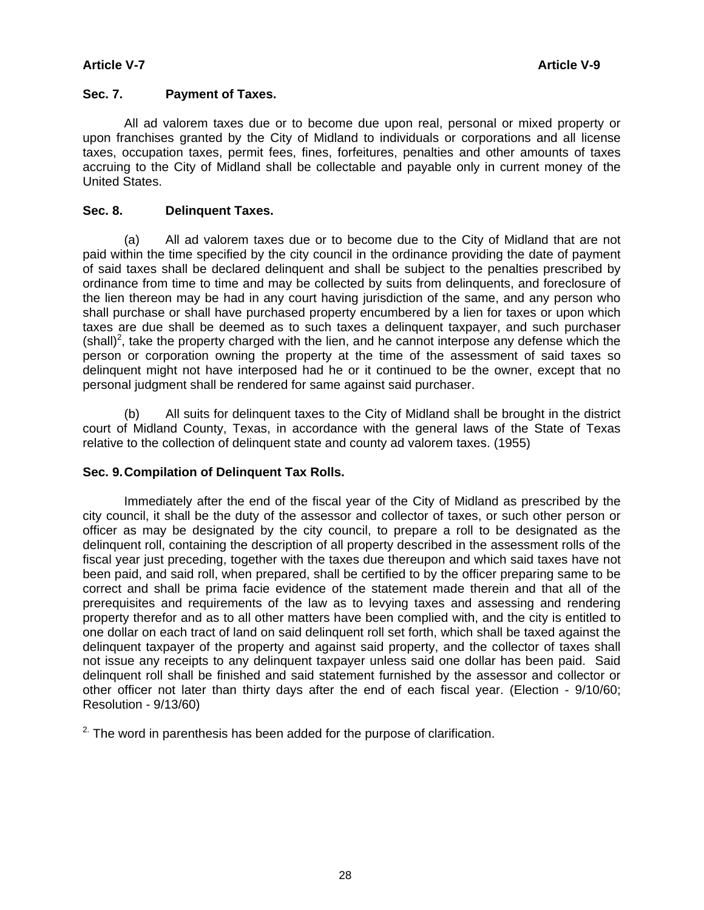### Sec. 7. Payment of Taxes.

All ad valorem taxes due or to become due upon real, personal or mixed property or upon franchises granted by the City of Midland to individuals or corporations and all license taxes, occupation taxes, permit fees, fines, forfeitures, penalties and other amounts of taxes accruing to the City of Midland shall be collectable and payable only in current money of the United States.

### Sec. 8. Delinquent Taxes.

(a) All ad valorem taxes due or to become due to the City of Midland that are not paid within the time specified by the city council in the ordinance providing the date of payment of said taxes shall be declared delinquent and shall be subject to the penalties prescribed by ordinance from time to time and may be collected by suits from delinquents, and foreclosure of the lien thereon may be had in any court having jurisdiction of the same, and any person who shall purchase or shall have purchased property encumbered by a lien for taxes or upon which taxes are due shall be deemed as to such taxes a delinquent taxpayer, and such purchaser (shall)[2], take the property charged with the lien, and he cannot interpose any defense which the person or corporation owning the property at the time of the assessment of said taxes so delinquent might not have interposed had he or it continued to be the owner, except that no personal judgment shall be rendered for same against said purchaser.

(b) All suits for delinquent taxes to the City of Midland shall be brought in the district court of Midland County, Texas, in accordance with the general laws of the State of Texas relative to the collection of delinquent state and county ad valorem taxes. (1955)

### Sec. 9. Compilation of Delinquent Tax Rolls.

Immediately after the end of the fiscal year of the City of Midland as prescribed by the city council, it shall be the duty of the assessor and collector of taxes, or such other person or officer as may be designated by the city council, to prepare a roll to be designated as the delinquent roll, containing the description of all property described in the assessment rolls of the fiscal year just preceding, together with the taxes due thereupon and which said taxes have not been paid, and said roll, when prepared, shall be certified to by the officer preparing same to be correct and shall be prima facie evidence of the statement made therein and that all of the prerequisites and requirements of the law as to levying taxes and assessing and rendering property therefor and as to all other matters have been complied with, and the city is entitled to one dollar on each tract of land on said delinquent roll set forth, which shall be taxed against the delinquent taxpayer of the property and against said property, and the collector of taxes shall not issue any receipts to any delinquent taxpayer unless said one dollar has been paid. Said delinquent roll shall be finished and said statement furnished by the assessor and collector or other officer not later than thirty days after the end of each fiscal year. (Election - 9/10/60; Resolution - 9/13/60)

[2] The word in parenthesis has been added for the purpose of clarification.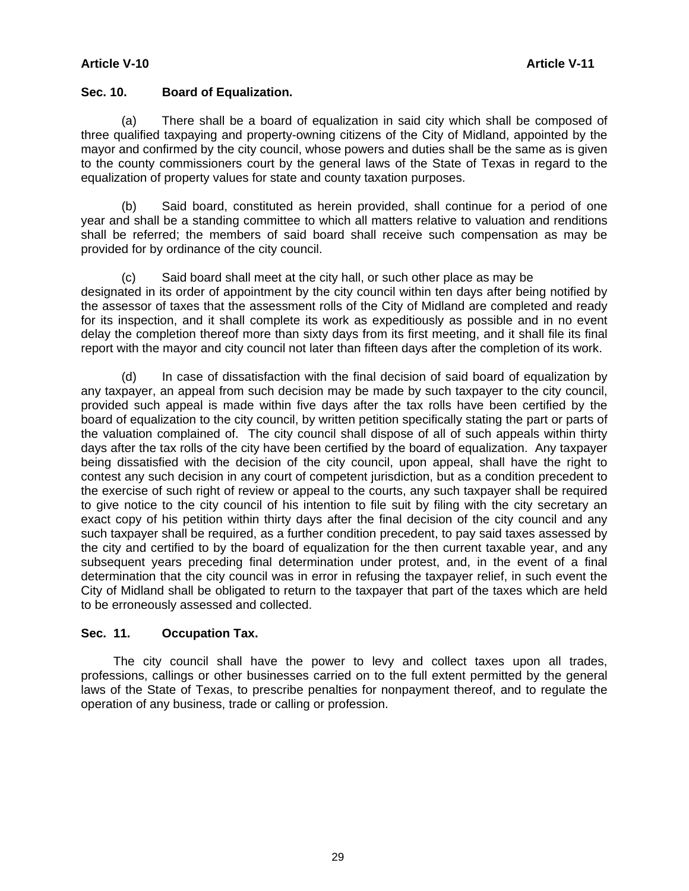## Sec. 10. Board of Equalization.

(a) There shall be a board of equalization in said city which shall be composed of three qualified taxpaying and property-owning citizens of the City of Midland, appointed by the mayor and confirmed by the city council, whose powers and duties shall be the same as is given to the county commissioners court by the general laws of the State of Texas in regard to the equalization of property values for state and county taxation purposes.

(b) Said board, constituted as herein provided, shall continue for a period of one year and shall be a standing committee to which all matters relative to valuation and renditions shall be referred; the members of said board shall receive such compensation as may be provided for by ordinance of the city council.

(c) Said board shall meet at the city hall, or such other place as may be designated in its order of appointment by the city council within ten days after being notified by the assessor of taxes that the assessment rolls of the City of Midland are completed and ready for its inspection, and it shall complete its work as expeditiously as possible and in no event delay the completion thereof more than sixty days from its first meeting, and it shall file its final report with the mayor and city council not later than fifteen days after the completion of its work.

(d) In case of dissatisfaction with the final decision of said board of equalization by any taxpayer, an appeal from such decision may be made by such taxpayer to the city council, provided such appeal is made within five days after the tax rolls have been certified by the board of equalization to the city council, by written petition specifically stating the part or parts of the valuation complained of. The city council shall dispose of all of such appeals within thirty days after the tax rolls of the city have been certified by the board of equalization. Any taxpayer being dissatisfied with the decision of the city council, upon appeal, shall have the right to contest any such decision in any court of competent jurisdiction, but as a condition precedent to the exercise of such right of review or appeal to the courts, any such taxpayer shall be required to give notice to the city council of his intention to file suit by filing with the city secretary an exact copy of his petition within thirty days after the final decision of the city council and any such taxpayer shall be required, as a further condition precedent, to pay said taxes assessed by the city and certified to by the board of equalization for the then current taxable year, and any subsequent years preceding final determination under protest, and, in the event of a final determination that the city council was in error in refusing the taxpayer relief, in such event the City of Midland shall be obligated to return to the taxpayer that part of the taxes which are held to be erroneously assessed and collected.

## Sec. 11. Occupation Tax.

The city council shall have the power to levy and collect taxes upon all trades, professions, callings or other businesses carried on to the full extent permitted by the general laws of the State of Texas, to prescribe penalties for nonpayment thereof, and to regulate the operation of any business, trade or calling or profession.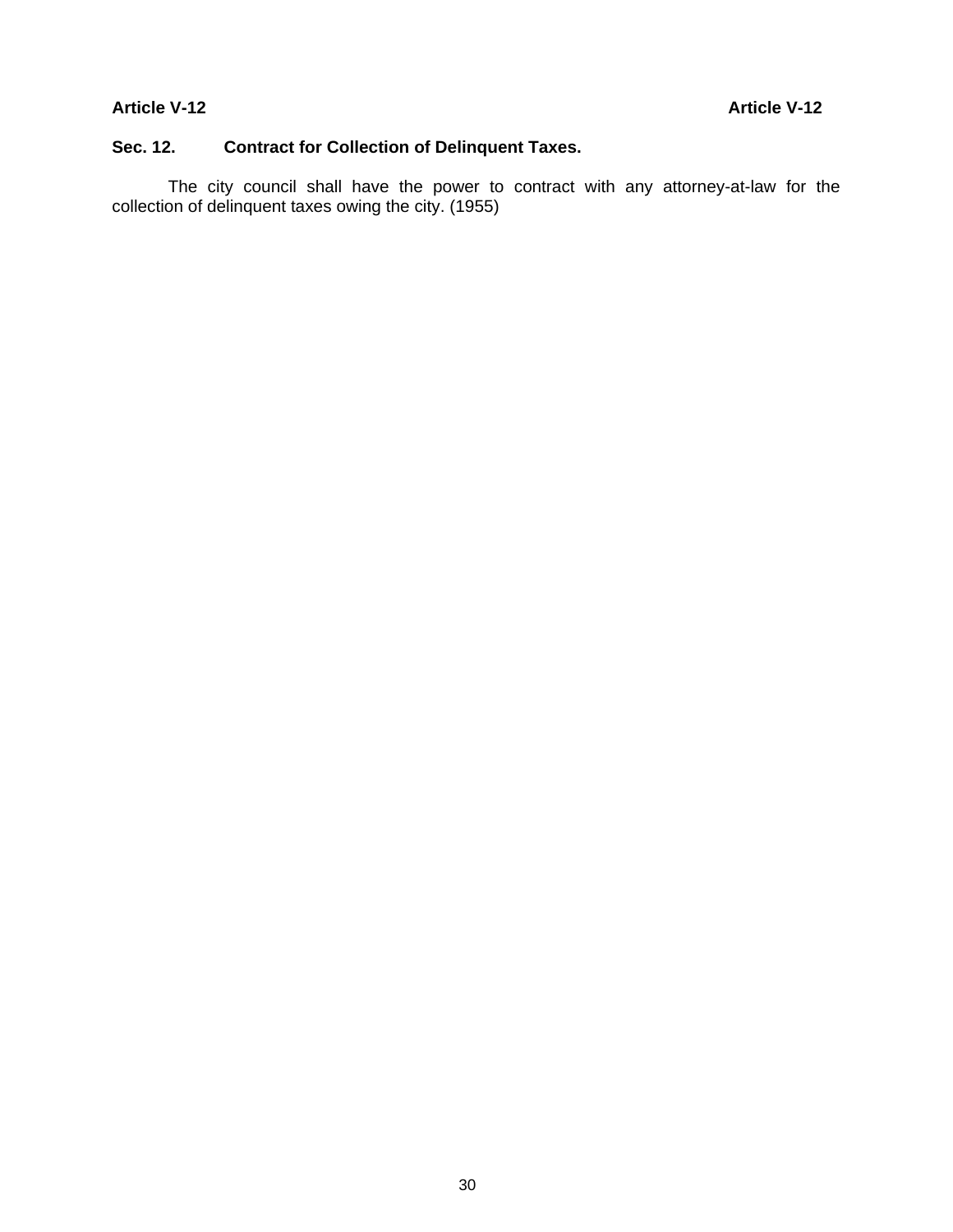**Sec. 12. Contract for Collection of Delinquent Taxes.**

The city council shall have the power to contract with any attorney-at-law for the collection of delinquent taxes owing the city. (1955)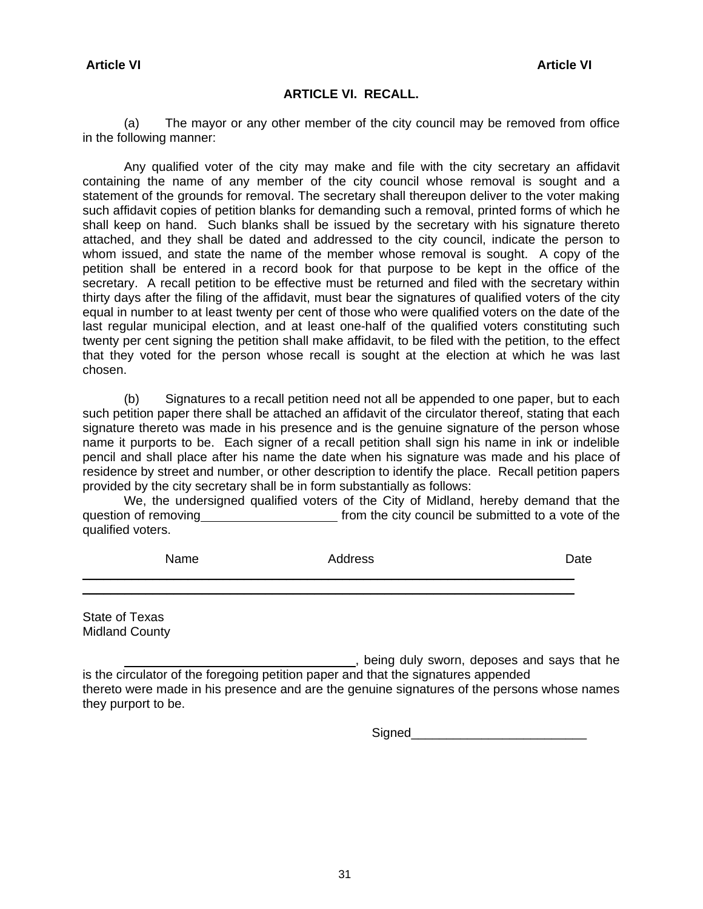## ARTICLE VI. RECALL.

(a) The mayor or any other member of the city council may be removed from office in the following manner:

Any qualified voter of the city may make and file with the city secretary an affidavit containing the name of any member of the city council whose removal is sought and a statement of the grounds for removal. The secretary shall thereupon deliver to the voter making such affidavit copies of petition blanks for demanding such a removal, printed forms of which he shall keep on hand. Such blanks shall be issued by the secretary with his signature thereto attached, and they shall be dated and addressed to the city council, indicate the person to whom issued, and state the name of the member whose removal is sought. A copy of the petition shall be entered in a record book for that purpose to be kept in the office of the secretary. A recall petition to be effective must be returned and filed with the secretary within thirty days after the filing of the affidavit, must bear the signatures of qualified voters of the city equal in number to at least twenty per cent of those who were qualified voters on the date of the last regular municipal election, and at least one-half of the qualified voters constituting such twenty per cent signing the petition shall make affidavit, to be filed with the petition, to the effect that they voted for the person whose recall is sought at the election at which he was last chosen.

(b) Signatures to a recall petition need not all be appended to one paper, but to each such petition paper there shall be attached an affidavit of the circulator thereof, stating that each signature thereto was made in his presence and is the genuine signature of the person whose name it purports to be. Each signer of a recall petition shall sign his name in ink or indelible pencil and shall place after his name the date when his signature was made and his place of residence by street and number, or other description to identify the place. Recall petition papers provided by the city secretary shall be in form substantially as follows:

We, the undersigned qualified voters of the City of Midland, hereby demand that the question of removing____________________ from the city council be submitted to a vote of the qualified voters.

| Name | Address | Date |
|---|---|---|
| | | |
| | | |

State of Texas
Midland County

__________________________________, being duly sworn, deposes and says that he is the circulator of the foregoing petition paper and that the signatures appended thereto were made in his presence and are the genuine signatures of the persons whose names they purport to be.

Signed_________________________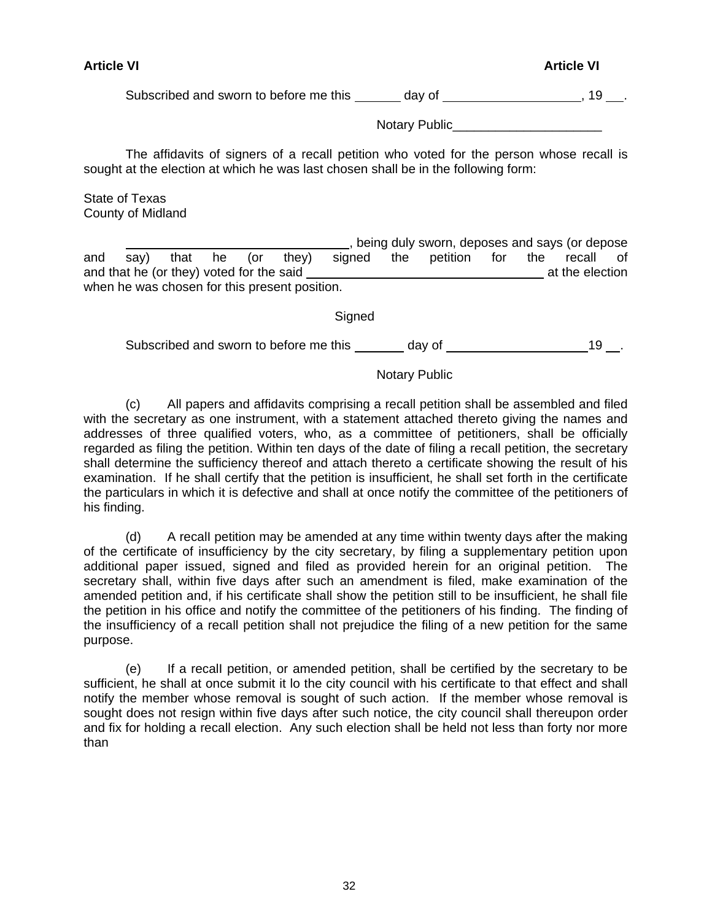Subscribed and sworn to before me this ______ day of ___________________, 19 __.

Notary Public_____________________

The affidavits of signers of a recall petition who voted for the person whose recall is sought at the election at which he was last chosen shall be in the following form:

State of Texas
County of Midland

________________________________, being duly sworn, deposes and says (or depose and say) that he (or they) signed the petition for the recall of and that he (or they) voted for the said ___________________________________ at the election when he was chosen for this present position.

Signed

Subscribed and sworn to before me this _______ day of ____________________19 __.

Notary Public

(c) All papers and affidavits comprising a recall petition shall be assembled and filed with the secretary as one instrument, with a statement attached thereto giving the names and addresses of three qualified voters, who, as a committee of petitioners, shall be officially regarded as filing the petition. Within ten days of the date of filing a recall petition, the secretary shall determine the sufficiency thereof and attach thereto a certificate showing the result of his examination. If he shall certify that the petition is insufficient, he shall set forth in the certificate the particulars in which it is defective and shall at once notify the committee of the petitioners of his finding.

(d) A recall petition may be amended at any time within twenty days after the making of the certificate of insufficiency by the city secretary, by filing a supplementary petition upon additional paper issued, signed and filed as provided herein for an original petition. The secretary shall, within five days after such an amendment is filed, make examination of the amended petition and, if his certificate shall show the petition still to be insufficient, he shall file the petition in his office and notify the committee of the petitioners of his finding. The finding of the insufficiency of a recall petition shall not prejudice the filing of a new petition for the same purpose.

(e) If a recall petition, or amended petition, shall be certified by the secretary to be sufficient, he shall at once submit it lo the city council with his certificate to that effect and shall notify the member whose removal is sought of such action. If the member whose removal is sought does not resign within five days after such notice, the city council shall thereupon order and fix for holding a recall election. Any such election shall be held not less than forty nor more than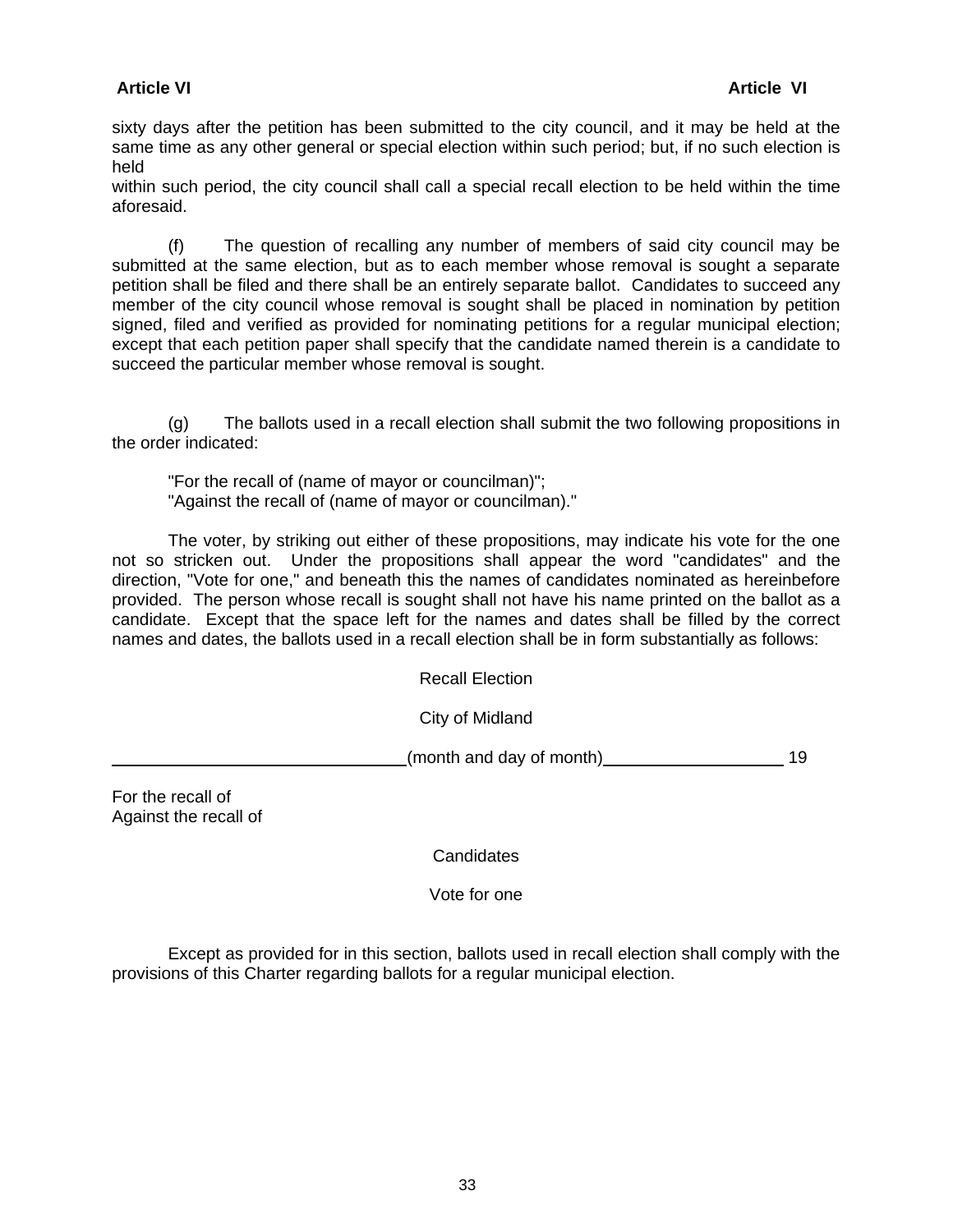sixty days after the petition has been submitted to the city council, and it may be held at the same time as any other general or special election within such period; but, if no such election is held within such period, the city council shall call a special recall election to be held within the time aforesaid.

(f) The question of recalling any number of members of said city council may be submitted at the same election, but as to each member whose removal is sought a separate petition shall be filed and there shall be an entirely separate ballot. Candidates to succeed any member of the city council whose removal is sought shall be placed in nomination by petition signed, filed and verified as provided for nominating petitions for a regular municipal election; except that each petition paper shall specify that the candidate named therein is a candidate to succeed the particular member whose removal is sought.

(g) The ballots used in a recall election shall submit the two following propositions in the order indicated:

"For the recall of (name of mayor or councilman)";
"Against the recall of (name of mayor or councilman)."

The voter, by striking out either of these propositions, may indicate his vote for the one not so stricken out. Under the propositions shall appear the word "candidates" and the direction, "Vote for one," and beneath this the names of candidates nominated as hereinbefore provided. The person whose recall is sought shall not have his name printed on the ballot as a candidate. Except that the space left for the names and dates shall be filled by the correct names and dates, the ballots used in a recall election shall be in form substantially as follows:

Recall Election

City of Midland

\_\_\_\_\_\_\_\_\_\_\_\_\_\_\_\_\_\_\_\_\_\_\_\_\_\_\_\_\_\_(month and day of month)\_\_\_\_\_\_\_\_\_\_\_\_\_\_\_\_\_ 19

For the recall of
Against the recall of

Candidates

Vote for one

Except as provided for in this section, ballots used in recall election shall comply with the provisions of this Charter regarding ballots for a regular municipal election.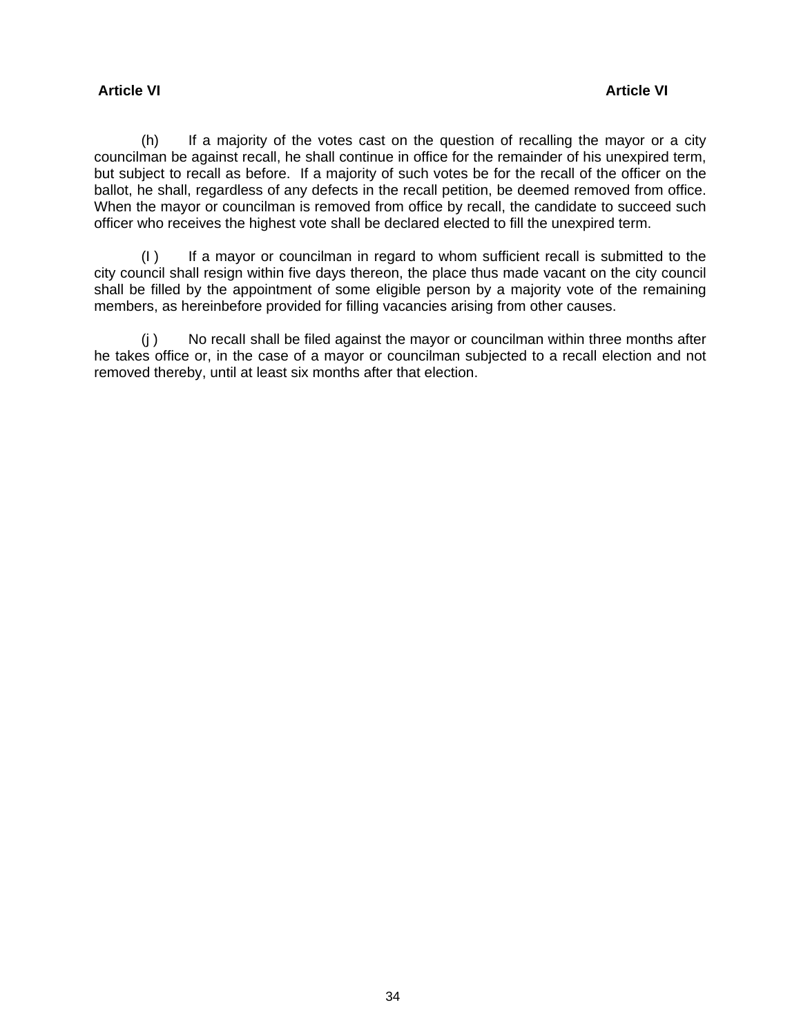(h) If a majority of the votes cast on the question of recalling the mayor or a city councilman be against recall, he shall continue in office for the remainder of his unexpired term, but subject to recall as before. If a majority of such votes be for the recall of the officer on the ballot, he shall, regardless of any defects in the recall petition, be deemed removed from office. When the mayor or councilman is removed from office by recall, the candidate to succeed such officer who receives the highest vote shall be declared elected to fill the unexpired term.

(I ) If a mayor or councilman in regard to whom sufficient recall is submitted to the city council shall resign within five days thereon, the place thus made vacant on the city council shall be filled by the appointment of some eligible person by a majority vote of the remaining members, as hereinbefore provided for filling vacancies arising from other causes.

(j ) No recall shall be filed against the mayor or councilman within three months after he takes office or, in the case of a mayor or councilman subjected to a recall election and not removed thereby, until at least six months after that election.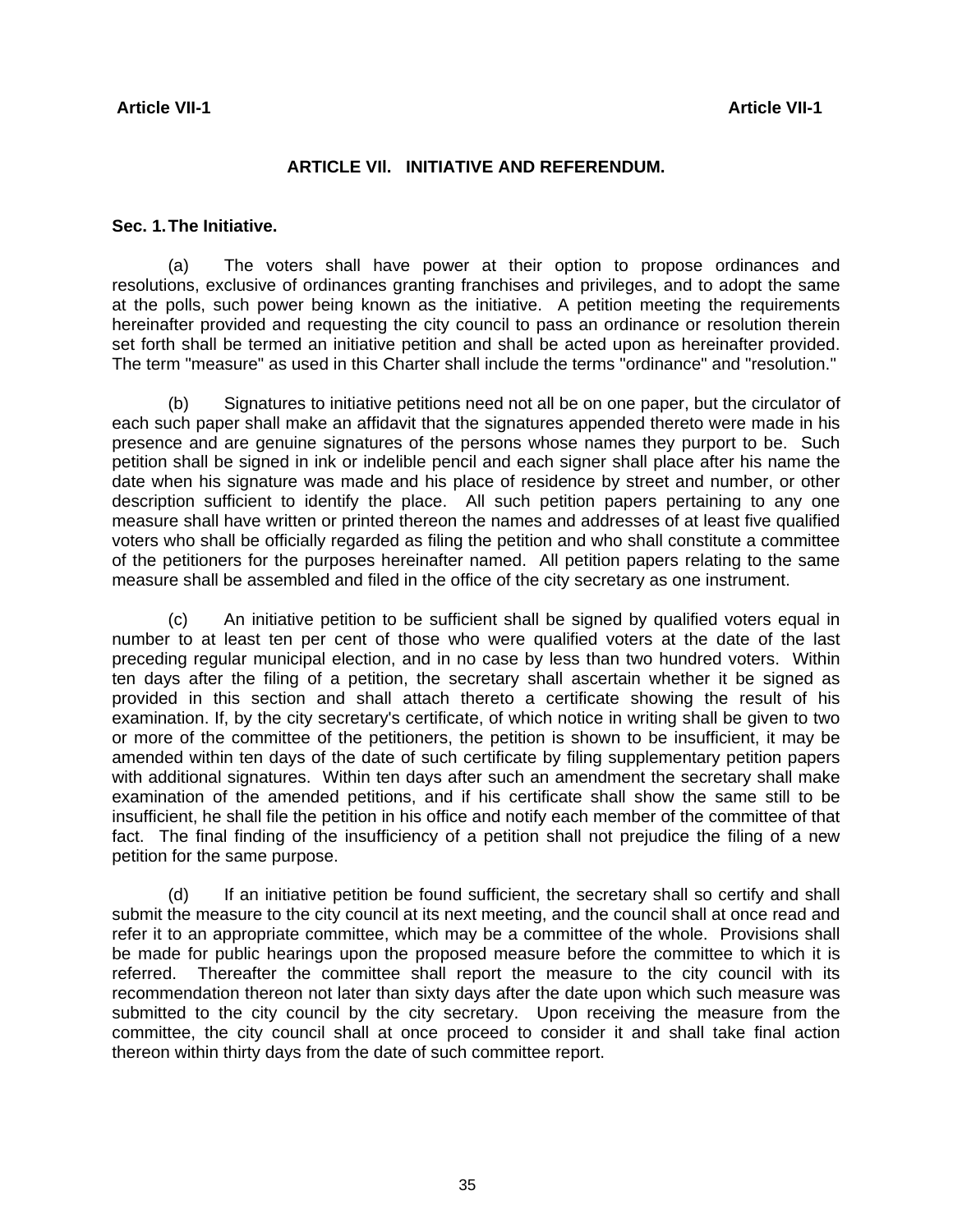# ARTICLE VII. INITIATIVE AND REFERENDUM.

## Sec. 1. The Initiative.

(a) The voters shall have power at their option to propose ordinances and resolutions, exclusive of ordinances granting franchises and privileges, and to adopt the same at the polls, such power being known as the initiative. A petition meeting the requirements hereinafter provided and requesting the city council to pass an ordinance or resolution therein set forth shall be termed an initiative petition and shall be acted upon as hereinafter provided. The term "measure" as used in this Charter shall include the terms "ordinance" and "resolution."

(b) Signatures to initiative petitions need not all be on one paper, but the circulator of each such paper shall make an affidavit that the signatures appended thereto were made in his presence and are genuine signatures of the persons whose names they purport to be. Such petition shall be signed in ink or indelible pencil and each signer shall place after his name the date when his signature was made and his place of residence by street and number, or other description sufficient to identify the place. All such petition papers pertaining to any one measure shall have written or printed thereon the names and addresses of at least five qualified voters who shall be officially regarded as filing the petition and who shall constitute a committee of the petitioners for the purposes hereinafter named. All petition papers relating to the same measure shall be assembled and filed in the office of the city secretary as one instrument.

(c) An initiative petition to be sufficient shall be signed by qualified voters equal in number to at least ten per cent of those who were qualified voters at the date of the last preceding regular municipal election, and in no case by less than two hundred voters. Within ten days after the filing of a petition, the secretary shall ascertain whether it be signed as provided in this section and shall attach thereto a certificate showing the result of his examination. If, by the city secretary's certificate, of which notice in writing shall be given to two or more of the committee of the petitioners, the petition is shown to be insufficient, it may be amended within ten days of the date of such certificate by filing supplementary petition papers with additional signatures. Within ten days after such an amendment the secretary shall make examination of the amended petitions, and if his certificate shall show the same still to be insufficient, he shall file the petition in his office and notify each member of the committee of that fact. The final finding of the insufficiency of a petition shall not prejudice the filing of a new petition for the same purpose.

(d) If an initiative petition be found sufficient, the secretary shall so certify and shall submit the measure to the city council at its next meeting, and the council shall at once read and refer it to an appropriate committee, which may be a committee of the whole. Provisions shall be made for public hearings upon the proposed measure before the committee to which it is referred. Thereafter the committee shall report the measure to the city council with its recommendation thereon not later than sixty days after the date upon which such measure was submitted to the city council by the city secretary. Upon receiving the measure from the committee, the city council shall at once proceed to consider it and shall take final action thereon within thirty days from the date of such committee report.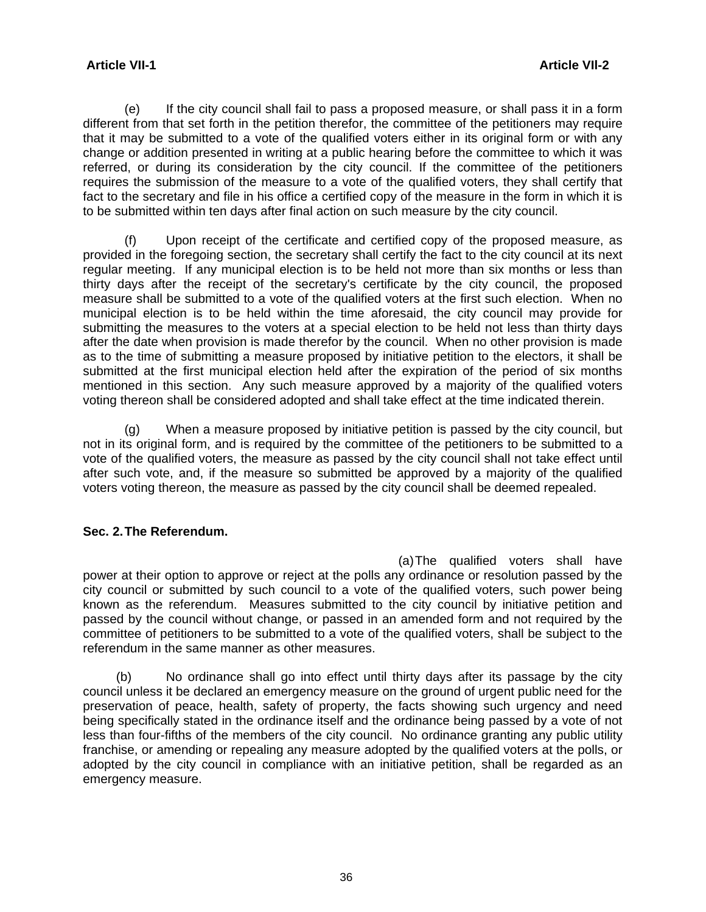(e) If the city council shall fail to pass a proposed measure, or shall pass it in a form different from that set forth in the petition therefor, the committee of the petitioners may require that it may be submitted to a vote of the qualified voters either in its original form or with any change or addition presented in writing at a public hearing before the committee to which it was referred, or during its consideration by the city council. If the committee of the petitioners requires the submission of the measure to a vote of the qualified voters, they shall certify that fact to the secretary and file in his office a certified copy of the measure in the form in which it is to be submitted within ten days after final action on such measure by the city council.

(f) Upon receipt of the certificate and certified copy of the proposed measure, as provided in the foregoing section, the secretary shall certify the fact to the city council at its next regular meeting. If any municipal election is to be held not more than six months or less than thirty days after the receipt of the secretary's certificate by the city council, the proposed measure shall be submitted to a vote of the qualified voters at the first such election. When no municipal election is to be held within the time aforesaid, the city council may provide for submitting the measures to the voters at a special election to be held not less than thirty days after the date when provision is made therefor by the council. When no other provision is made as to the time of submitting a measure proposed by initiative petition to the electors, it shall be submitted at the first municipal election held after the expiration of the period of six months mentioned in this section. Any such measure approved by a majority of the qualified voters voting thereon shall be considered adopted and shall take effect at the time indicated therein.

(g) When a measure proposed by initiative petition is passed by the city council, but not in its original form, and is required by the committee of the petitioners to be submitted to a vote of the qualified voters, the measure as passed by the city council shall not take effect until after such vote, and, if the measure so submitted be approved by a majority of the qualified voters voting thereon, the measure as passed by the city council shall be deemed repealed.

**Sec. 2. The Referendum.**

(a) The qualified voters shall have power at their option to approve or reject at the polls any ordinance or resolution passed by the city council or submitted by such council to a vote of the qualified voters, such power being known as the referendum. Measures submitted to the city council by initiative petition and passed by the council without change, or passed in an amended form and not required by the committee of petitioners to be submitted to a vote of the qualified voters, shall be subject to the referendum in the same manner as other measures.

(b) No ordinance shall go into effect until thirty days after its passage by the city council unless it be declared an emergency measure on the ground of urgent public need for the preservation of peace, health, safety of property, the facts showing such urgency and need being specifically stated in the ordinance itself and the ordinance being passed by a vote of not less than four-fifths of the members of the city council. No ordinance granting any public utility franchise, or amending or repealing any measure adopted by the qualified voters at the polls, or adopted by the city council in compliance with an initiative petition, shall be regarded as an emergency measure.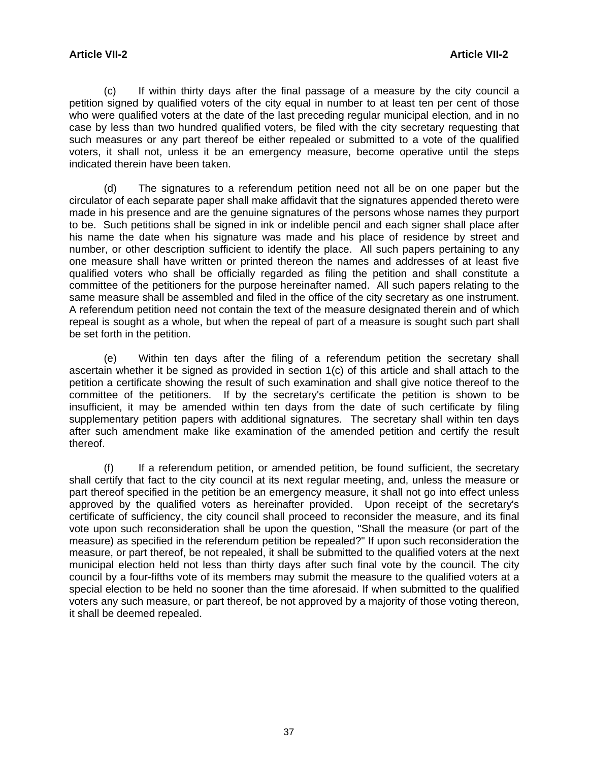(c) If within thirty days after the final passage of a measure by the city council a petition signed by qualified voters of the city equal in number to at least ten per cent of those who were qualified voters at the date of the last preceding regular municipal election, and in no case by less than two hundred qualified voters, be filed with the city secretary requesting that such measures or any part thereof be either repealed or submitted to a vote of the qualified voters, it shall not, unless it be an emergency measure, become operative until the steps indicated therein have been taken.

(d) The signatures to a referendum petition need not all be on one paper but the circulator of each separate paper shall make affidavit that the signatures appended thereto were made in his presence and are the genuine signatures of the persons whose names they purport to be. Such petitions shall be signed in ink or indelible pencil and each signer shall place after his name the date when his signature was made and his place of residence by street and number, or other description sufficient to identify the place. All such papers pertaining to any one measure shall have written or printed thereon the names and addresses of at least five qualified voters who shall be officially regarded as filing the petition and shall constitute a committee of the petitioners for the purpose hereinafter named. All such papers relating to the same measure shall be assembled and filed in the office of the city secretary as one instrument. A referendum petition need not contain the text of the measure designated therein and of which repeal is sought as a whole, but when the repeal of part of a measure is sought such part shall be set forth in the petition.

(e) Within ten days after the filing of a referendum petition the secretary shall ascertain whether it be signed as provided in section 1(c) of this article and shall attach to the petition a certificate showing the result of such examination and shall give notice thereof to the committee of the petitioners. If by the secretary's certificate the petition is shown to be insufficient, it may be amended within ten days from the date of such certificate by filing supplementary petition papers with additional signatures. The secretary shall within ten days after such amendment make like examination of the amended petition and certify the result thereof.

(f) If a referendum petition, or amended petition, be found sufficient, the secretary shall certify that fact to the city council at its next regular meeting, and, unless the measure or part thereof specified in the petition be an emergency measure, it shall not go into effect unless approved by the qualified voters as hereinafter provided. Upon receipt of the secretary's certificate of sufficiency, the city council shall proceed to reconsider the measure, and its final vote upon such reconsideration shall be upon the question, "Shall the measure (or part of the measure) as specified in the referendum petition be repealed?" If upon such reconsideration the measure, or part thereof, be not repealed, it shall be submitted to the qualified voters at the next municipal election held not less than thirty days after such final vote by the council. The city council by a four-fifths vote of its members may submit the measure to the qualified voters at a special election to be held no sooner than the time aforesaid. If when submitted to the qualified voters any such measure, or part thereof, be not approved by a majority of those voting thereon, it shall be deemed repealed.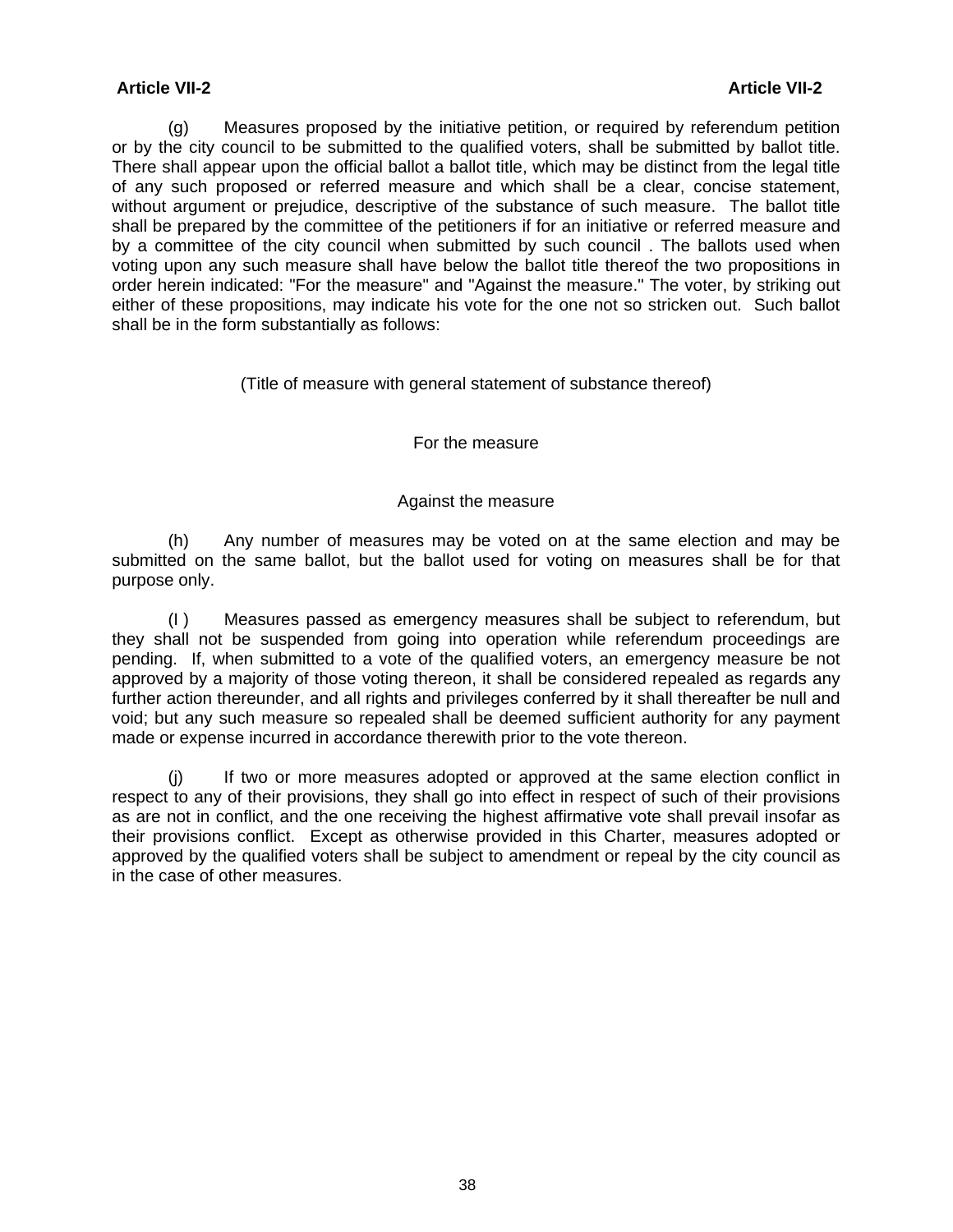(g) Measures proposed by the initiative petition, or required by referendum petition or by the city council to be submitted to the qualified voters, shall be submitted by ballot title. There shall appear upon the official ballot a ballot title, which may be distinct from the legal title of any such proposed or referred measure and which shall be a clear, concise statement, without argument or prejudice, descriptive of the substance of such measure. The ballot title shall be prepared by the committee of the petitioners if for an initiative or referred measure and by a committee of the city council when submitted by such council . The ballots used when voting upon any such measure shall have below the ballot title thereof the two propositions in order herein indicated: "For the measure" and "Against the measure." The voter, by striking out either of these propositions, may indicate his vote for the one not so stricken out. Such ballot shall be in the form substantially as follows:

(Title of measure with general statement of substance thereof)

For the measure

Against the measure

(h) Any number of measures may be voted on at the same election and may be submitted on the same ballot, but the ballot used for voting on measures shall be for that purpose only.

(I ) Measures passed as emergency measures shall be subject to referendum, but they shall not be suspended from going into operation while referendum proceedings are pending. If, when submitted to a vote of the qualified voters, an emergency measure be not approved by a majority of those voting thereon, it shall be considered repealed as regards any further action thereunder, and all rights and privileges conferred by it shall thereafter be null and void; but any such measure so repealed shall be deemed sufficient authority for any payment made or expense incurred in accordance therewith prior to the vote thereon.

(j) If two or more measures adopted or approved at the same election conflict in respect to any of their provisions, they shall go into effect in respect of such of their provisions as are not in conflict, and the one receiving the highest affirmative vote shall prevail insofar as their provisions conflict. Except as otherwise provided in this Charter, measures adopted or approved by the qualified voters shall be subject to amendment or repeal by the city council as in the case of other measures.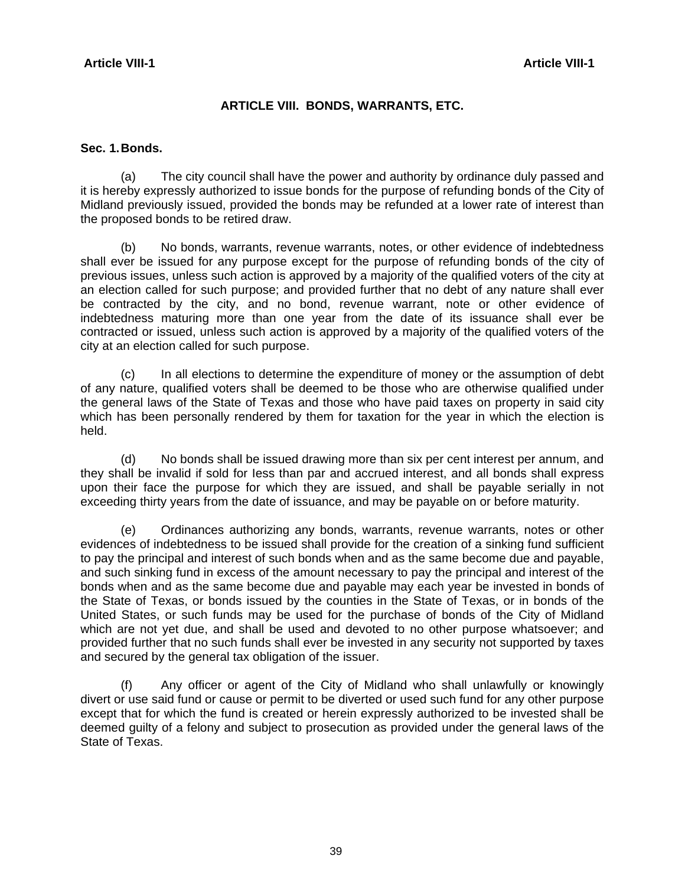## ARTICLE VIII. BONDS, WARRANTS, ETC.

### Sec. 1. Bonds.

(a) The city council shall have the power and authority by ordinance duly passed and it is hereby expressly authorized to issue bonds for the purpose of refunding bonds of the City of Midland previously issued, provided the bonds may be refunded at a lower rate of interest than the proposed bonds to be retired draw.

(b) No bonds, warrants, revenue warrants, notes, or other evidence of indebtedness shall ever be issued for any purpose except for the purpose of refunding bonds of the city of previous issues, unless such action is approved by a majority of the qualified voters of the city at an election called for such purpose; and provided further that no debt of any nature shall ever be contracted by the city, and no bond, revenue warrant, note or other evidence of indebtedness maturing more than one year from the date of its issuance shall ever be contracted or issued, unless such action is approved by a majority of the qualified voters of the city at an election called for such purpose.

(c) In all elections to determine the expenditure of money or the assumption of debt of any nature, qualified voters shall be deemed to be those who are otherwise qualified under the general laws of the State of Texas and those who have paid taxes on property in said city which has been personally rendered by them for taxation for the year in which the election is held.

(d) No bonds shall be issued drawing more than six per cent interest per annum, and they shall be invalid if sold for less than par and accrued interest, and all bonds shall express upon their face the purpose for which they are issued, and shall be payable serially in not exceeding thirty years from the date of issuance, and may be payable on or before maturity.

(e) Ordinances authorizing any bonds, warrants, revenue warrants, notes or other evidences of indebtedness to be issued shall provide for the creation of a sinking fund sufficient to pay the principal and interest of such bonds when and as the same become due and payable, and such sinking fund in excess of the amount necessary to pay the principal and interest of the bonds when and as the same become due and payable may each year be invested in bonds of the State of Texas, or bonds issued by the counties in the State of Texas, or in bonds of the United States, or such funds may be used for the purchase of bonds of the City of Midland which are not yet due, and shall be used and devoted to no other purpose whatsoever; and provided further that no such funds shall ever be invested in any security not supported by taxes and secured by the general tax obligation of the issuer.

(f) Any officer or agent of the City of Midland who shall unlawfully or knowingly divert or use said fund or cause or permit to be diverted or used such fund for any other purpose except that for which the fund is created or herein expressly authorized to be invested shall be deemed guilty of a felony and subject to prosecution as provided under the general laws of the State of Texas.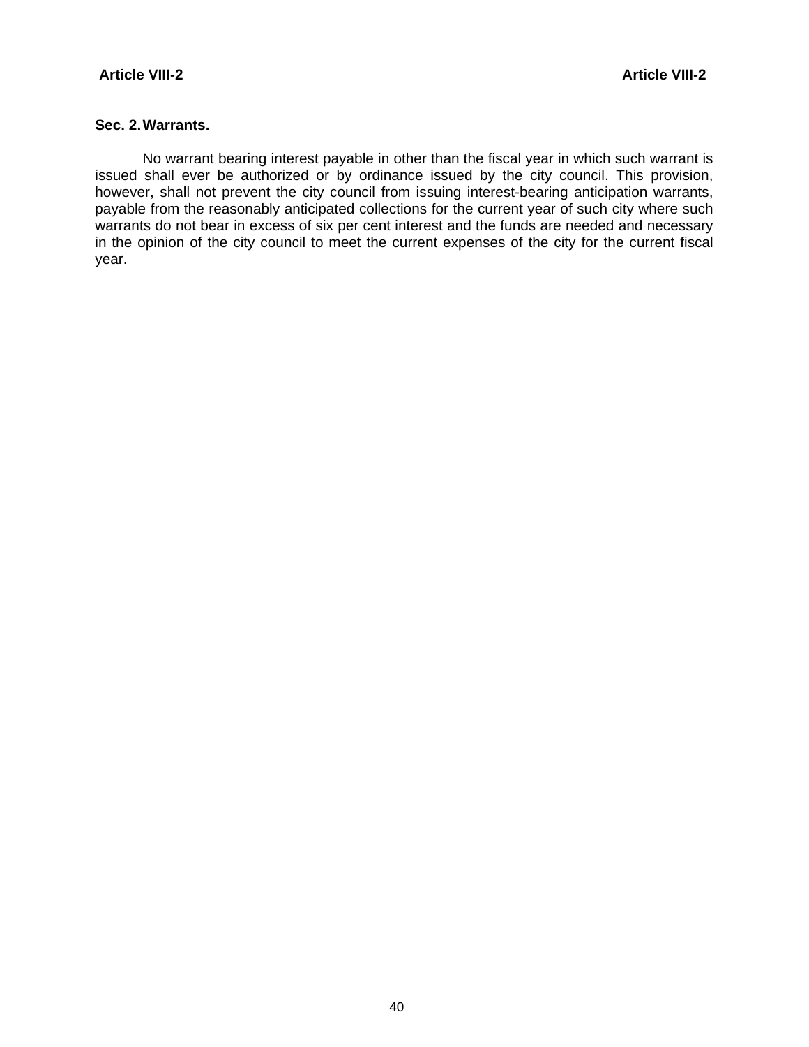**Sec. 2. Warrants.**

No warrant bearing interest payable in other than the fiscal year in which such warrant is issued shall ever be authorized or by ordinance issued by the city council. This provision, however, shall not prevent the city council from issuing interest-bearing anticipation warrants, payable from the reasonably anticipated collections for the current year of such city where such warrants do not bear in excess of six per cent interest and the funds are needed and necessary in the opinion of the city council to meet the current expenses of the city for the current fiscal year.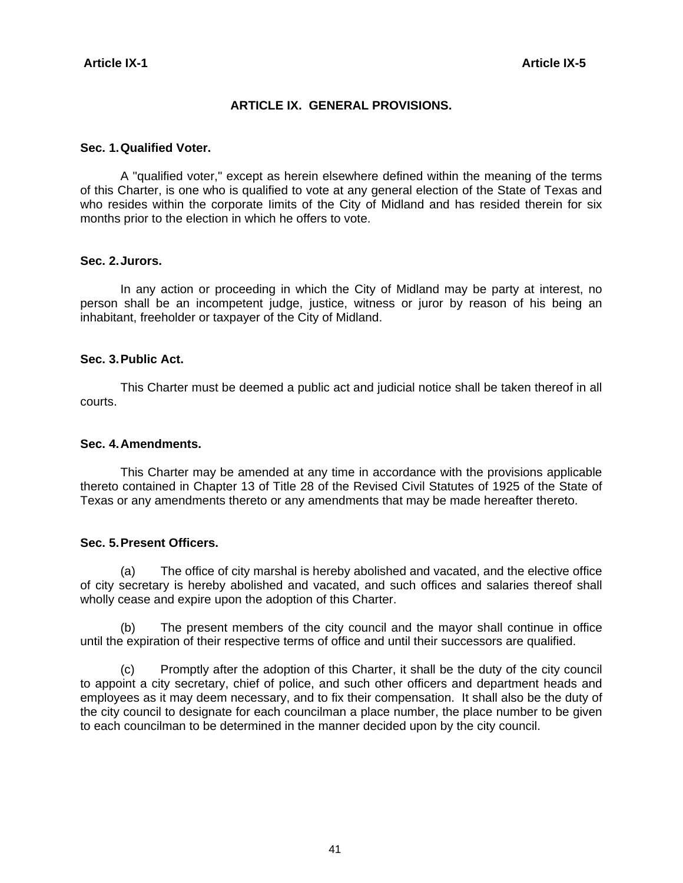# ARTICLE IX. GENERAL PROVISIONS.

**Sec. 1. Qualified Voter.**

A "qualified voter," except as herein elsewhere defined within the meaning of the terms of this Charter, is one who is qualified to vote at any general election of the State of Texas and who resides within the corporate limits of the City of Midland and has resided therein for six months prior to the election in which he offers to vote.

**Sec. 2. Jurors.**

In any action or proceeding in which the City of Midland may be party at interest, no person shall be an incompetent judge, justice, witness or juror by reason of his being an inhabitant, freeholder or taxpayer of the City of Midland.

**Sec. 3. Public Act.**

This Charter must be deemed a public act and judicial notice shall be taken thereof in all courts.

**Sec. 4. Amendments.**

This Charter may be amended at any time in accordance with the provisions applicable thereto contained in Chapter 13 of Title 28 of the Revised Civil Statutes of 1925 of the State of Texas or any amendments thereto or any amendments that may be made hereafter thereto.

**Sec. 5. Present Officers.**

(a) The office of city marshal is hereby abolished and vacated, and the elective office of city secretary is hereby abolished and vacated, and such offices and salaries thereof shall wholly cease and expire upon the adoption of this Charter.

(b) The present members of the city council and the mayor shall continue in office until the expiration of their respective terms of office and until their successors are qualified.

(c) Promptly after the adoption of this Charter, it shall be the duty of the city council to appoint a city secretary, chief of police, and such other officers and department heads and employees as it may deem necessary, and to fix their compensation. It shall also be the duty of the city council to designate for each councilman a place number, the place number to be given to each councilman to be determined in the manner decided upon by the city council.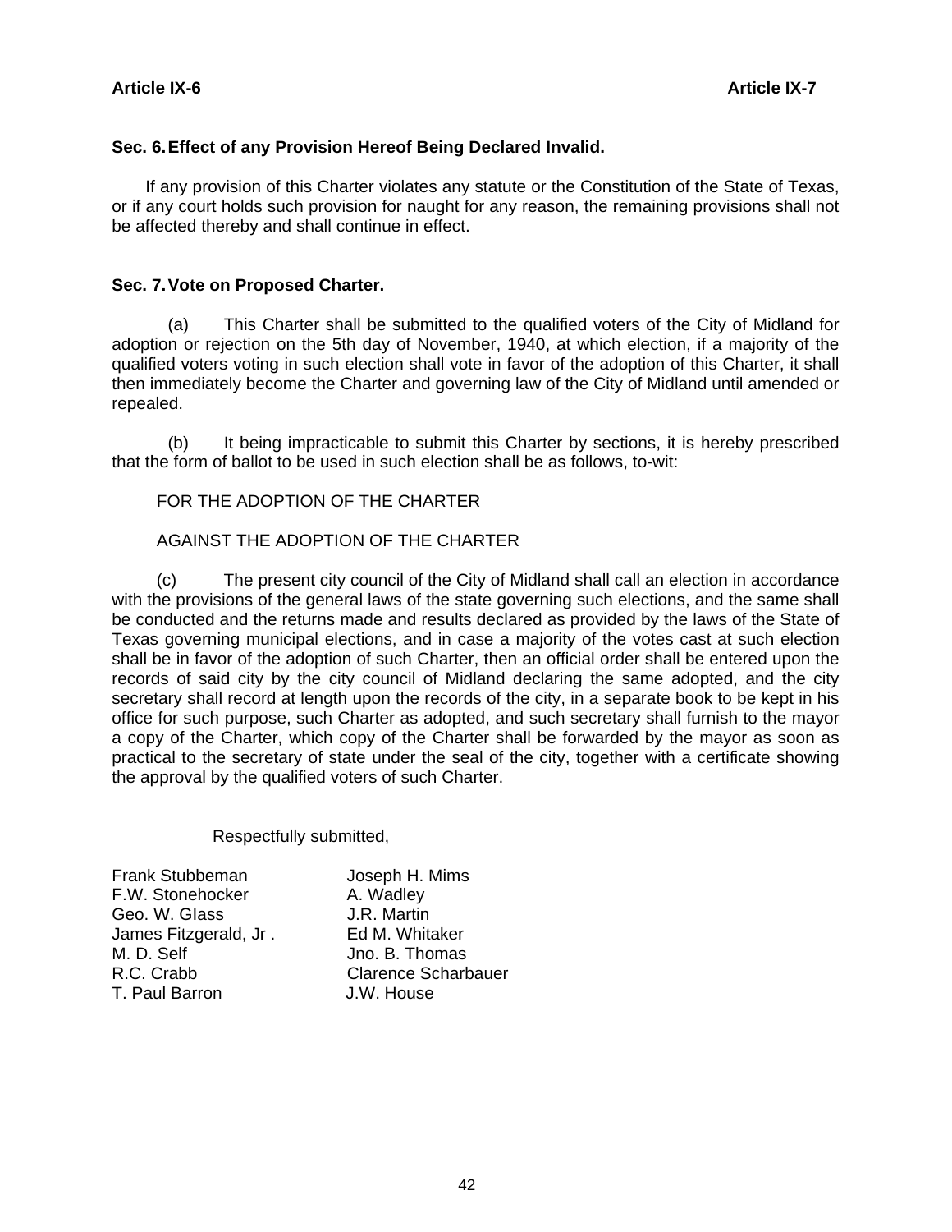**Article IX-6** **Article IX-7**

### Sec. 6. Effect of any Provision Hereof Being Declared Invalid.

If any provision of this Charter violates any statute or the Constitution of the State of Texas, or if any court holds such provision for naught for any reason, the remaining provisions shall not be affected thereby and shall continue in effect.

### Sec. 7. Vote on Proposed Charter.

(a) This Charter shall be submitted to the qualified voters of the City of Midland for adoption or rejection on the 5th day of November, 1940, at which election, if a majority of the qualified voters voting in such election shall vote in favor of the adoption of this Charter, it shall then immediately become the Charter and governing law of the City of Midland until amended or repealed.

(b) It being impracticable to submit this Charter by sections, it is hereby prescribed that the form of ballot to be used in such election shall be as follows, to-wit:

FOR THE ADOPTION OF THE CHARTER

AGAINST THE ADOPTION OF THE CHARTER

(c) The present city council of the City of Midland shall call an election in accordance with the provisions of the general laws of the state governing such elections, and the same shall be conducted and the returns made and results declared as provided by the laws of the State of Texas governing municipal elections, and in case a majority of the votes cast at such election shall be in favor of the adoption of such Charter, then an official order shall be entered upon the records of said city by the city council of Midland declaring the same adopted, and the city secretary shall record at length upon the records of the city, in a separate book to be kept in his office for such purpose, such Charter as adopted, and such secretary shall furnish to the mayor a copy of the Charter, which copy of the Charter shall be forwarded by the mayor as soon as practical to the secretary of state under the seal of the city, together with a certificate showing the approval by the qualified voters of such Charter.

Respectfully submitted,

Frank Stubbeman
F.W. Stonehocker
Geo. W. Glass
James Fitzgerald, Jr .
M. D. Self
R.C. Crabb
T. Paul Barron

Joseph H. Mims
A. Wadley
J.R. Martin
Ed M. Whitaker
Jno. B. Thomas
Clarence Scharbauer
J.W. House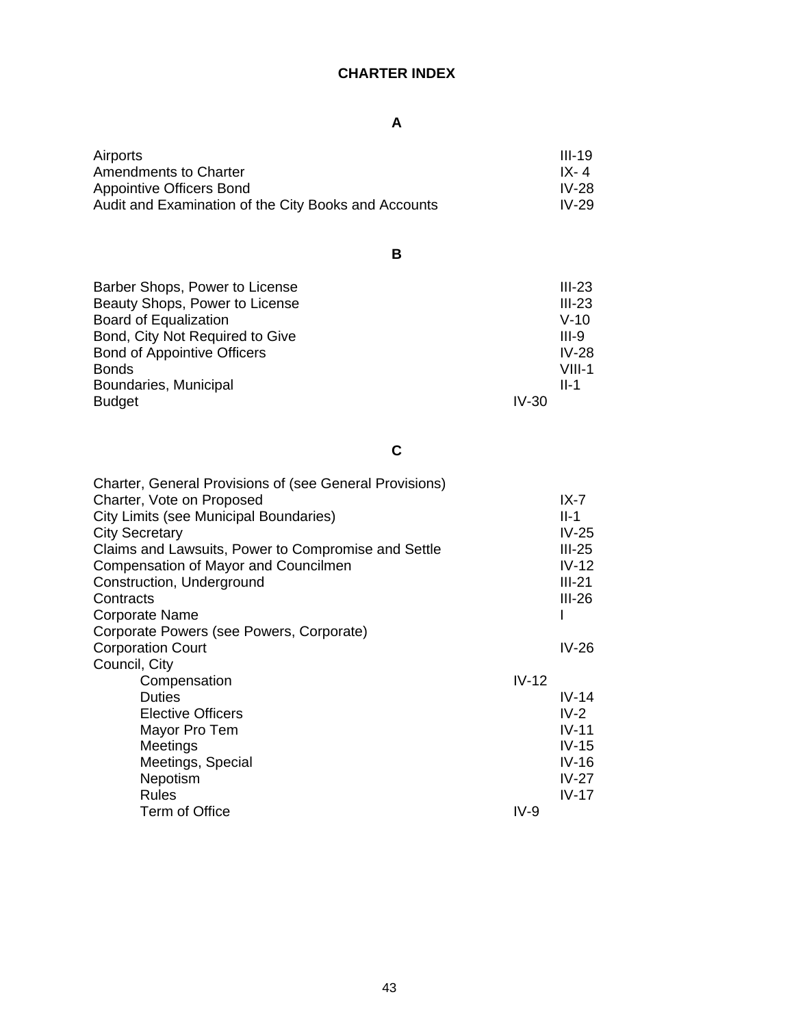# CHARTER INDEX

## A

| | |
|---|---|
| Airports | III-19 |
| Amendments to Charter | IX- 4 |
| Appointive Officers Bond | IV-28 |
| Audit and Examination of the City Books and Accounts | IV-29 |

## B

| | |
|---|---|
| Barber Shops, Power to License | III-23 |
| Beauty Shops, Power to License | III-23 |
| Board of Equalization | V-10 |
| Bond, City Not Required to Give | III-9 |
| Bond of Appointive Officers | IV-28 |
| Bonds | VIII-1 |
| Boundaries, Municipal | II-1 |
| Budget | IV-30 |

## C

| | |
|---|---|
| Charter, General Provisions of (see General Provisions) | |
| Charter, Vote on Proposed | IX-7 |
| City Limits (see Municipal Boundaries) | II-1 |
| City Secretary | IV-25 |
| Claims and Lawsuits, Power to Compromise and Settle | III-25 |
| Compensation of Mayor and Councilmen | IV-12 |
| Construction, Underground | III-21 |
| Contracts | III-26 |
| Corporate Name | I |
| Corporate Powers (see Powers, Corporate) | |
| Corporation Court | IV-26 |
| Council, City | |
| Compensation | IV-12 |
| Duties | IV-14 |
| Elective Officers | IV-2 |
| Mayor Pro Tem | IV-11 |
| Meetings | IV-15 |
| Meetings, Special | IV-16 |
| Nepotism | IV-27 |
| Rules | IV-17 |
| Term of Office | IV-9 |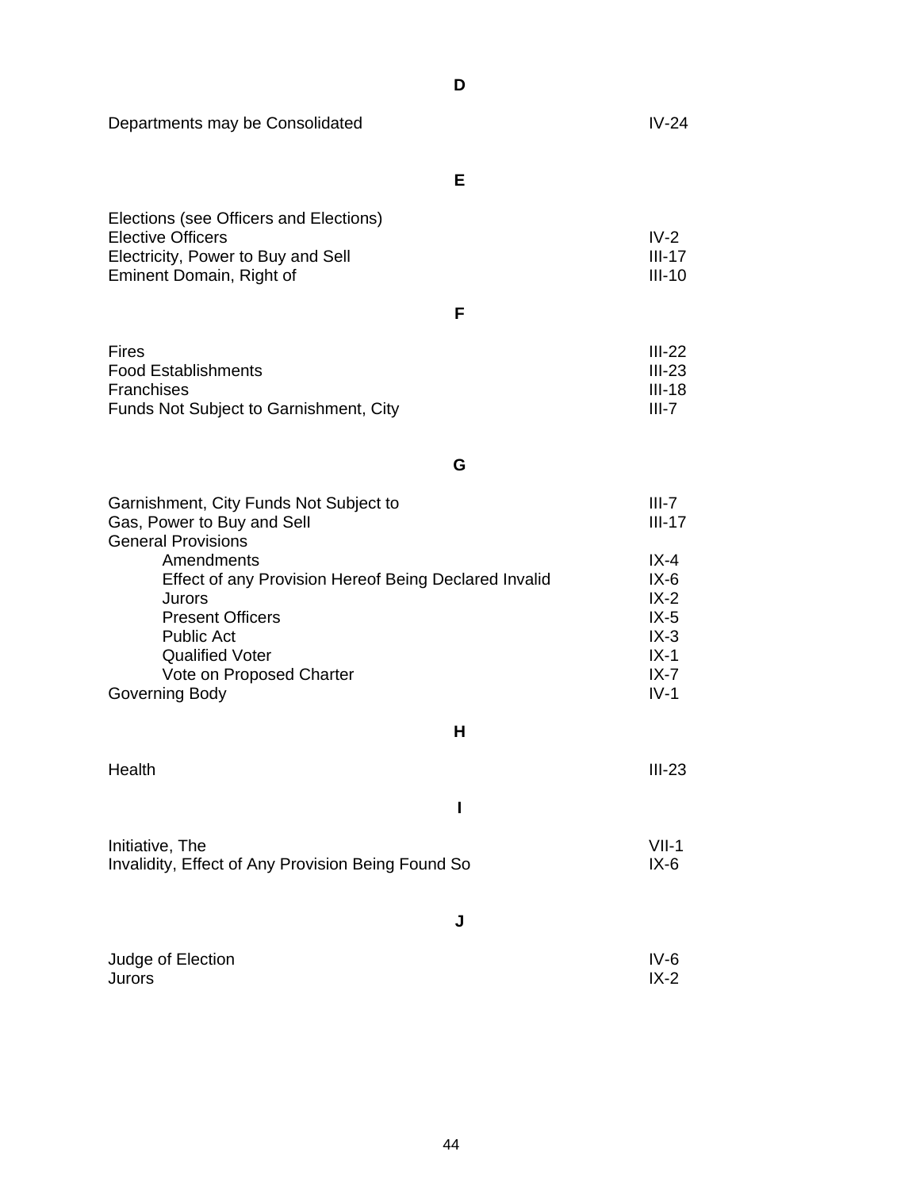## D

| | |
|---|---|
| Departments may be Consolidated | IV-24 |

## E

| | |
|---|---|
| Elections (see Officers and Elections) | |
| Elective Officers | IV-2 |
| Electricity, Power to Buy and Sell | III-17 |
| Eminent Domain, Right of | III-10 |

## F

| | |
|---|---|
| Fires | III-22 |
| Food Establishments | III-23 |
| Franchises | III-18 |
| Funds Not Subject to Garnishment, City | III-7 |

## G

| | |
|---|---|
| Garnishment, City Funds Not Subject to | III-7 |
| Gas, Power to Buy and Sell | III-17 |
| General Provisions | |
| Amendments | IX-4 |
| Effect of any Provision Hereof Being Declared Invalid | IX-6 |
| Jurors | IX-2 |
| Present Officers | IX-5 |
| Public Act | IX-3 |
| Qualified Voter | IX-1 |
| Vote on Proposed Charter | IX-7 |
| Governing Body | IV-1 |

## H

| | |
|---|---|
| Health | III-23 |

## I

| | |
|---|---|
| Initiative, The | VII-1 |
| Invalidity, Effect of Any Provision Being Found So | IX-6 |

## J

| | |
|---|---|
| Judge of Election | IV-6 |
| Jurors | IX-2 |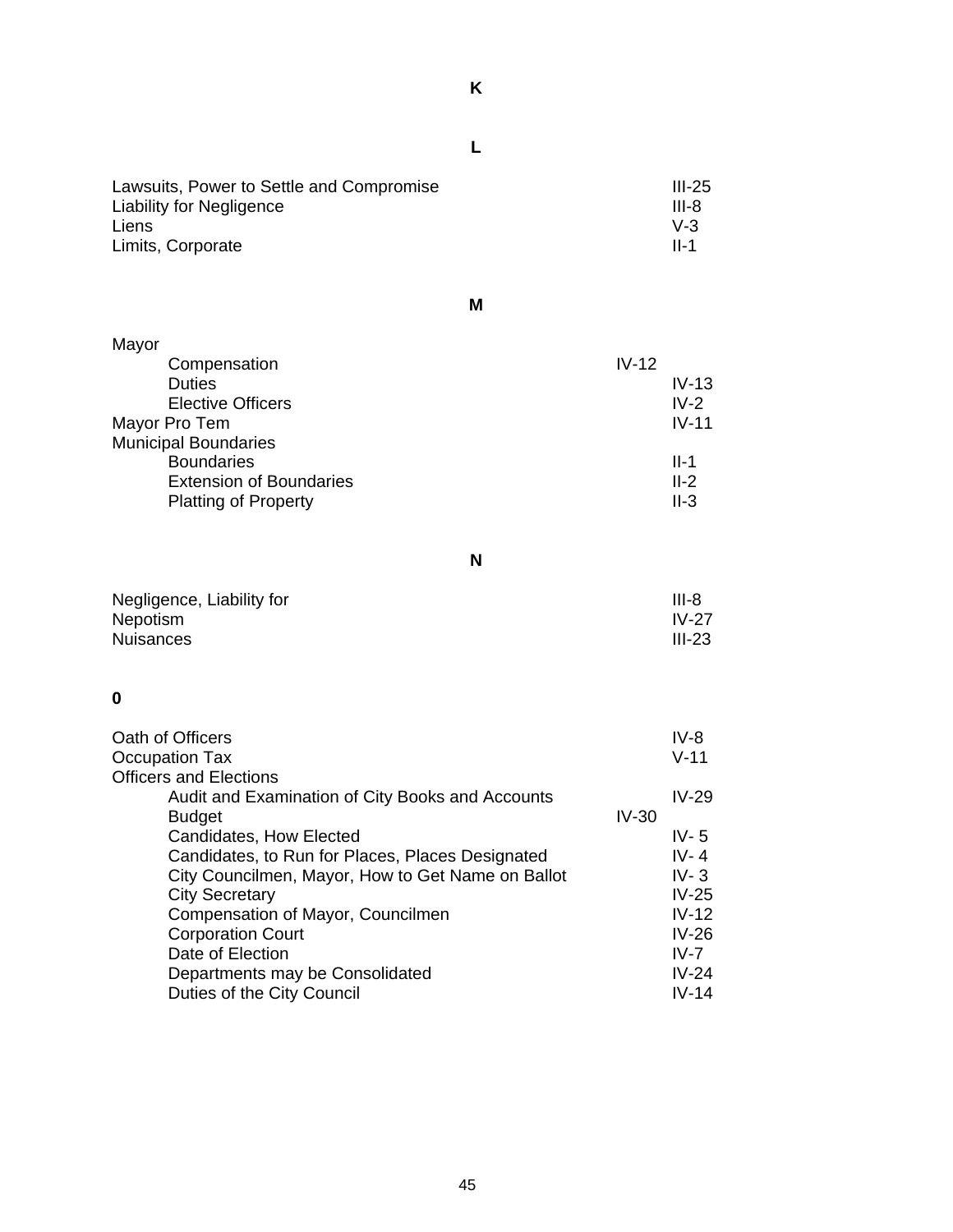**K**

**L**

| | |
|---|---|
| Lawsuits, Power to Settle and Compromise | III-25 |
| Liability for Negligence | III-8 |
| Liens | V-3 |
| Limits, Corporate | II-1 |

**M**

| | |
|---|---|
| Mayor | |
| Compensation | IV-12 |
| Duties | IV-13 |
| Elective Officers | IV-2 |
| Mayor Pro Tem | IV-11 |
| Municipal Boundaries | |
| Boundaries | II-1 |
| Extension of Boundaries | II-2 |
| Platting of Property | II-3 |

**N**

| | |
|---|---|
| Negligence, Liability for | III-8 |
| Nepotism | IV-27 |
| Nuisances | III-23 |

**0**

| | |
|---|---|
| Oath of Officers | IV-8 |
| Occupation Tax | V-11 |
| Officers and Elections | |
| Audit and Examination of City Books and Accounts | IV-29 |
| Budget | IV-30 |
| Candidates, How Elected | IV- 5 |
| Candidates, to Run for Places, Places Designated | IV- 4 |
| City Councilmen, Mayor, How to Get Name on Ballot | IV- 3 |
| City Secretary | IV-25 |
| Compensation of Mayor, Councilmen | IV-12 |
| Corporation Court | IV-26 |
| Date of Election | IV-7 |
| Departments may be Consolidated | IV-24 |
| Duties of the City Council | IV-14 |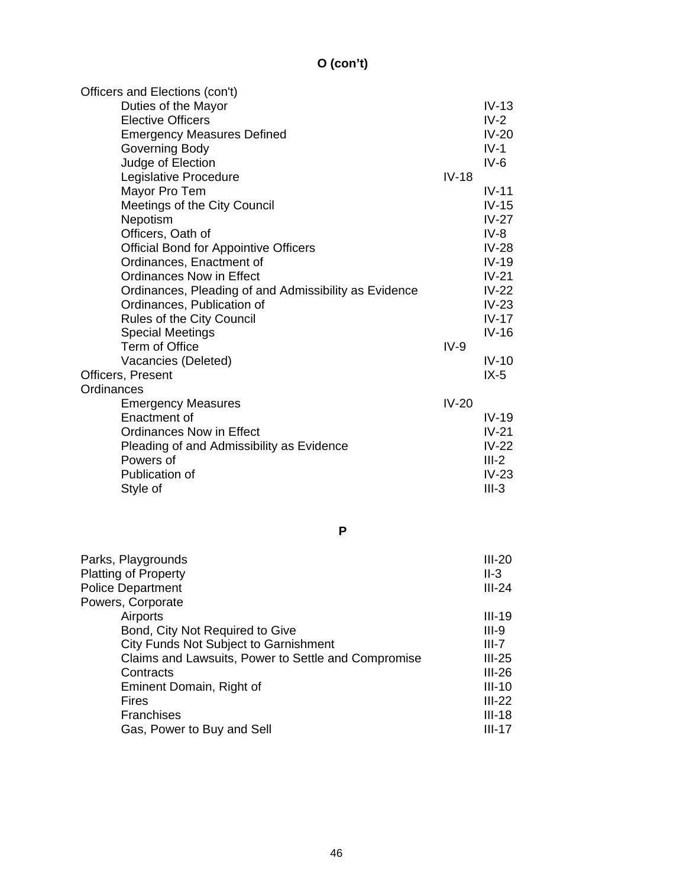## O (con't)

Officers and Elections (con't)
- Duties of the Mayor IV-13
- Elective Officers IV-2
- Emergency Measures Defined IV-20
- Governing Body IV-1
- Judge of Election IV-6
- Legislative Procedure IV-18
- Mayor Pro Tem IV-11
- Meetings of the City Council IV-15
- Nepotism IV-27
- Officers, Oath of IV-8
- Official Bond for Appointive Officers IV-28
- Ordinances, Enactment of IV-19
- Ordinances Now in Effect IV-21
- Ordinances, Pleading of and Admissibility as Evidence IV-22
- Ordinances, Publication of IV-23
- Rules of the City Council IV-17
- Special Meetings IV-16
- Term of Office IV-9
- Vacancies (Deleted) IV-10

Officers, Present IX-5

Ordinances
- Emergency Measures IV-20
- Enactment of IV-19
- Ordinances Now in Effect IV-21
- Pleading of and Admissibility as Evidence IV-22
- Powers of III-2
- Publication of IV-23
- Style of III-3

## P

Parks, Playgrounds III-20

Platting of Property II-3

Police Department III-24

Powers, Corporate
- Airports III-19
- Bond, City Not Required to Give III-9
- City Funds Not Subject to Garnishment III-7
- Claims and Lawsuits, Power to Settle and Compromise III-25
- Contracts III-26
- Eminent Domain, Right of III-10
- Fires III-22
- Franchises III-18
- Gas, Power to Buy and Sell III-17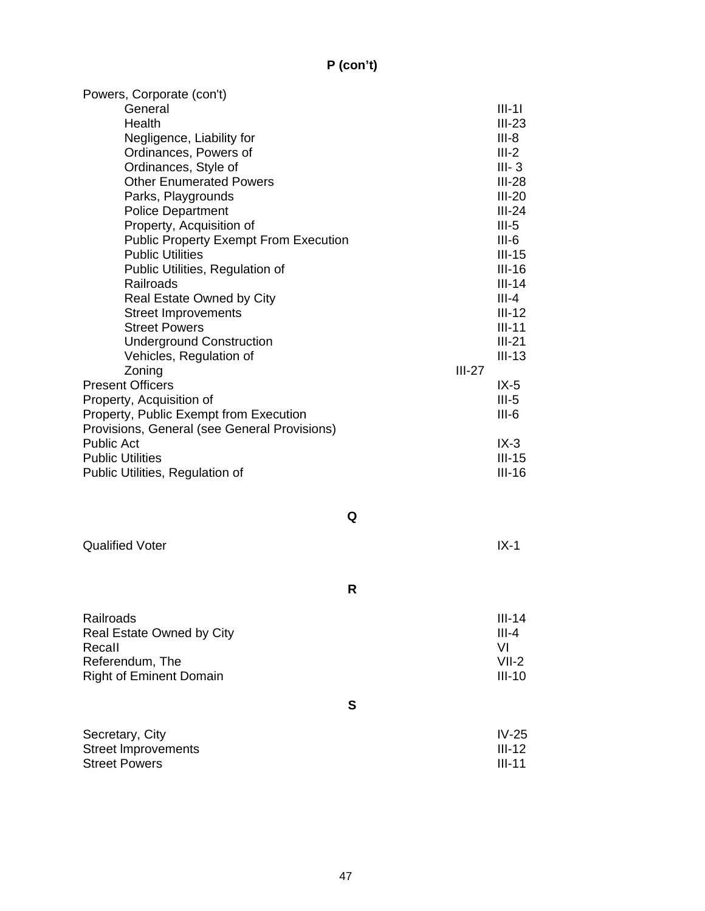**P (con't)**

| | |
|---|---|
| Powers, Corporate (con't) | |
| General | III-1l |
| Health | III-23 |
| Negligence, Liability for | III-8 |
| Ordinances, Powers of | III-2 |
| Ordinances, Style of | III- 3 |
| Other Enumerated Powers | III-28 |
| Parks, Playgrounds | III-20 |
| Police Department | III-24 |
| Property, Acquisition of | III-5 |
| Public Property Exempt From Execution | III-6 |
| Public Utilities | III-15 |
| Public Utilities, Regulation of | III-16 |
| Railroads | III-14 |
| Real Estate Owned by City | III-4 |
| Street Improvements | III-12 |
| Street Powers | III-11 |
| Underground Construction | III-21 |
| Vehicles, Regulation of | III-13 |
| Zoning | III-27 |
| Present Officers | IX-5 |
| Property, Acquisition of | III-5 |
| Property, Public Exempt from Execution | III-6 |
| Provisions, General (see General Provisions) | |
| Public Act | IX-3 |
| Public Utilities | III-15 |
| Public Utilities, Regulation of | III-16 |

**Q**

| | |
|---|---|
| Qualified Voter | IX-1 |

**R**

| | |
|---|---|
| Railroads | III-14 |
| Real Estate Owned by City | III-4 |
| Recall | VI |
| Referendum, The | VII-2 |
| Right of Eminent Domain | III-10 |

**S**

| | |
|---|---|
| Secretary, City | IV-25 |
| Street lmprovements | III-12 |
| Street Powers | III-11 |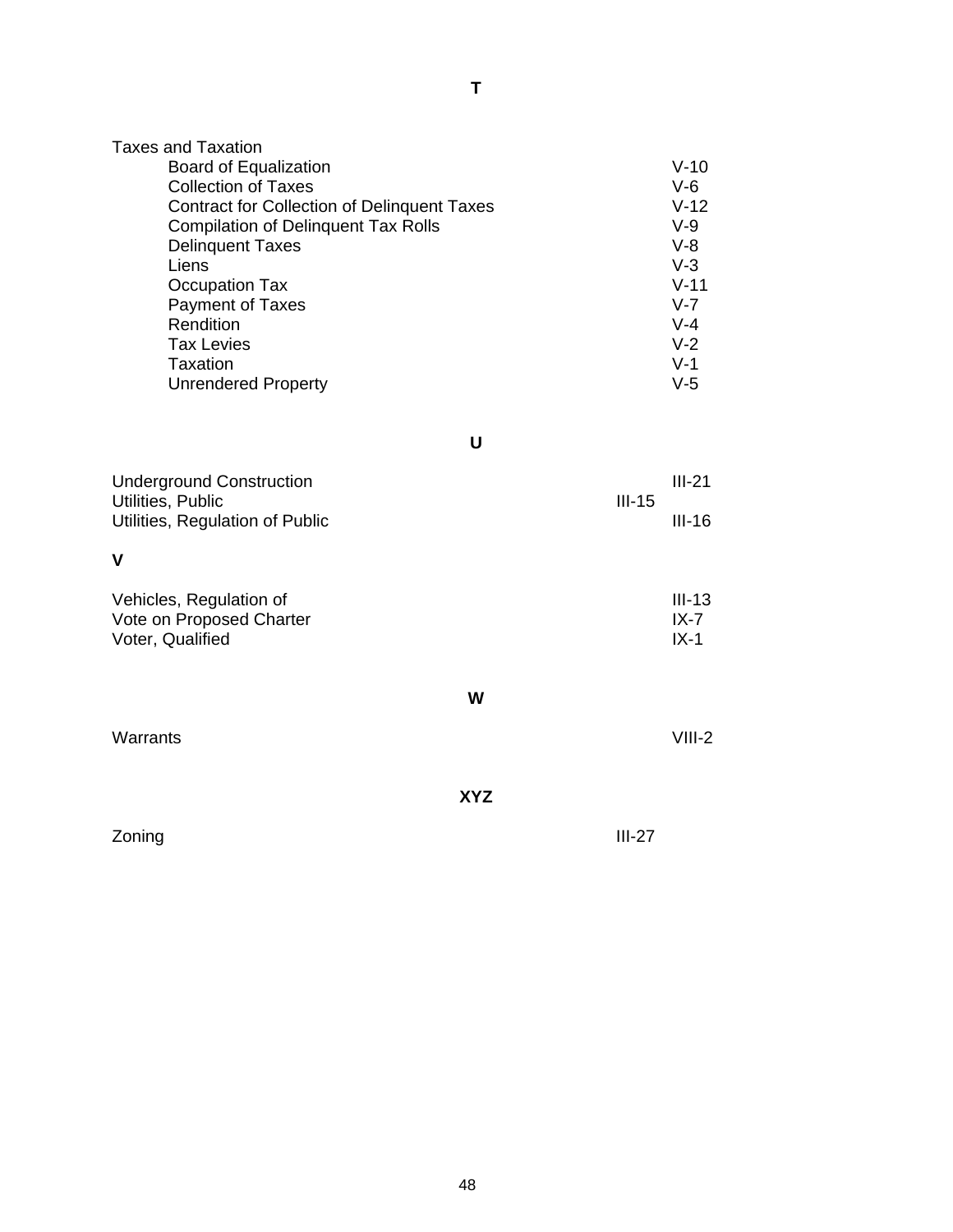**T**

| | |
|---|---|
| Taxes and Taxation | |
| Board of Equalization | V-10 |
| Collection of Taxes | V-6 |
| Contract for Collection of Delinquent Taxes | V-12 |
| Compilation of Delinquent Tax Rolls | V-9 |
| Delinquent Taxes | V-8 |
| Liens | V-3 |
| Occupation Tax | V-11 |
| Payment of Taxes | V-7 |
| Rendition | V-4 |
| Tax Levies | V-2 |
| Taxation | V-1 |
| Unrendered Property | V-5 |

**U**

| | |
|---|---|
| Underground Construction | III-21 |
| Utilities, Public | III-15 |
| Utilities, Regulation of Public | III-16 |

**V**

| | |
|---|---|
| Vehicles, Regulation of | III-13 |
| Vote on Proposed Charter | IX-7 |
| Voter, Qualified | IX-1 |

**W**

| | |
|---|---|
| Warrants | VIII-2 |

**XYZ**

| | |
|---|---|
| Zoning | III-27 |